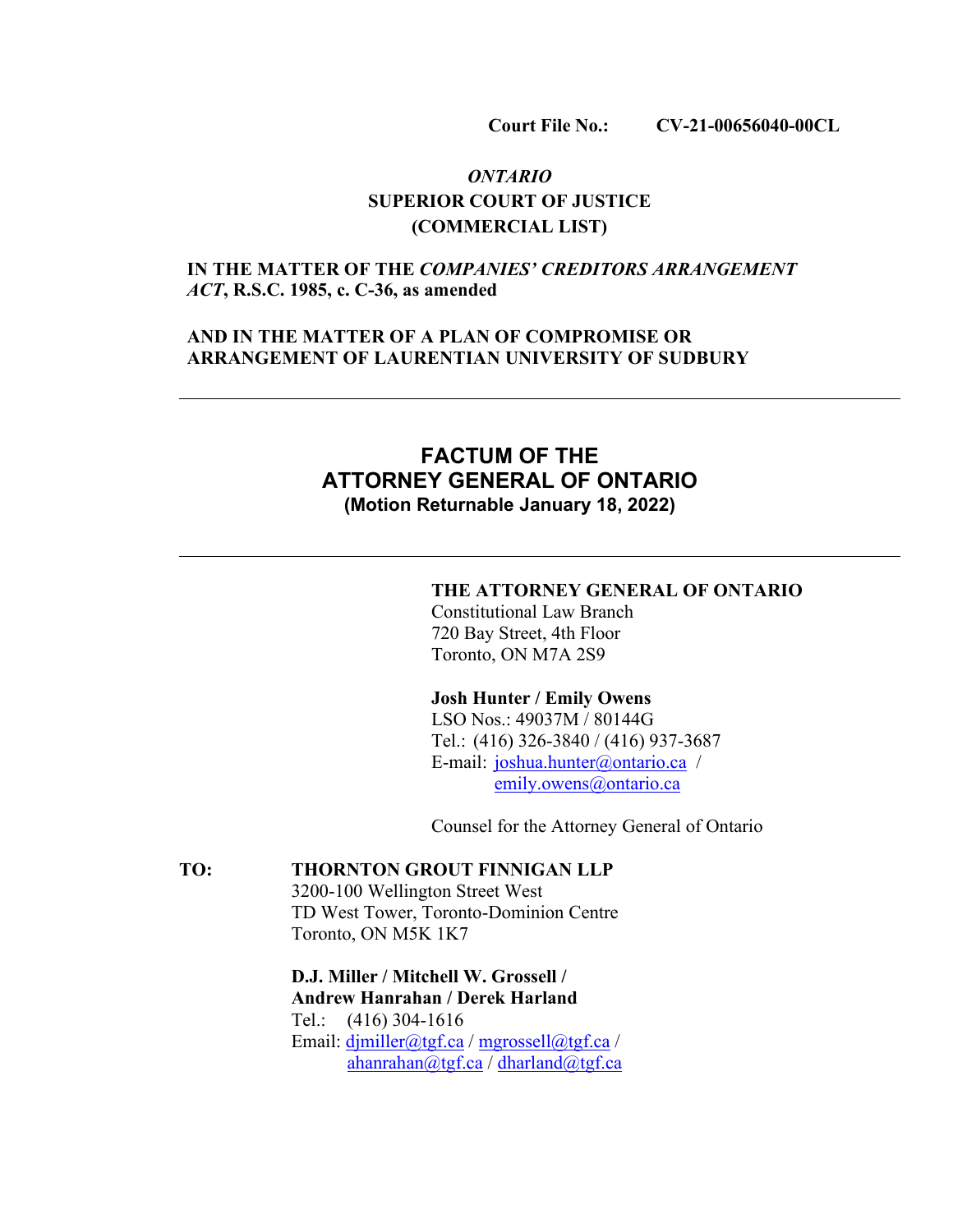**Court File No.: CV-21-00656040-00CL**

*ONTARIO*
**SUPERIOR COURT OF JUSTICE**
**(COMMERCIAL LIST)**

**IN THE MATTER OF THE *COMPANIES' CREDITORS ARRANGEMENT ACT*, R.S.C. 1985, c. C-36, as amended**

**AND IN THE MATTER OF A PLAN OF COMPROMISE OR ARRANGEMENT OF LAURENTIAN UNIVERSITY OF SUDBURY**

---

# FACTUM OF THE ATTORNEY GENERAL OF ONTARIO

**(Motion Returnable January 18, 2022)**

---

**THE ATTORNEY GENERAL OF ONTARIO**
Constitutional Law Branch
720 Bay Street, 4th Floor
Toronto, ON M7A 2S9

**Josh Hunter / Emily Owens**
LSO Nos.: 49037M / 80144G
Tel.: (416) 326-3840 / (416) 937-3687
E-mail: joshua.hunter@ontario.ca / emily.owens@ontario.ca

Counsel for the Attorney General of Ontario

**TO:** **THORNTON GROUT FINNIGAN LLP**
3200-100 Wellington Street West
TD West Tower, Toronto-Dominion Centre
Toronto, ON M5K 1K7

**D.J. Miller / Mitchell W. Grossell / Andrew Hanrahan / Derek Harland**
Tel.: (416) 304-1616
Email: djmiller@tgf.ca / mgrossell@tgf.ca / ahanrahan@tgf.ca / dharland@tgf.ca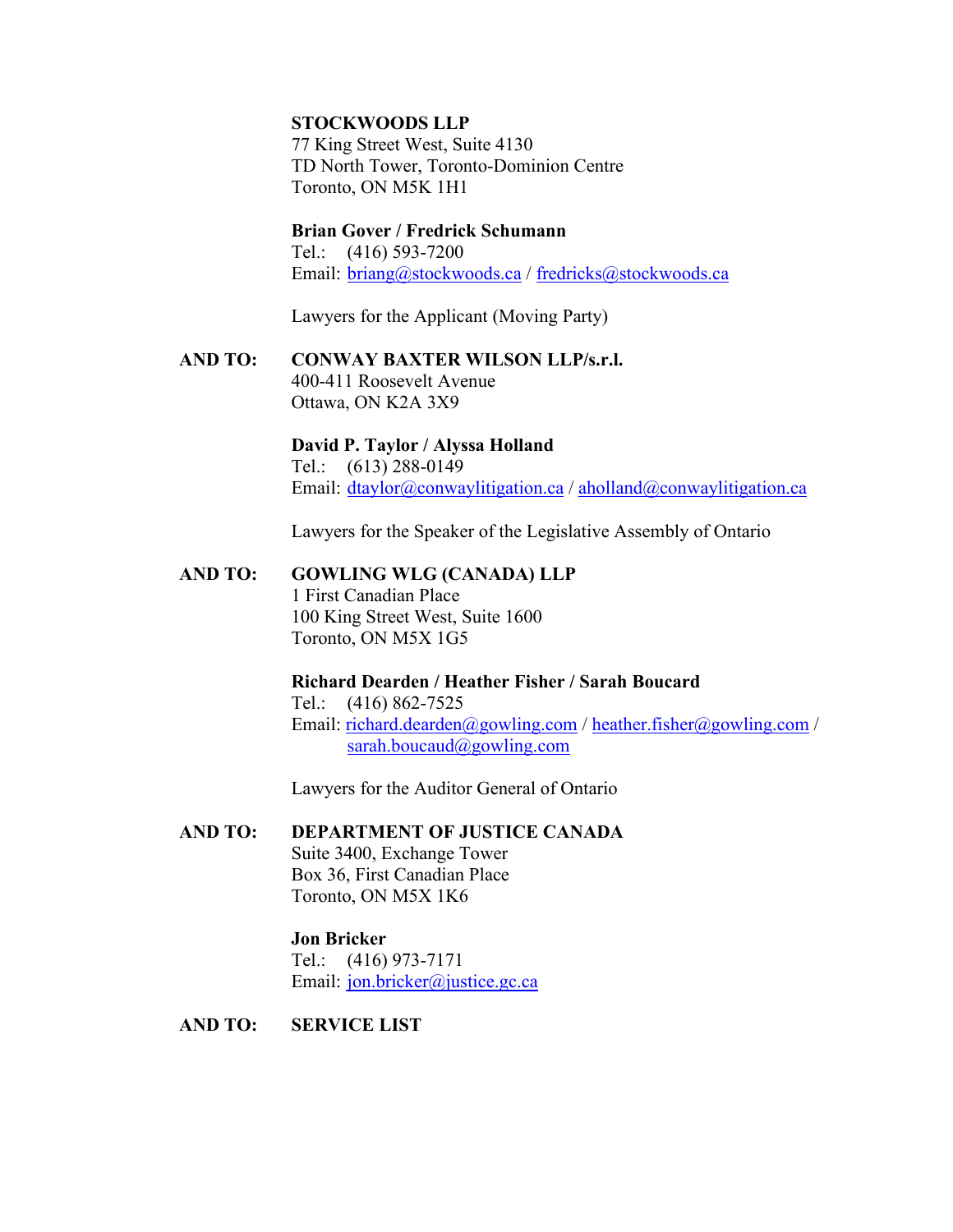**STOCKWOODS LLP**
77 King Street West, Suite 4130
TD North Tower, Toronto-Dominion Centre
Toronto, ON M5K 1H1

**Brian Gover / Fredrick Schumann**
Tel.: (416) 593-7200
Email: briang@stockwoods.ca / fredricks@stockwoods.ca

Lawyers for the Applicant (Moving Party)

**AND TO: CONWAY BAXTER WILSON LLP/s.r.l.**
400-411 Roosevelt Avenue
Ottawa, ON K2A 3X9

**David P. Taylor / Alyssa Holland**
Tel.: (613) 288-0149
Email: dtaylor@conwaylitigation.ca / aholland@conwaylitigation.ca

Lawyers for the Speaker of the Legislative Assembly of Ontario

**AND TO: GOWLING WLG (CANADA) LLP**
1 First Canadian Place
100 King Street West, Suite 1600
Toronto, ON M5X 1G5

**Richard Dearden / Heather Fisher / Sarah Boucard**
Tel.: (416) 862-7525
Email: richard.dearden@gowling.com / heather.fisher@gowling.com / sarah.boucaud@gowling.com

Lawyers for the Auditor General of Ontario

**AND TO: DEPARTMENT OF JUSTICE CANADA**
Suite 3400, Exchange Tower
Box 36, First Canadian Place
Toronto, ON M5X 1K6

**Jon Bricker**
Tel.: (416) 973-7171
Email: jon.bricker@justice.gc.ca

**AND TO: SERVICE LIST**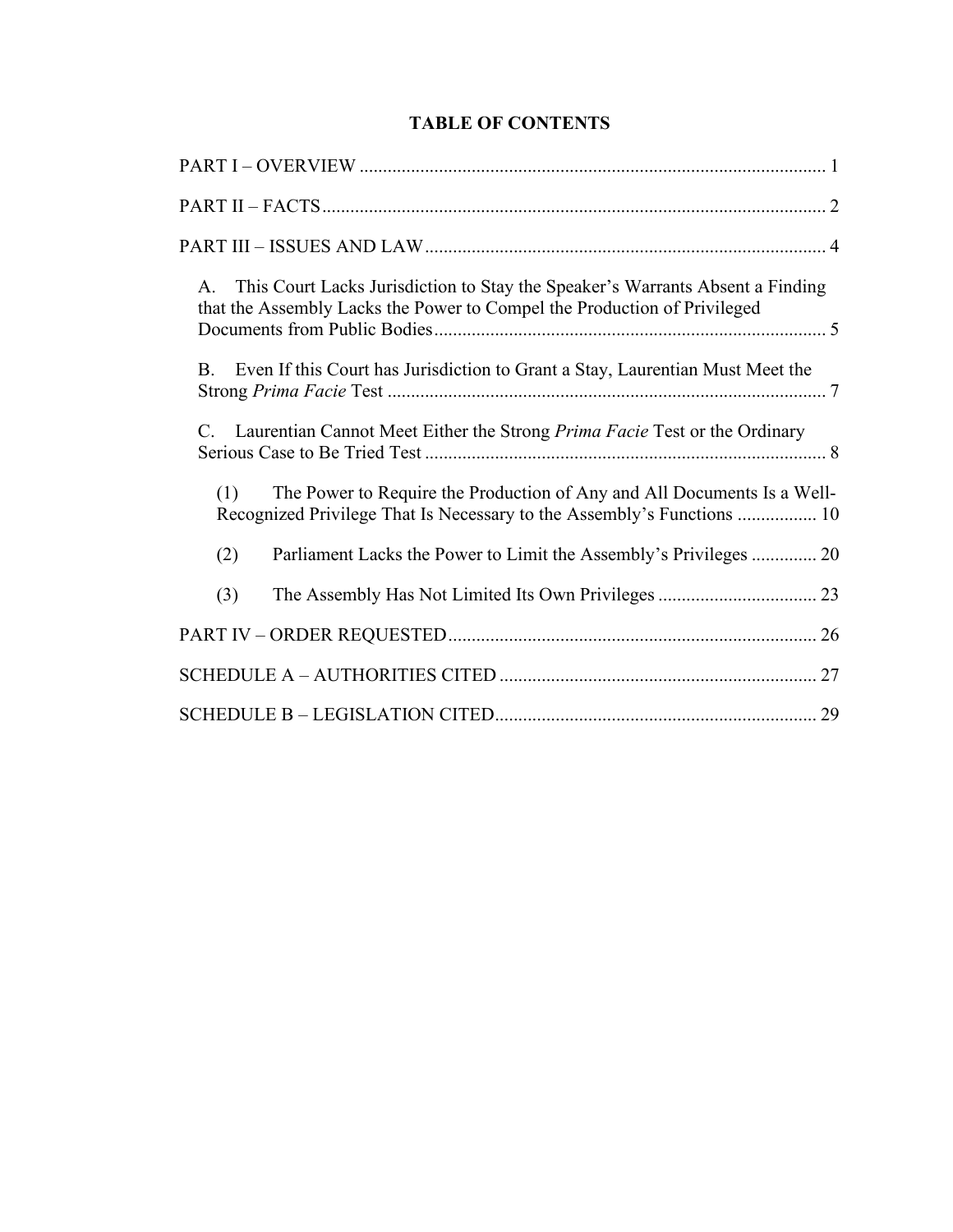## TABLE OF CONTENTS

PART I – OVERVIEW .................................................................................................... 1

PART II – FACTS ........................................................................................................... 2

PART III – ISSUES AND LAW ..................................................................................... 4

A. This Court Lacks Jurisdiction to Stay the Speaker's Warrants Absent a Finding that the Assembly Lacks the Power to Compel the Production of Privileged Documents from Public Bodies .................................................................................... 5

B. Even If this Court has Jurisdiction to Grant a Stay, Laurentian Must Meet the Strong *Prima Facie* Test .............................................................................................. 7

C. Laurentian Cannot Meet Either the Strong *Prima Facie* Test or the Ordinary Serious Case to Be Tried Test ...................................................................................... 8

(1) The Power to Require the Production of Any and All Documents Is a Well-Recognized Privilege That Is Necessary to the Assembly's Functions ................. 10

(2) Parliament Lacks the Power to Limit the Assembly's Privileges .............. 20

(3) The Assembly Has Not Limited Its Own Privileges .................................. 23

PART IV – ORDER REQUESTED ............................................................................... 26

SCHEDULE A – AUTHORITIES CITED .................................................................... 27

SCHEDULE B – LEGISLATION CITED ..................................................................... 29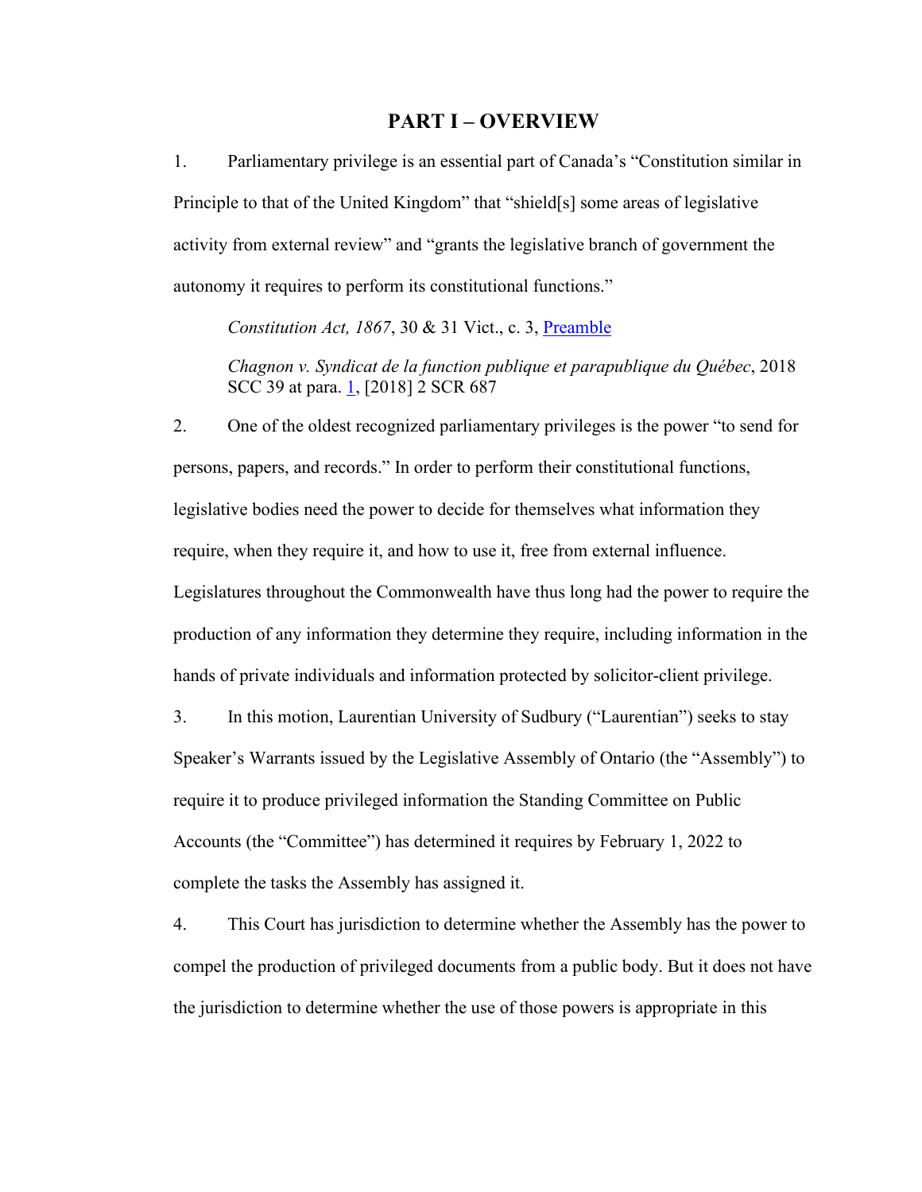# PART I – OVERVIEW

1. Parliamentary privilege is an essential part of Canada's "Constitution similar in Principle to that of the United Kingdom" that "shield[s] some areas of legislative activity from external review" and "grants the legislative branch of government the autonomy it requires to perform its constitutional functions."

> *Constitution Act, 1867*, 30 & 31 Vict., c. 3, Preamble
>
> *Chagnon v. Syndicat de la function publique et parapublique du Québec*, 2018 SCC 39 at para. 1, [2018] 2 SCR 687

2. One of the oldest recognized parliamentary privileges is the power "to send for persons, papers, and records." In order to perform their constitutional functions, legislative bodies need the power to decide for themselves what information they require, when they require it, and how to use it, free from external influence. Legislatures throughout the Commonwealth have thus long had the power to require the production of any information they determine they require, including information in the hands of private individuals and information protected by solicitor-client privilege.

3. In this motion, Laurentian University of Sudbury ("Laurentian") seeks to stay Speaker's Warrants issued by the Legislative Assembly of Ontario (the "Assembly") to require it to produce privileged information the Standing Committee on Public Accounts (the "Committee") has determined it requires by February 1, 2022 to complete the tasks the Assembly has assigned it.

4. This Court has jurisdiction to determine whether the Assembly has the power to compel the production of privileged documents from a public body. But it does not have the jurisdiction to determine whether the use of those powers is appropriate in this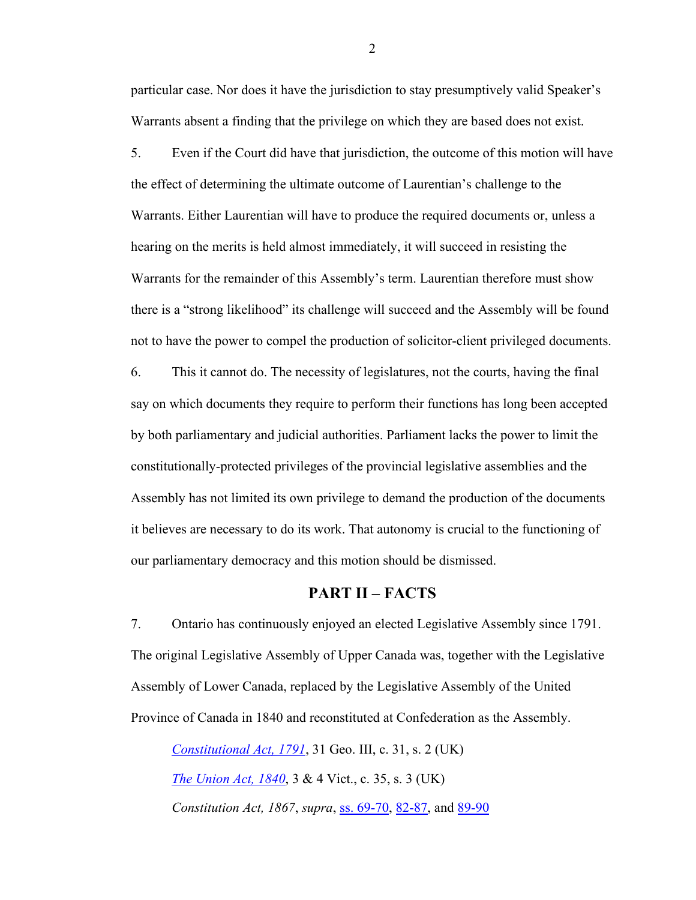particular case. Nor does it have the jurisdiction to stay presumptively valid Speaker's Warrants absent a finding that the privilege on which they are based does not exist.

5. Even if the Court did have that jurisdiction, the outcome of this motion will have the effect of determining the ultimate outcome of Laurentian's challenge to the Warrants. Either Laurentian will have to produce the required documents or, unless a hearing on the merits is held almost immediately, it will succeed in resisting the Warrants for the remainder of this Assembly's term. Laurentian therefore must show there is a "strong likelihood" its challenge will succeed and the Assembly will be found not to have the power to compel the production of solicitor-client privileged documents.

6. This it cannot do. The necessity of legislatures, not the courts, having the final say on which documents they require to perform their functions has long been accepted by both parliamentary and judicial authorities. Parliament lacks the power to limit the constitutionally-protected privileges of the provincial legislative assemblies and the Assembly has not limited its own privilege to demand the production of the documents it believes are necessary to do its work. That autonomy is crucial to the functioning of our parliamentary democracy and this motion should be dismissed.

## PART II – FACTS

7. Ontario has continuously enjoyed an elected Legislative Assembly since 1791. The original Legislative Assembly of Upper Canada was, together with the Legislative Assembly of Lower Canada, replaced by the Legislative Assembly of the United Province of Canada in 1840 and reconstituted at Confederation as the Assembly.

> *Constitutional Act, 1791*, 31 Geo. III, c. 31, s. 2 (UK)
>
> *The Union Act, 1840*, 3 & 4 Vict., c. 35, s. 3 (UK)
>
> *Constitution Act, 1867*, *supra*, ss. 69-70, 82-87, and 89-90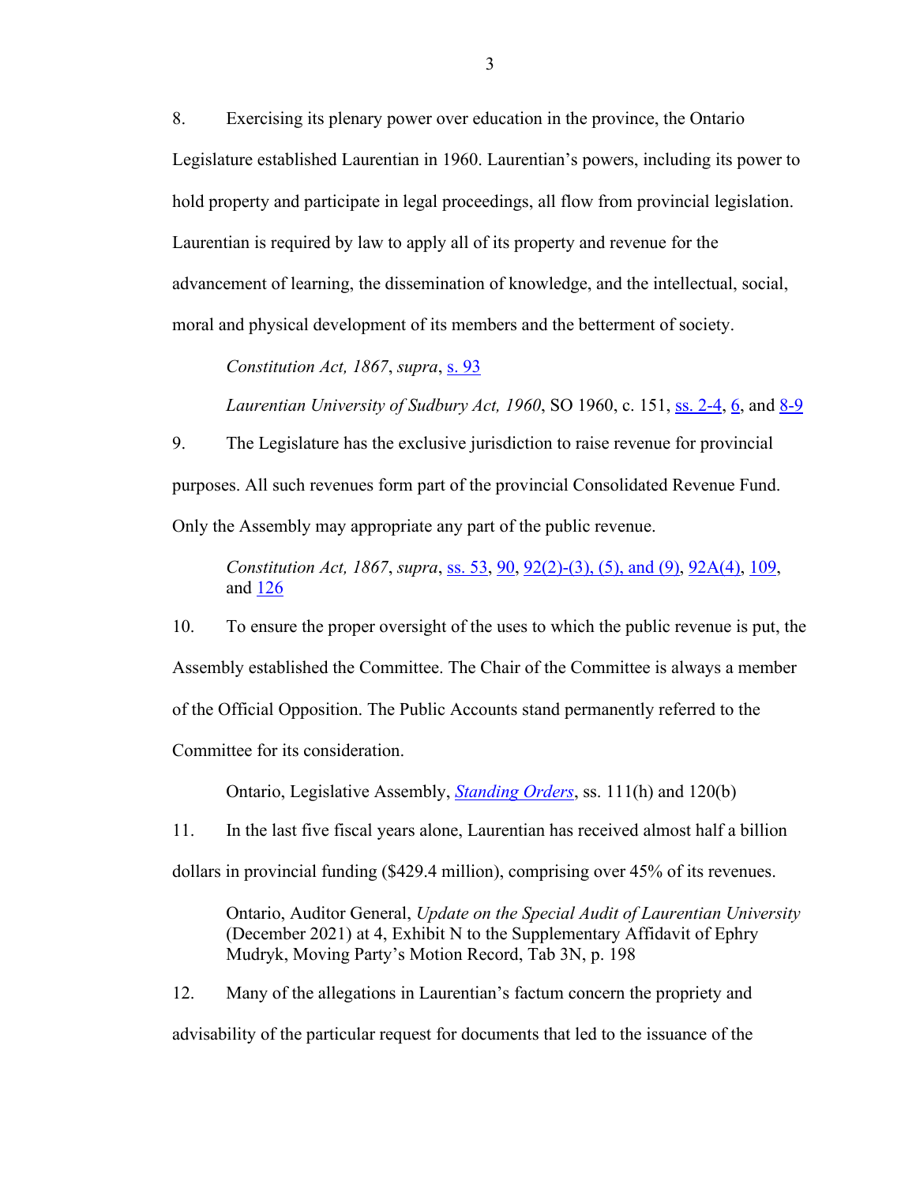8. Exercising its plenary power over education in the province, the Ontario Legislature established Laurentian in 1960. Laurentian's powers, including its power to hold property and participate in legal proceedings, all flow from provincial legislation. Laurentian is required by law to apply all of its property and revenue for the advancement of learning, the dissemination of knowledge, and the intellectual, social, moral and physical development of its members and the betterment of society.

> *Constitution Act, 1867*, *supra*, s. 93
>
> *Laurentian University of Sudbury Act, 1960*, SO 1960, c. 151, ss. 2-4, 6, and 8-9

9. The Legislature has the exclusive jurisdiction to raise revenue for provincial purposes. All such revenues form part of the provincial Consolidated Revenue Fund. Only the Assembly may appropriate any part of the public revenue.

> *Constitution Act, 1867*, *supra*, ss. 53, 90, 92(2)-(3), (5), and (9), 92A(4), 109, and 126

10. To ensure the proper oversight of the uses to which the public revenue is put, the Assembly established the Committee. The Chair of the Committee is always a member of the Official Opposition. The Public Accounts stand permanently referred to the Committee for its consideration.

> Ontario, Legislative Assembly, ***Standing Orders***, ss. 111(h) and 120(b)

11. In the last five fiscal years alone, Laurentian has received almost half a billion dollars in provincial funding ($429.4 million), comprising over 45% of its revenues.

> Ontario, Auditor General, *Update on the Special Audit of Laurentian University* (December 2021) at 4, Exhibit N to the Supplementary Affidavit of Ephry Mudryk, Moving Party's Motion Record, Tab 3N, p. 198

12. Many of the allegations in Laurentian's factum concern the propriety and advisability of the particular request for documents that led to the issuance of the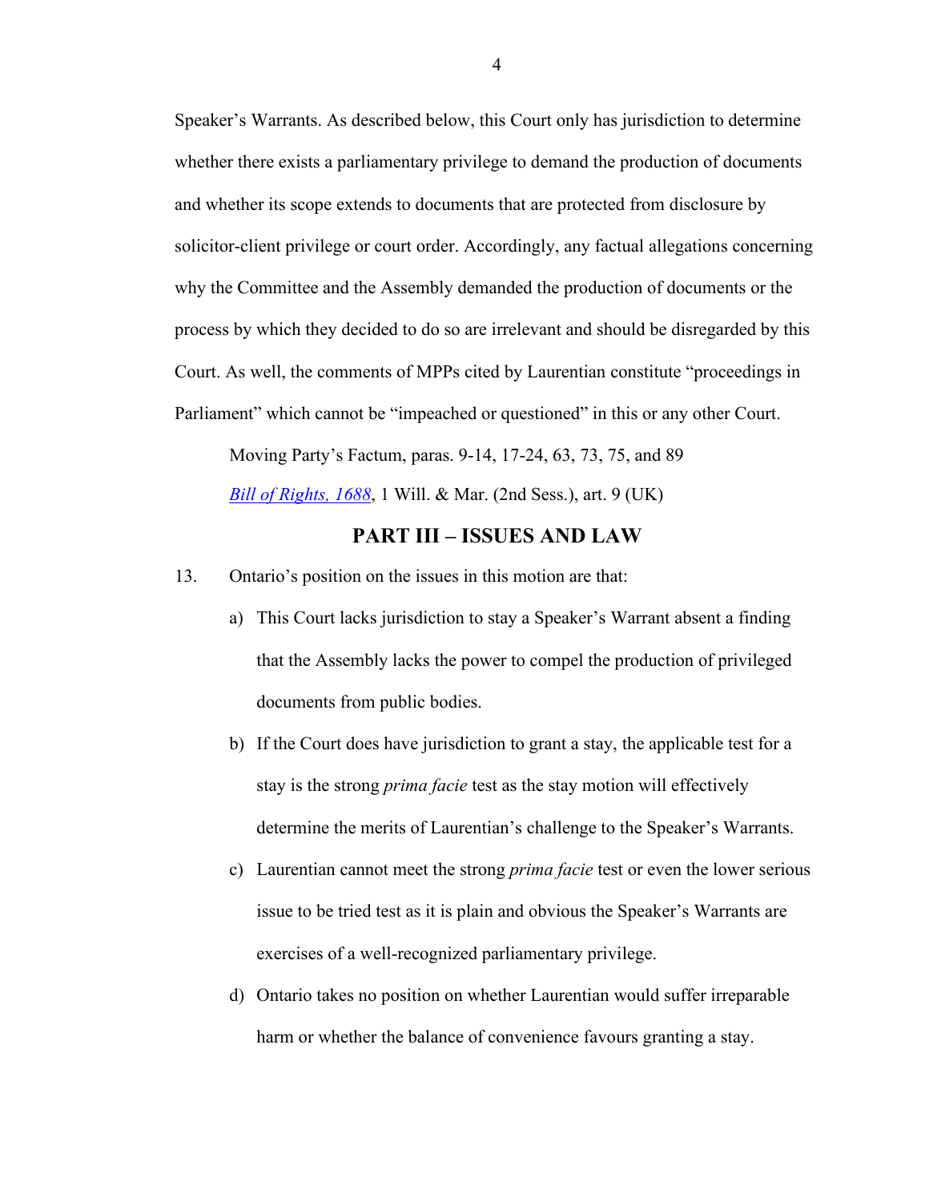Speaker's Warrants. As described below, this Court only has jurisdiction to determine whether there exists a parliamentary privilege to demand the production of documents and whether its scope extends to documents that are protected from disclosure by solicitor-client privilege or court order. Accordingly, any factual allegations concerning why the Committee and the Assembly demanded the production of documents or the process by which they decided to do so are irrelevant and should be disregarded by this Court. As well, the comments of MPPs cited by Laurentian constitute "proceedings in Parliament" which cannot be "impeached or questioned" in this or any other Court.

> Moving Party's Factum, paras. 9-14, 17-24, 63, 73, 75, and 89
>
> *Bill of Rights, 1688*, 1 Will. & Mar. (2nd Sess.), art. 9 (UK)

## PART III – ISSUES AND LAW

13. Ontario's position on the issues in this motion are that:

    a) This Court lacks jurisdiction to stay a Speaker's Warrant absent a finding that the Assembly lacks the power to compel the production of privileged documents from public bodies.

    b) If the Court does have jurisdiction to grant a stay, the applicable test for a stay is the strong *prima facie* test as the stay motion will effectively determine the merits of Laurentian's challenge to the Speaker's Warrants.

    c) Laurentian cannot meet the strong *prima facie* test or even the lower serious issue to be tried test as it is plain and obvious the Speaker's Warrants are exercises of a well-recognized parliamentary privilege.

    d) Ontario takes no position on whether Laurentian would suffer irreparable harm or whether the balance of convenience favours granting a stay.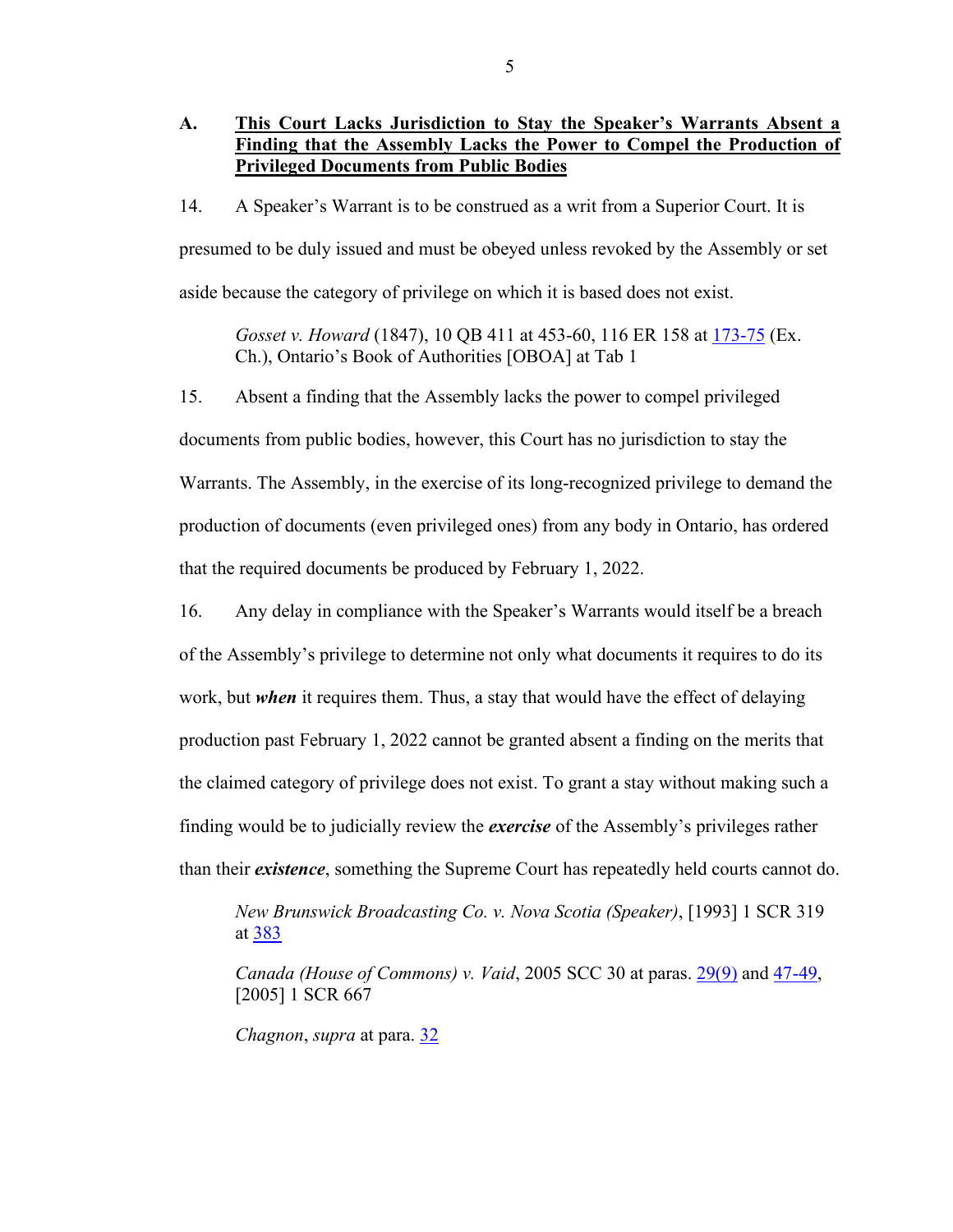## A. <u>This Court Lacks Jurisdiction to Stay the Speaker's Warrants Absent a Finding that the Assembly Lacks the Power to Compel the Production of Privileged Documents from Public Bodies</u>

14. A Speaker's Warrant is to be construed as a writ from a Superior Court. It is presumed to be duly issued and must be obeyed unless revoked by the Assembly or set aside because the category of privilege on which it is based does not exist.

> *Gosset v. Howard* (1847), 10 QB 411 at 453-60, 116 ER 158 at 173-75 (Ex. Ch.), Ontario's Book of Authorities [OBOA] at Tab 1

15. Absent a finding that the Assembly lacks the power to compel privileged documents from public bodies, however, this Court has no jurisdiction to stay the Warrants. The Assembly, in the exercise of its long-recognized privilege to demand the production of documents (even privileged ones) from any body in Ontario, has ordered that the required documents be produced by February 1, 2022.

16. Any delay in compliance with the Speaker's Warrants would itself be a breach of the Assembly's privilege to determine not only what documents it requires to do its work, but ***when*** it requires them. Thus, a stay that would have the effect of delaying production past February 1, 2022 cannot be granted absent a finding on the merits that the claimed category of privilege does not exist. To grant a stay without making such a finding would be to judicially review the ***exercise*** of the Assembly's privileges rather than their ***existence***, something the Supreme Court has repeatedly held courts cannot do.

> *New Brunswick Broadcasting Co. v. Nova Scotia (Speaker)*, [1993] 1 SCR 319 at 383
>
> *Canada (House of Commons) v. Vaid*, 2005 SCC 30 at paras. 29(9) and 47-49, [2005] 1 SCR 667
>
> *Chagnon*, *supra* at para. 32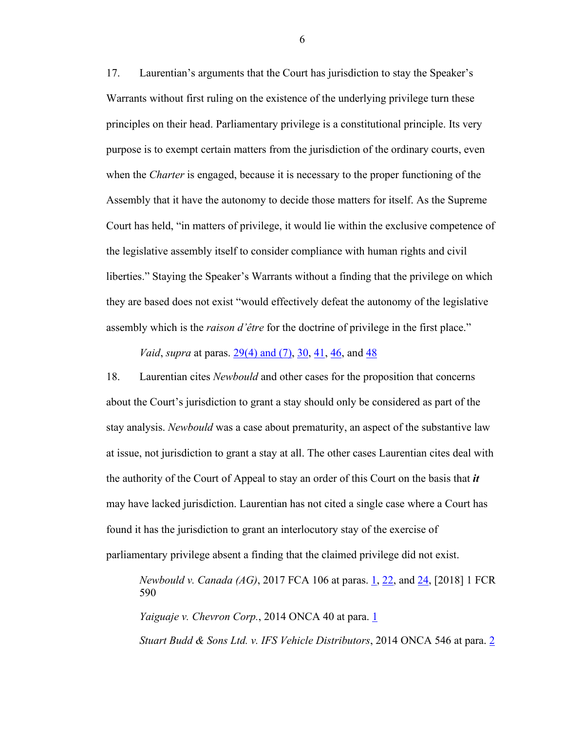17. Laurentian's arguments that the Court has jurisdiction to stay the Speaker's Warrants without first ruling on the existence of the underlying privilege turn these principles on their head. Parliamentary privilege is a constitutional principle. Its very purpose is to exempt certain matters from the jurisdiction of the ordinary courts, even when the *Charter* is engaged, because it is necessary to the proper functioning of the Assembly that it have the autonomy to decide those matters for itself. As the Supreme Court has held, "in matters of privilege, it would lie within the exclusive competence of the legislative assembly itself to consider compliance with human rights and civil liberties." Staying the Speaker's Warrants without a finding that the privilege on which they are based does not exist "would effectively defeat the autonomy of the legislative assembly which is the *raison d'être* for the doctrine of privilege in the first place."

> *Vaid*, *supra* at paras. 29(4) and (7), 30, 41, 46, and 48

18. Laurentian cites *Newbould* and other cases for the proposition that concerns about the Court's jurisdiction to grant a stay should only be considered as part of the stay analysis. *Newbould* was a case about prematurity, an aspect of the substantive law at issue, not jurisdiction to grant a stay at all. The other cases Laurentian cites deal with the authority of the Court of Appeal to stay an order of this Court on the basis that ***it*** may have lacked jurisdiction. Laurentian has not cited a single case where a Court has found it has the jurisdiction to grant an interlocutory stay of the exercise of parliamentary privilege absent a finding that the claimed privilege did not exist.

> *Newbould v. Canada (AG)*, 2017 FCA 106 at paras. 1, 22, and 24, [2018] 1 FCR 590
>
> *Yaiguaje v. Chevron Corp.*, 2014 ONCA 40 at para. 1
>
> *Stuart Budd & Sons Ltd. v. IFS Vehicle Distributors*, 2014 ONCA 546 at para. 2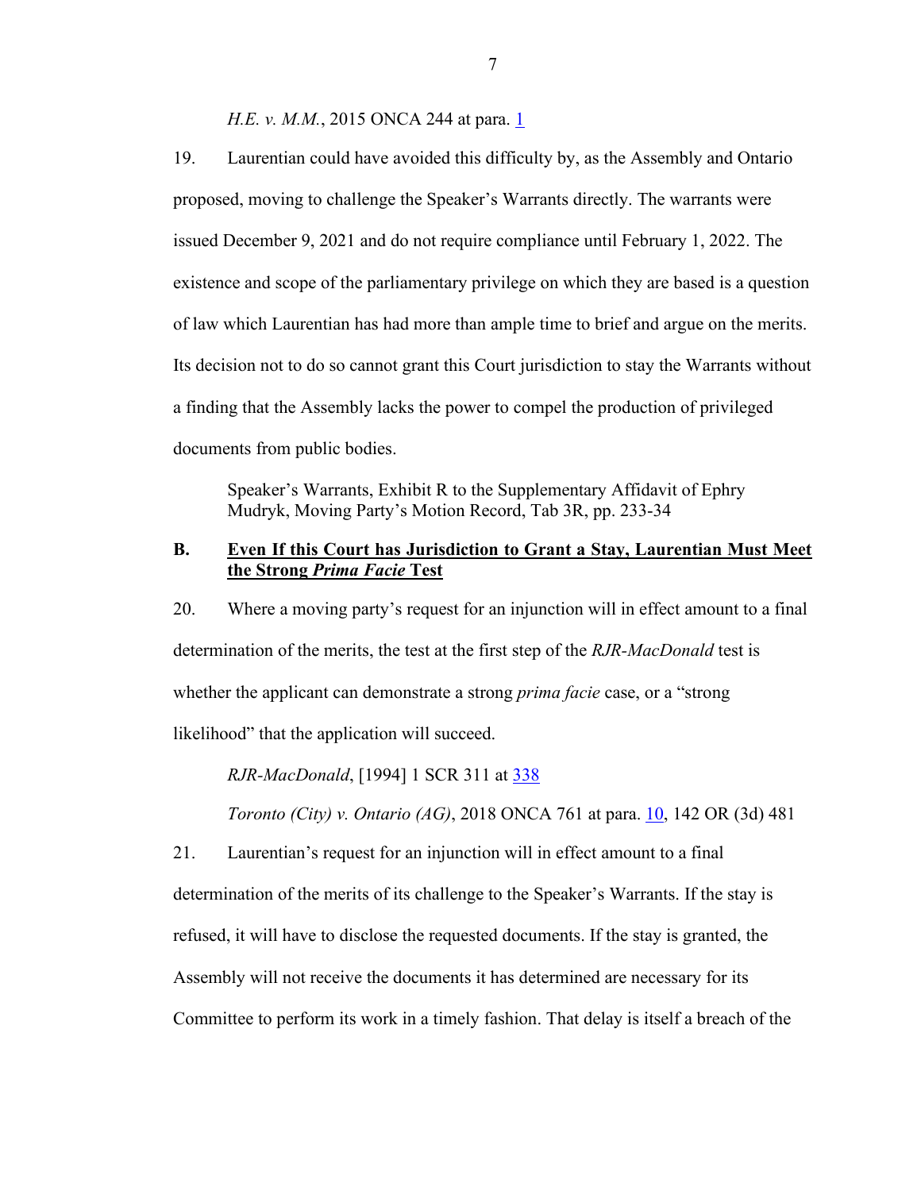*H.E. v. M.M.*, 2015 ONCA 244 at para. 1

19. Laurentian could have avoided this difficulty by, as the Assembly and Ontario proposed, moving to challenge the Speaker's Warrants directly. The warrants were issued December 9, 2021 and do not require compliance until February 1, 2022. The existence and scope of the parliamentary privilege on which they are based is a question of law which Laurentian has had more than ample time to brief and argue on the merits. Its decision not to do so cannot grant this Court jurisdiction to stay the Warrants without a finding that the Assembly lacks the power to compel the production of privileged documents from public bodies.

Speaker's Warrants, Exhibit R to the Supplementary Affidavit of Ephry Mudryk, Moving Party's Motion Record, Tab 3R, pp. 233-34

## B. Even If this Court has Jurisdiction to Grant a Stay, Laurentian Must Meet the Strong *Prima Facie* Test

20. Where a moving party's request for an injunction will in effect amount to a final determination of the merits, the test at the first step of the *RJR-MacDonald* test is whether the applicant can demonstrate a strong *prima facie* case, or a "strong likelihood" that the application will succeed.

*RJR-MacDonald*, [1994] 1 SCR 311 at 338

*Toronto (City) v. Ontario (AG)*, 2018 ONCA 761 at para. 10, 142 OR (3d) 481

21. Laurentian's request for an injunction will in effect amount to a final determination of the merits of its challenge to the Speaker's Warrants. If the stay is refused, it will have to disclose the requested documents. If the stay is granted, the Assembly will not receive the documents it has determined are necessary for its Committee to perform its work in a timely fashion. That delay is itself a breach of the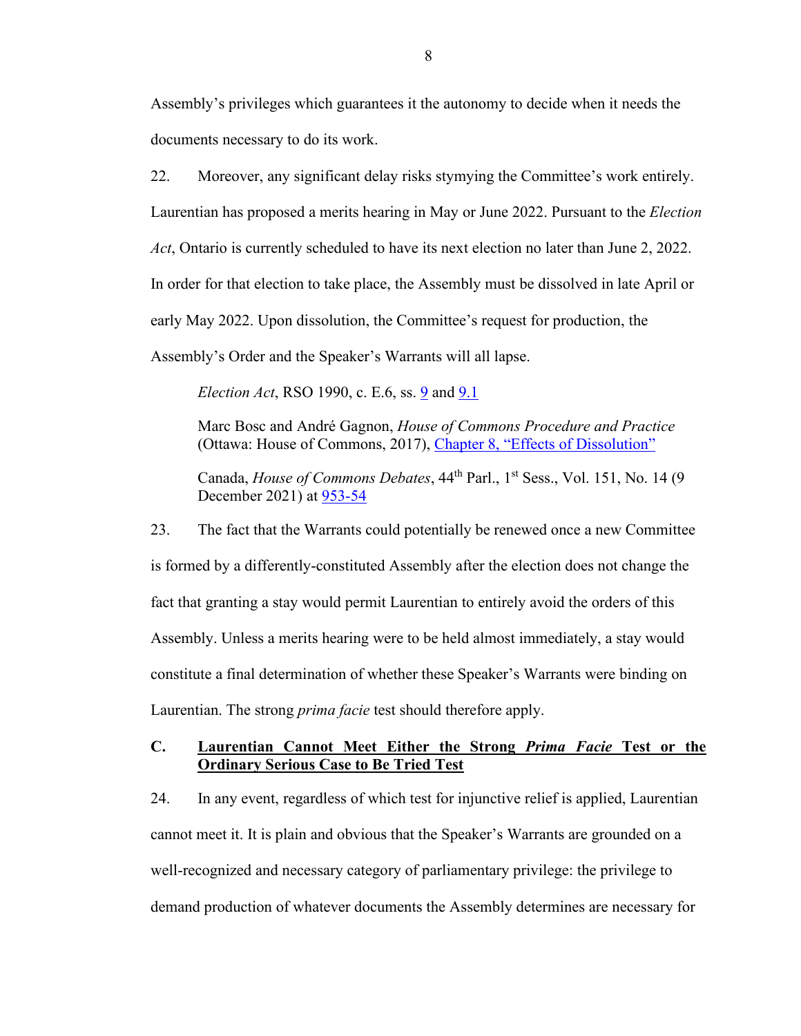Assembly's privileges which guarantees it the autonomy to decide when it needs the documents necessary to do its work.

22. Moreover, any significant delay risks stymying the Committee's work entirely. Laurentian has proposed a merits hearing in May or June 2022. Pursuant to the *Election Act*, Ontario is currently scheduled to have its next election no later than June 2, 2022. In order for that election to take place, the Assembly must be dissolved in late April or early May 2022. Upon dissolution, the Committee's request for production, the Assembly's Order and the Speaker's Warrants will all lapse.

> *Election Act*, RSO 1990, c. E.6, ss. 9 and 9.1
>
> Marc Bosc and André Gagnon, *House of Commons Procedure and Practice* (Ottawa: House of Commons, 2017), Chapter 8, "Effects of Dissolution"
>
> Canada, *House of Commons Debates*, 44th Parl., 1st Sess., Vol. 151, No. 14 (9 December 2021) at 953-54

23. The fact that the Warrants could potentially be renewed once a new Committee is formed by a differently-constituted Assembly after the election does not change the fact that granting a stay would permit Laurentian to entirely avoid the orders of this Assembly. Unless a merits hearing were to be held almost immediately, a stay would constitute a final determination of whether these Speaker's Warrants were binding on Laurentian. The strong *prima facie* test should therefore apply.

## C. Laurentian Cannot Meet Either the Strong *Prima Facie* Test or the Ordinary Serious Case to Be Tried Test

24. In any event, regardless of which test for injunctive relief is applied, Laurentian cannot meet it. It is plain and obvious that the Speaker's Warrants are grounded on a well-recognized and necessary category of parliamentary privilege: the privilege to demand production of whatever documents the Assembly determines are necessary for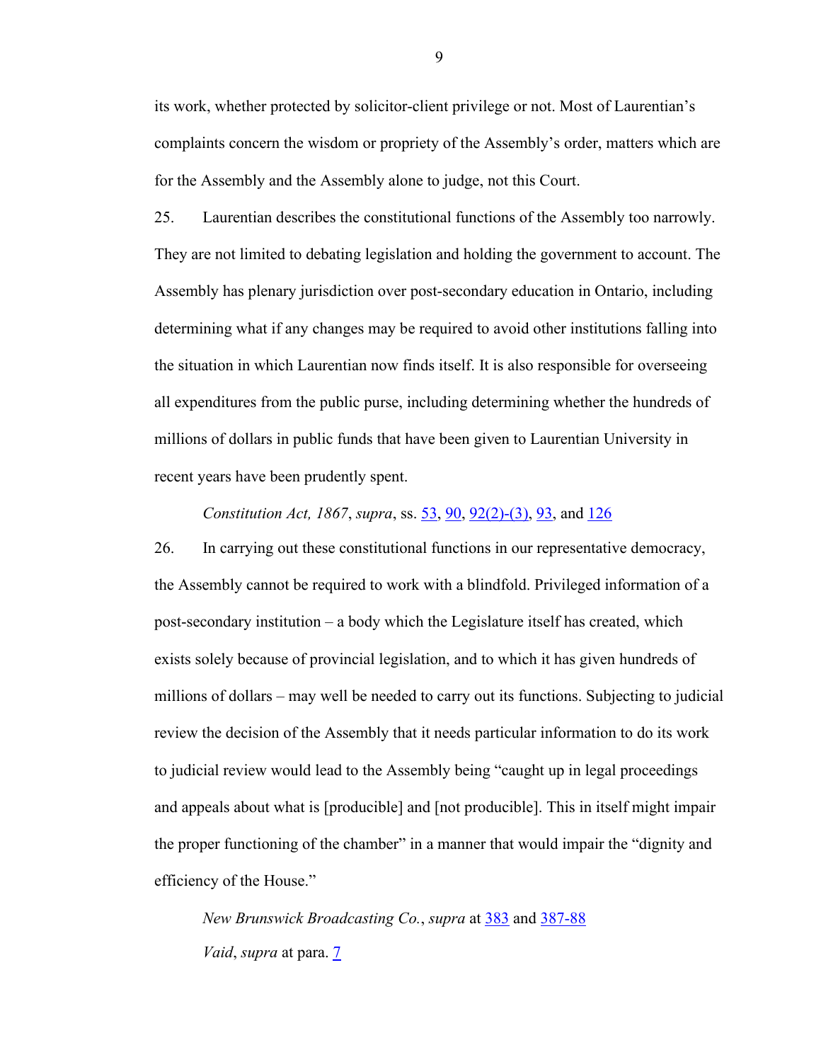its work, whether protected by solicitor-client privilege or not. Most of Laurentian's complaints concern the wisdom or propriety of the Assembly's order, matters which are for the Assembly and the Assembly alone to judge, not this Court.

25. Laurentian describes the constitutional functions of the Assembly too narrowly. They are not limited to debating legislation and holding the government to account. The Assembly has plenary jurisdiction over post-secondary education in Ontario, including determining what if any changes may be required to avoid other institutions falling into the situation in which Laurentian now finds itself. It is also responsible for overseeing all expenditures from the public purse, including determining whether the hundreds of millions of dollars in public funds that have been given to Laurentian University in recent years have been prudently spent.

> *Constitution Act, 1867*, *supra*, ss. 53, 90, 92(2)-(3), 93, and 126

26. In carrying out these constitutional functions in our representative democracy, the Assembly cannot be required to work with a blindfold. Privileged information of a post-secondary institution – a body which the Legislature itself has created, which exists solely because of provincial legislation, and to which it has given hundreds of millions of dollars – may well be needed to carry out its functions. Subjecting to judicial review the decision of the Assembly that it needs particular information to do its work to judicial review would lead to the Assembly being "caught up in legal proceedings and appeals about what is [producible] and [not producible]. This in itself might impair the proper functioning of the chamber" in a manner that would impair the "dignity and efficiency of the House."

> *New Brunswick Broadcasting Co.*, *supra* at 383 and 387-88
>
> *Vaid*, *supra* at para. 7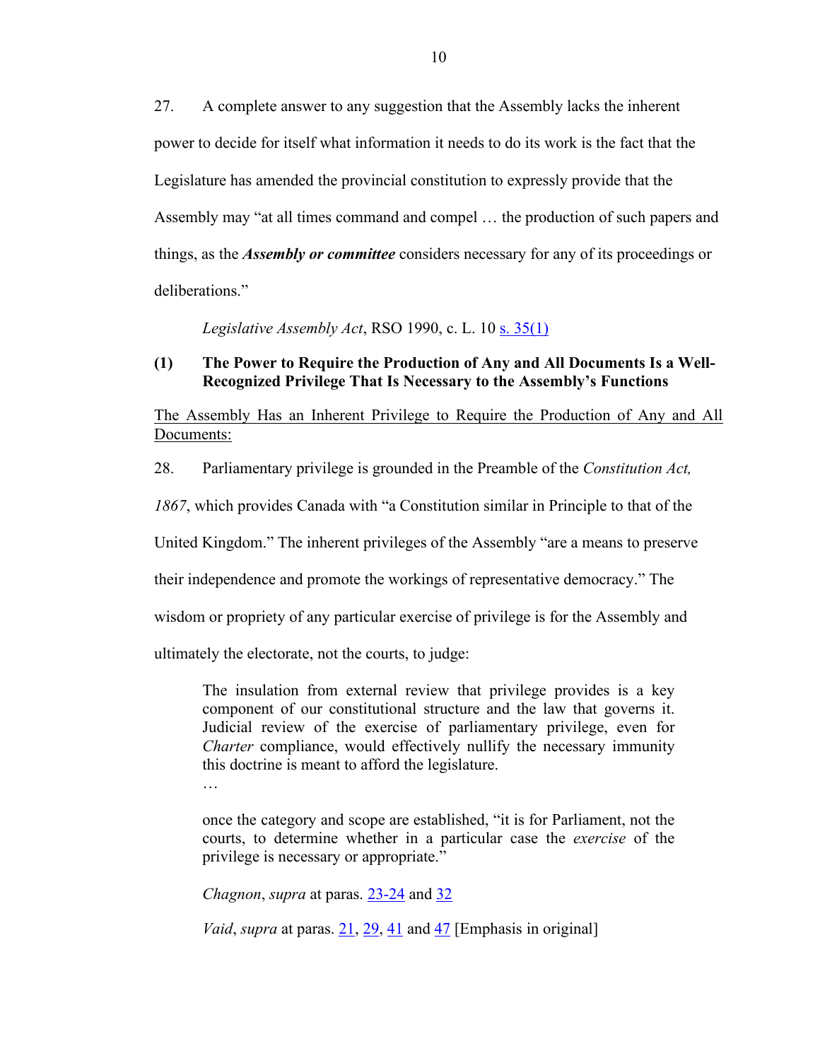27. A complete answer to any suggestion that the Assembly lacks the inherent power to decide for itself what information it needs to do its work is the fact that the Legislature has amended the provincial constitution to expressly provide that the Assembly may "at all times command and compel … the production of such papers and things, as the ***Assembly or committee*** considers necessary for any of its proceedings or deliberations."

> *Legislative Assembly Act*, RSO 1990, c. L. 10 s. 35(1)

### (1) The Power to Require the Production of Any and All Documents Is a Well-Recognized Privilege That Is Necessary to the Assembly's Functions

<u>The Assembly Has an Inherent Privilege to Require the Production of Any and All Documents:</u>

28. Parliamentary privilege is grounded in the Preamble of the *Constitution Act, 1867*, which provides Canada with "a Constitution similar in Principle to that of the United Kingdom." The inherent privileges of the Assembly "are a means to preserve their independence and promote the workings of representative democracy." The wisdom or propriety of any particular exercise of privilege is for the Assembly and ultimately the electorate, not the courts, to judge:

> The insulation from external review that privilege provides is a key component of our constitutional structure and the law that governs it. Judicial review of the exercise of parliamentary privilege, even for *Charter* compliance, would effectively nullify the necessary immunity this doctrine is meant to afford the legislature.
>
> …
>
> once the category and scope are established, "it is for Parliament, not the courts, to determine whether in a particular case the *exercise* of the privilege is necessary or appropriate."
>
> *Chagnon*, *supra* at paras. 23-24 and 32
>
> *Vaid*, *supra* at paras. 21, 29, 41 and 47 [Emphasis in original]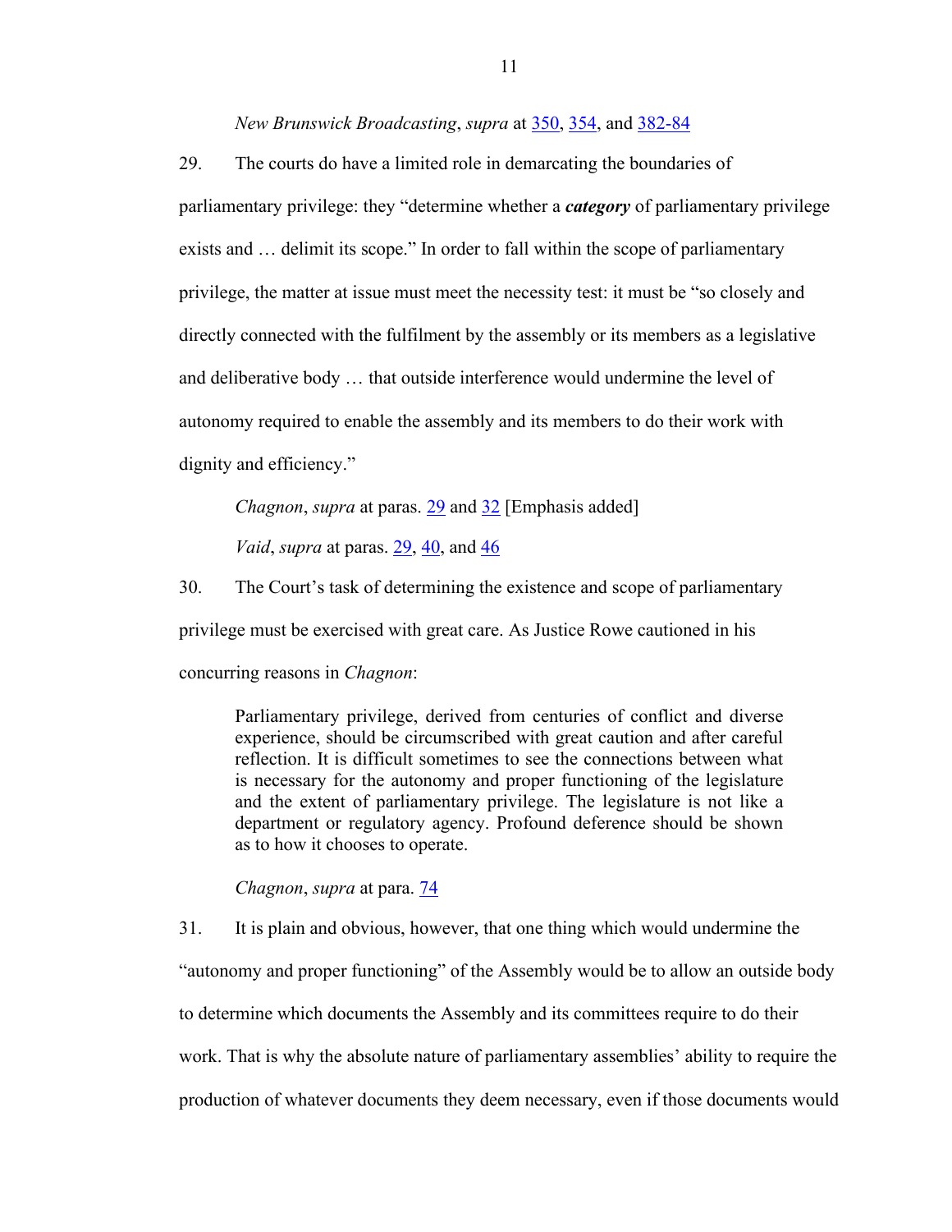*New Brunswick Broadcasting*, *supra* at 350, 354, and 382-84

29. The courts do have a limited role in demarcating the boundaries of parliamentary privilege: they "determine whether a ***category*** of parliamentary privilege exists and … delimit its scope." In order to fall within the scope of parliamentary privilege, the matter at issue must meet the necessity test: it must be "so closely and directly connected with the fulfilment by the assembly or its members as a legislative and deliberative body … that outside interference would undermine the level of autonomy required to enable the assembly and its members to do their work with dignity and efficiency."

*Chagnon*, *supra* at paras. 29 and 32 [Emphasis added]

*Vaid*, *supra* at paras. 29, 40, and 46

30. The Court's task of determining the existence and scope of parliamentary privilege must be exercised with great care. As Justice Rowe cautioned in his concurring reasons in *Chagnon*:

> Parliamentary privilege, derived from centuries of conflict and diverse experience, should be circumscribed with great caution and after careful reflection. It is difficult sometimes to see the connections between what is necessary for the autonomy and proper functioning of the legislature and the extent of parliamentary privilege. The legislature is not like a department or regulatory agency. Profound deference should be shown as to how it chooses to operate.

*Chagnon*, *supra* at para. 74

31. It is plain and obvious, however, that one thing which would undermine the "autonomy and proper functioning" of the Assembly would be to allow an outside body to determine which documents the Assembly and its committees require to do their work. That is why the absolute nature of parliamentary assemblies' ability to require the production of whatever documents they deem necessary, even if those documents would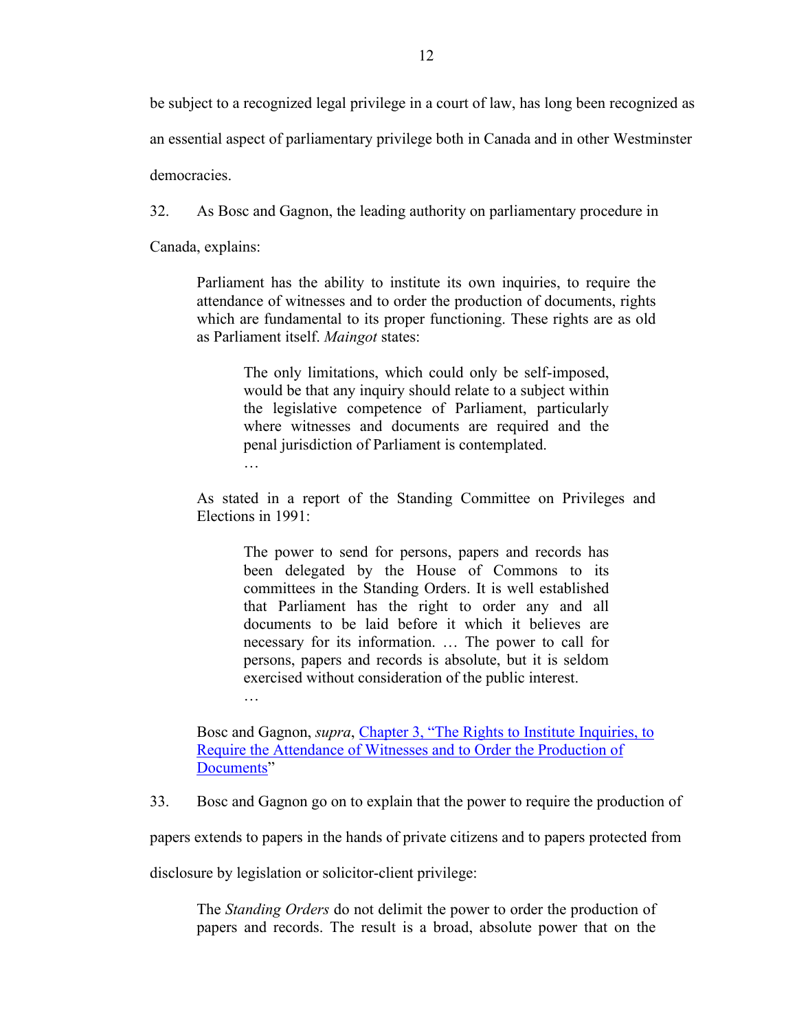be subject to a recognized legal privilege in a court of law, has long been recognized as an essential aspect of parliamentary privilege both in Canada and in other Westminster democracies.

32. As Bosc and Gagnon, the leading authority on parliamentary procedure in Canada, explains:

> Parliament has the ability to institute its own inquiries, to require the attendance of witnesses and to order the production of documents, rights which are fundamental to its proper functioning. These rights are as old as Parliament itself. *Maingot* states:
>
> > The only limitations, which could only be self-imposed, would be that any inquiry should relate to a subject within the legislative competence of Parliament, particularly where witnesses and documents are required and the penal jurisdiction of Parliament is contemplated.
> >
> > …
>
> As stated in a report of the Standing Committee on Privileges and Elections in 1991:
>
> > The power to send for persons, papers and records has been delegated by the House of Commons to its committees in the Standing Orders. It is well established that Parliament has the right to order any and all documents to be laid before it which it believes are necessary for its information. … The power to call for persons, papers and records is absolute, but it is seldom exercised without consideration of the public interest.
> >
> > …
>
> Bosc and Gagnon, *supra*, Chapter 3, "The Rights to Institute Inquiries, to Require the Attendance of Witnesses and to Order the Production of Documents"

33. Bosc and Gagnon go on to explain that the power to require the production of papers extends to papers in the hands of private citizens and to papers protected from disclosure by legislation or solicitor-client privilege:

> The *Standing Orders* do not delimit the power to order the production of papers and records. The result is a broad, absolute power that on the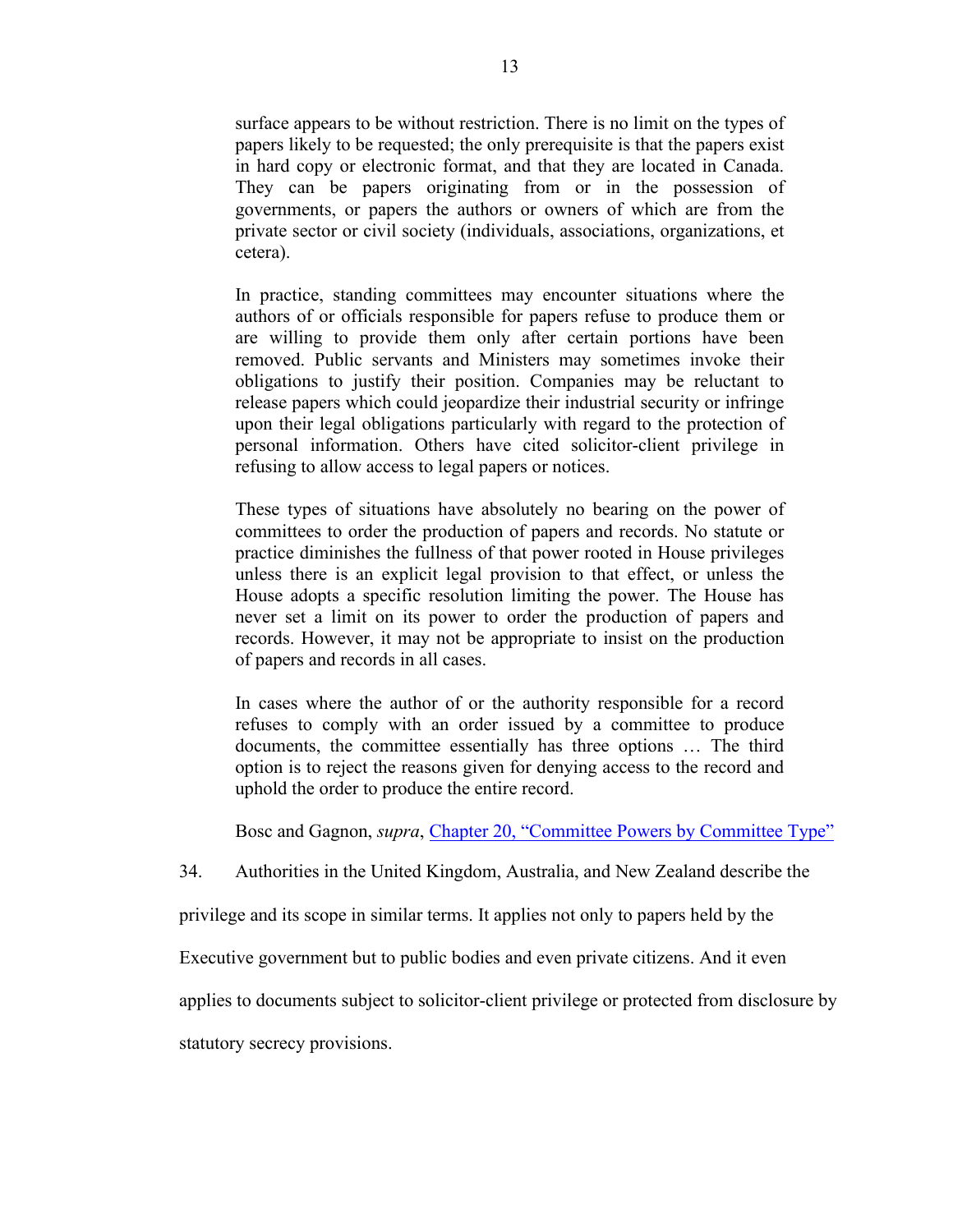> surface appears to be without restriction. There is no limit on the types of papers likely to be requested; the only prerequisite is that the papers exist in hard copy or electronic format, and that they are located in Canada. They can be papers originating from or in the possession of governments, or papers the authors or owners of which are from the private sector or civil society (individuals, associations, organizations, et cetera).
>
> In practice, standing committees may encounter situations where the authors of or officials responsible for papers refuse to produce them or are willing to provide them only after certain portions have been removed. Public servants and Ministers may sometimes invoke their obligations to justify their position. Companies may be reluctant to release papers which could jeopardize their industrial security or infringe upon their legal obligations particularly with regard to the protection of personal information. Others have cited solicitor-client privilege in refusing to allow access to legal papers or notices.
>
> These types of situations have absolutely no bearing on the power of committees to order the production of papers and records. No statute or practice diminishes the fullness of that power rooted in House privileges unless there is an explicit legal provision to that effect, or unless the House adopts a specific resolution limiting the power. The House has never set a limit on its power to order the production of papers and records. However, it may not be appropriate to insist on the production of papers and records in all cases.
>
> In cases where the author of or the authority responsible for a record refuses to comply with an order issued by a committee to produce documents, the committee essentially has three options … The third option is to reject the reasons given for denying access to the record and uphold the order to produce the entire record.
>
> Bosc and Gagnon, *supra*, Chapter 20, "Committee Powers by Committee Type"

34. Authorities in the United Kingdom, Australia, and New Zealand describe the privilege and its scope in similar terms. It applies not only to papers held by the Executive government but to public bodies and even private citizens. And it even applies to documents subject to solicitor-client privilege or protected from disclosure by statutory secrecy provisions.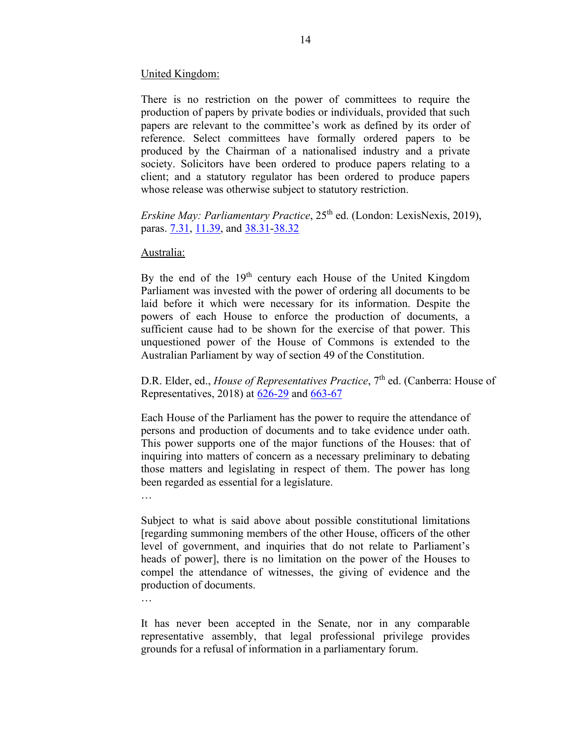United Kingdom:

There is no restriction on the power of committees to require the production of papers by private bodies or individuals, provided that such papers are relevant to the committee's work as defined by its order of reference. Select committees have formally ordered papers to be produced by the Chairman of a nationalised industry and a private society. Solicitors have been ordered to produce papers relating to a client; and a statutory regulator has been ordered to produce papers whose release was otherwise subject to statutory restriction.

*Erskine May: Parliamentary Practice*, 25th ed. (London: LexisNexis, 2019), paras. 7.31, 11.39, and 38.31-38.32

Australia:

By the end of the 19th century each House of the United Kingdom Parliament was invested with the power of ordering all documents to be laid before it which were necessary for its information. Despite the powers of each House to enforce the production of documents, a sufficient cause had to be shown for the exercise of that power. This unquestioned power of the House of Commons is extended to the Australian Parliament by way of section 49 of the Constitution.

D.R. Elder, ed., *House of Representatives Practice*, 7th ed. (Canberra: House of Representatives, 2018) at 626-29 and 663-67

Each House of the Parliament has the power to require the attendance of persons and production of documents and to take evidence under oath. This power supports one of the major functions of the Houses: that of inquiring into matters of concern as a necessary preliminary to debating those matters and legislating in respect of them. The power has long been regarded as essential for a legislature.

…

Subject to what is said above about possible constitutional limitations [regarding summoning members of the other House, officers of the other level of government, and inquiries that do not relate to Parliament's heads of power], there is no limitation on the power of the Houses to compel the attendance of witnesses, the giving of evidence and the production of documents.

…

It has never been accepted in the Senate, nor in any comparable representative assembly, that legal professional privilege provides grounds for a refusal of information in a parliamentary forum.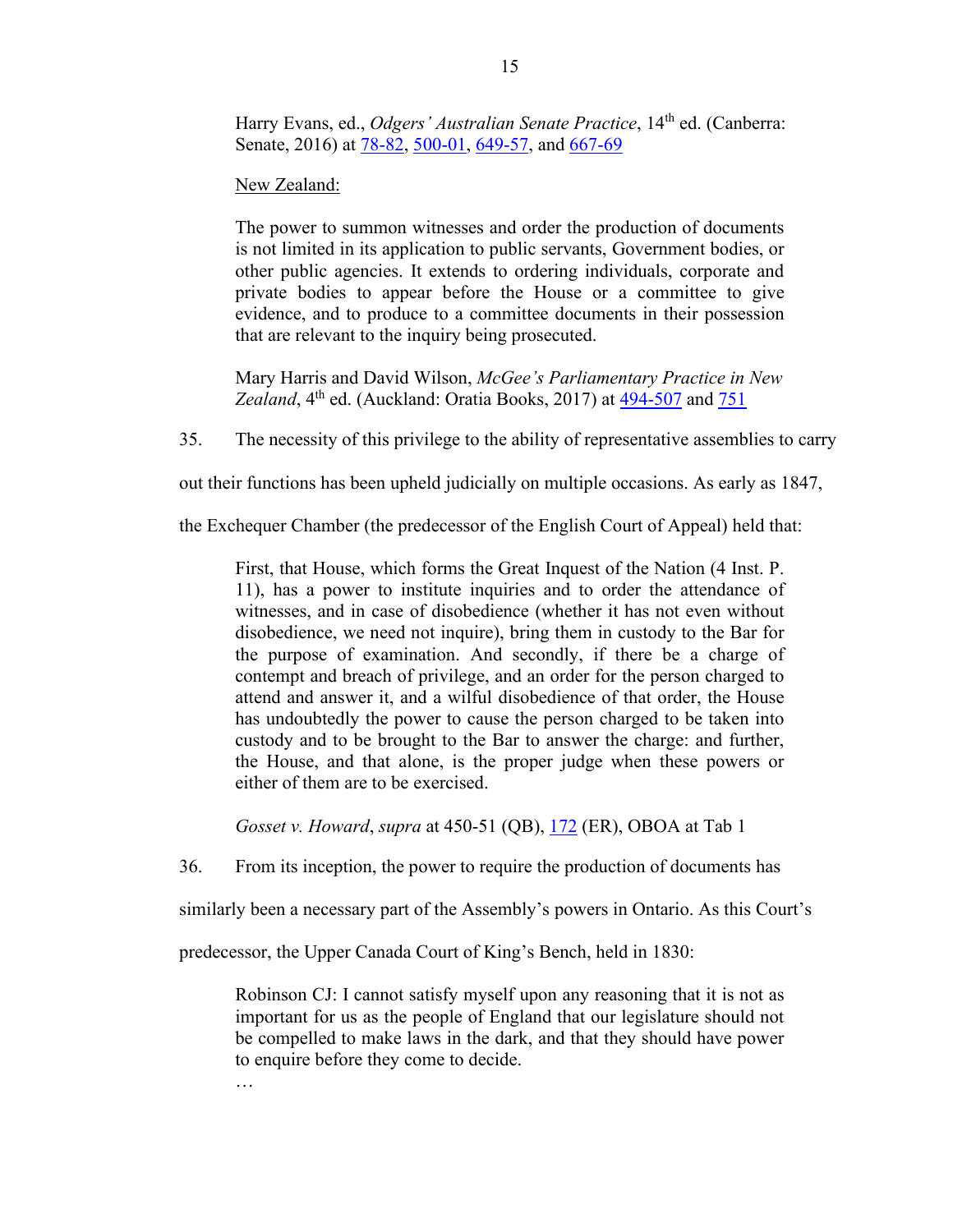Harry Evans, ed., *Odgers' Australian Senate Practice*, 14th ed. (Canberra: Senate, 2016) at 78-82, 500-01, 649-57, and 667-69

New Zealand:

> The power to summon witnesses and order the production of documents is not limited in its application to public servants, Government bodies, or other public agencies. It extends to ordering individuals, corporate and private bodies to appear before the House or a committee to give evidence, and to produce to a committee documents in their possession that are relevant to the inquiry being prosecuted.

Mary Harris and David Wilson, *McGee's Parliamentary Practice in New Zealand*, 4th ed. (Auckland: Oratia Books, 2017) at 494-507 and 751

35. The necessity of this privilege to the ability of representative assemblies to carry out their functions has been upheld judicially on multiple occasions. As early as 1847, the Exchequer Chamber (the predecessor of the English Court of Appeal) held that:

> First, that House, which forms the Great Inquest of the Nation (4 Inst. P. 11), has a power to institute inquiries and to order the attendance of witnesses, and in case of disobedience (whether it has not even without disobedience, we need not inquire), bring them in custody to the Bar for the purpose of examination. And secondly, if there be a charge of contempt and breach of privilege, and an order for the person charged to attend and answer it, and a wilful disobedience of that order, the House has undoubtedly the power to cause the person charged to be taken into custody and to be brought to the Bar to answer the charge: and further, the House, and that alone, is the proper judge when these powers or either of them are to be exercised.

*Gosset v. Howard*, *supra* at 450-51 (QB), 172 (ER), OBOA at Tab 1

36. From its inception, the power to require the production of documents has similarly been a necessary part of the Assembly's powers in Ontario. As this Court's predecessor, the Upper Canada Court of King's Bench, held in 1830:

> Robinson CJ: I cannot satisfy myself upon any reasoning that it is not as important for us as the people of England that our legislature should not be compelled to make laws in the dark, and that they should have power to enquire before they come to decide.
>
> …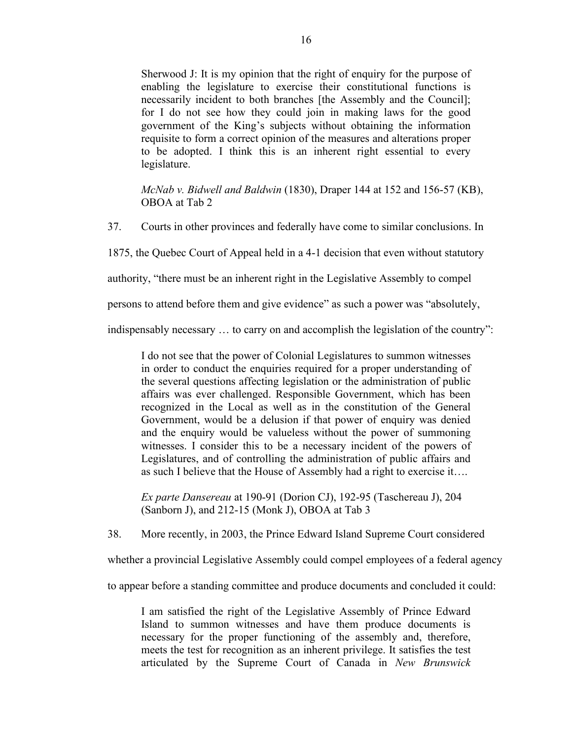> Sherwood J: It is my opinion that the right of enquiry for the purpose of enabling the legislature to exercise their constitutional functions is necessarily incident to both branches [the Assembly and the Council]; for I do not see how they could join in making laws for the good government of the King's subjects without obtaining the information requisite to form a correct opinion of the measures and alterations proper to be adopted. I think this is an inherent right essential to every legislature.
>
> *McNab v. Bidwell and Baldwin* (1830), Draper 144 at 152 and 156-57 (KB), OBOA at Tab 2

37. Courts in other provinces and federally have come to similar conclusions. In 1875, the Quebec Court of Appeal held in a 4-1 decision that even without statutory authority, "there must be an inherent right in the Legislative Assembly to compel persons to attend before them and give evidence" as such a power was "absolutely, indispensably necessary … to carry on and accomplish the legislation of the country":

> I do not see that the power of Colonial Legislatures to summon witnesses in order to conduct the enquiries required for a proper understanding of the several questions affecting legislation or the administration of public affairs was ever challenged. Responsible Government, which has been recognized in the Local as well as in the constitution of the General Government, would be a delusion if that power of enquiry was denied and the enquiry would be valueless without the power of summoning witnesses. I consider this to be a necessary incident of the powers of Legislatures, and of controlling the administration of public affairs and as such I believe that the House of Assembly had a right to exercise it….
>
> *Ex parte Dansereau* at 190-91 (Dorion CJ), 192-95 (Taschereau J), 204 (Sanborn J), and 212-15 (Monk J), OBOA at Tab 3

38. More recently, in 2003, the Prince Edward Island Supreme Court considered whether a provincial Legislative Assembly could compel employees of a federal agency to appear before a standing committee and produce documents and concluded it could:

> I am satisfied the right of the Legislative Assembly of Prince Edward Island to summon witnesses and have them produce documents is necessary for the proper functioning of the assembly and, therefore, meets the test for recognition as an inherent privilege. It satisfies the test articulated by the Supreme Court of Canada in *New Brunswick*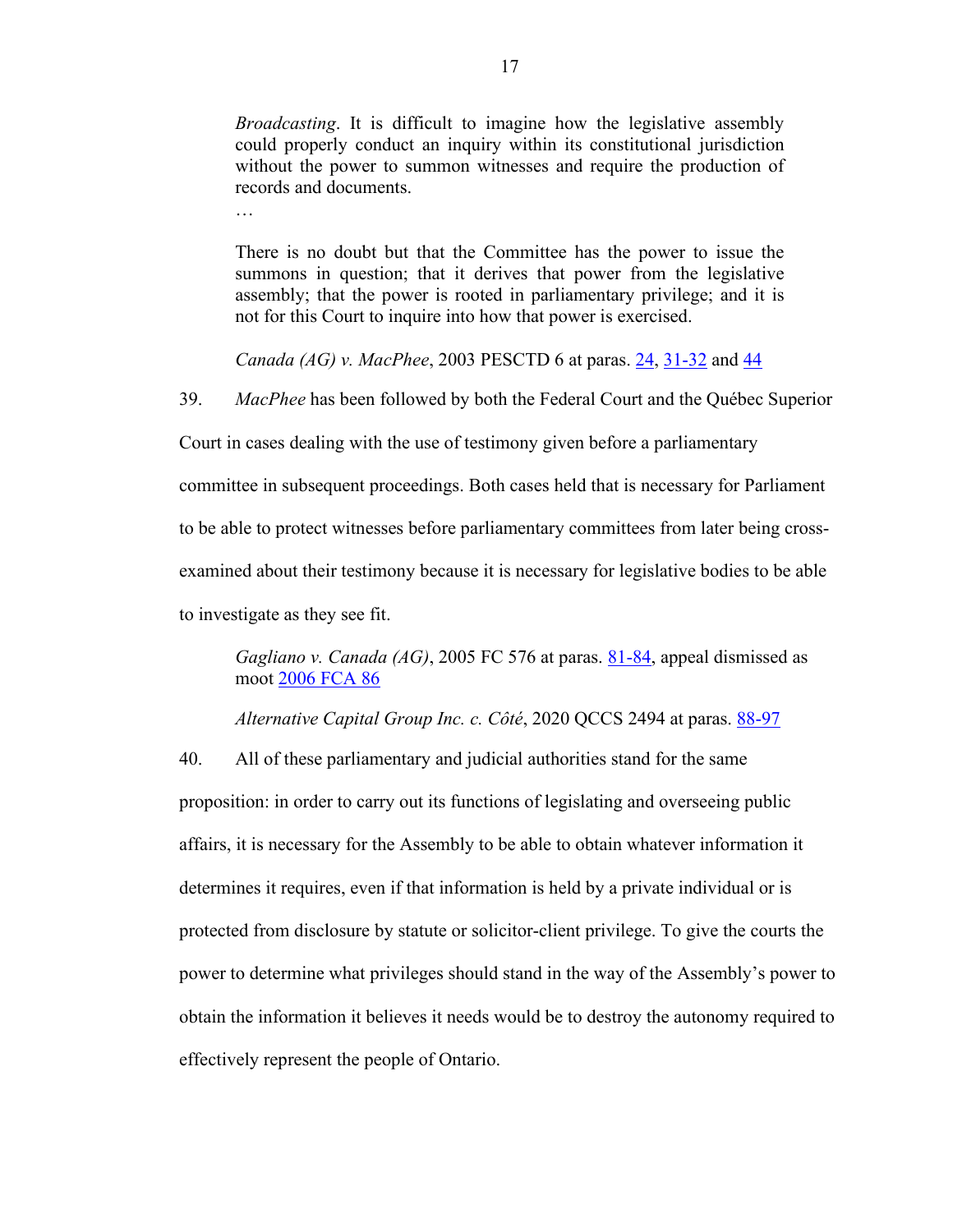> *Broadcasting*. It is difficult to imagine how the legislative assembly could properly conduct an inquiry within its constitutional jurisdiction without the power to summon witnesses and require the production of records and documents.
>
> …
>
> There is no doubt but that the Committee has the power to issue the summons in question; that it derives that power from the legislative assembly; that the power is rooted in parliamentary privilege; and it is not for this Court to inquire into how that power is exercised.
>
> *Canada (AG) v. MacPhee*, 2003 PESCTD 6 at paras. 24, 31-32 and 44

39. *MacPhee* has been followed by both the Federal Court and the Québec Superior Court in cases dealing with the use of testimony given before a parliamentary committee in subsequent proceedings. Both cases held that is necessary for Parliament to be able to protect witnesses before parliamentary committees from later being cross-examined about their testimony because it is necessary for legislative bodies to be able to investigate as they see fit.

> *Gagliano v. Canada (AG)*, 2005 FC 576 at paras. 81-84, appeal dismissed as moot 2006 FCA 86
>
> *Alternative Capital Group Inc. c. Côté*, 2020 QCCS 2494 at paras. 88-97

40. All of these parliamentary and judicial authorities stand for the same proposition: in order to carry out its functions of legislating and overseeing public affairs, it is necessary for the Assembly to be able to obtain whatever information it determines it requires, even if that information is held by a private individual or is protected from disclosure by statute or solicitor-client privilege. To give the courts the power to determine what privileges should stand in the way of the Assembly's power to obtain the information it believes it needs would be to destroy the autonomy required to effectively represent the people of Ontario.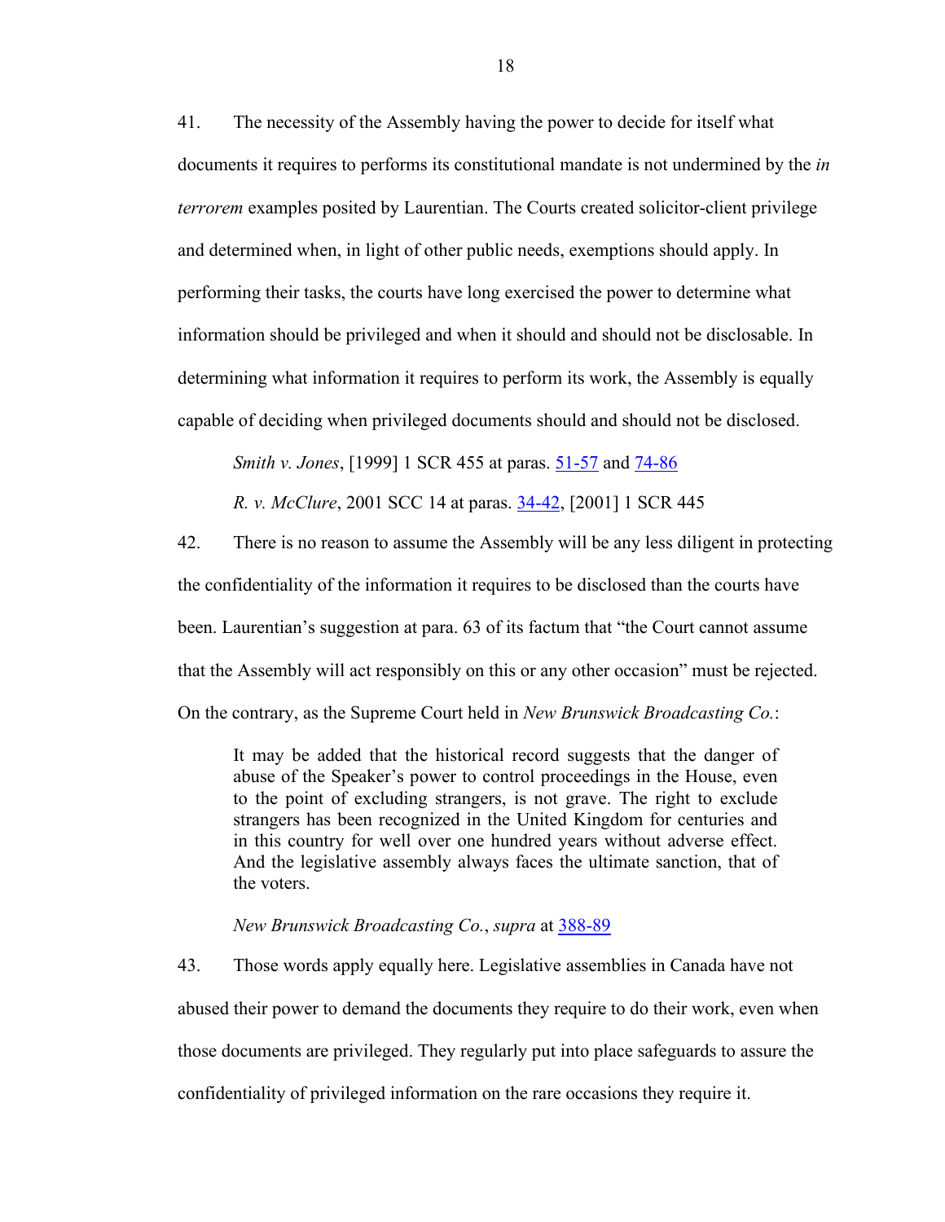41. The necessity of the Assembly having the power to decide for itself what documents it requires to performs its constitutional mandate is not undermined by the *in terrorem* examples posited by Laurentian. The Courts created solicitor-client privilege and determined when, in light of other public needs, exemptions should apply. In performing their tasks, the courts have long exercised the power to determine what information should be privileged and when it should and should not be disclosable. In determining what information it requires to perform its work, the Assembly is equally capable of deciding when privileged documents should and should not be disclosed.

> *Smith v. Jones*, [1999] 1 SCR 455 at paras. 51-57 and 74-86
>
> *R. v. McClure*, 2001 SCC 14 at paras. 34-42, [2001] 1 SCR 445

42. There is no reason to assume the Assembly will be any less diligent in protecting the confidentiality of the information it requires to be disclosed than the courts have been. Laurentian's suggestion at para. 63 of its factum that "the Court cannot assume that the Assembly will act responsibly on this or any other occasion" must be rejected. On the contrary, as the Supreme Court held in *New Brunswick Broadcasting Co.*:

> It may be added that the historical record suggests that the danger of abuse of the Speaker's power to control proceedings in the House, even to the point of excluding strangers, is not grave. The right to exclude strangers has been recognized in the United Kingdom for centuries and in this country for well over one hundred years without adverse effect. And the legislative assembly always faces the ultimate sanction, that of the voters.
>
> *New Brunswick Broadcasting Co.*, *supra* at 388-89

43. Those words apply equally here. Legislative assemblies in Canada have not abused their power to demand the documents they require to do their work, even when those documents are privileged. They regularly put into place safeguards to assure the confidentiality of privileged information on the rare occasions they require it.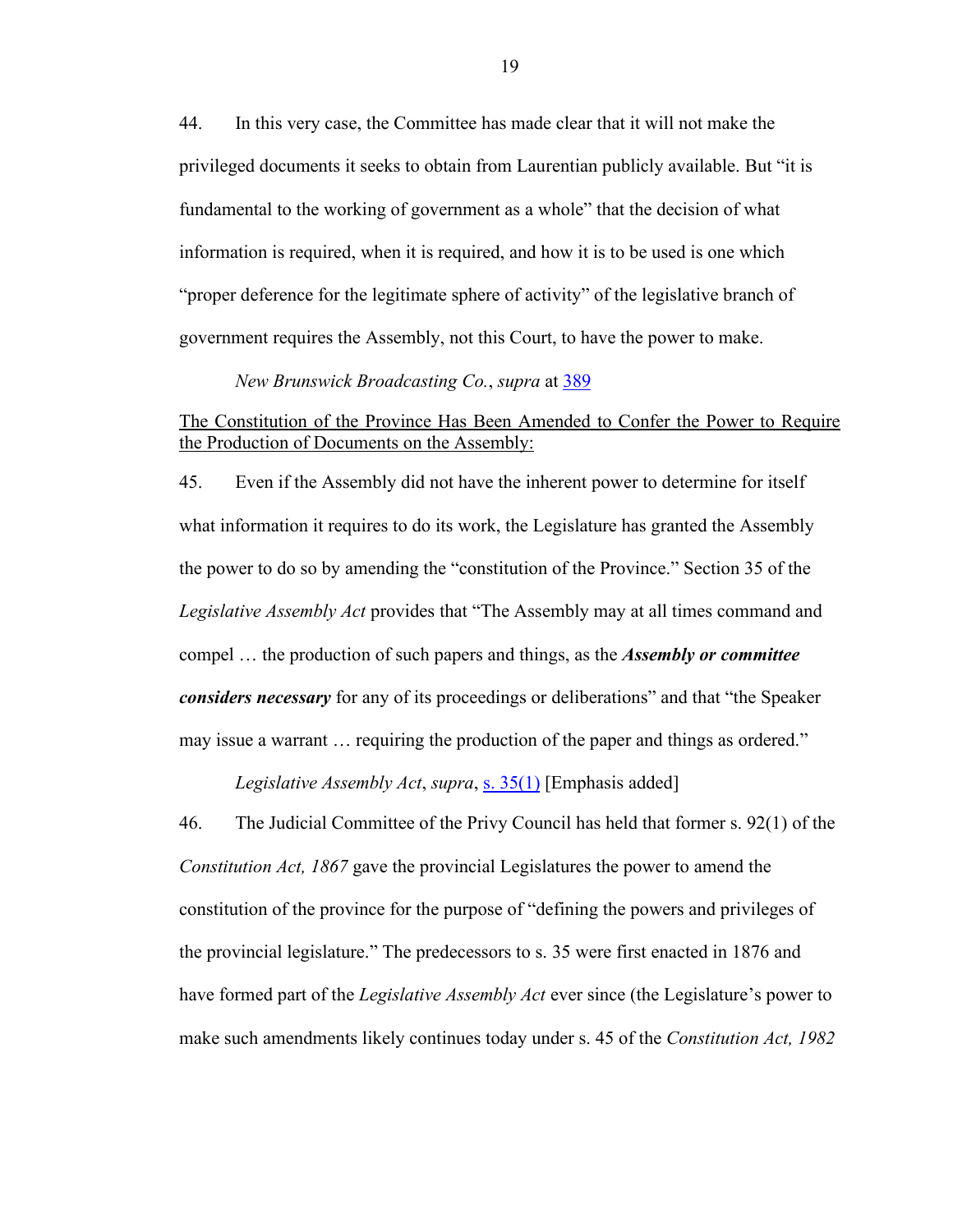44. In this very case, the Committee has made clear that it will not make the privileged documents it seeks to obtain from Laurentian publicly available. But "it is fundamental to the working of government as a whole" that the decision of what information is required, when it is required, and how it is to be used is one which "proper deference for the legitimate sphere of activity" of the legislative branch of government requires the Assembly, not this Court, to have the power to make.

*New Brunswick Broadcasting Co.*, *supra* at 389

<u>The Constitution of the Province Has Been Amended to Confer the Power to Require the Production of Documents on the Assembly:</u>

45. Even if the Assembly did not have the inherent power to determine for itself what information it requires to do its work, the Legislature has granted the Assembly the power to do so by amending the "constitution of the Province." Section 35 of the *Legislative Assembly Act* provides that "The Assembly may at all times command and compel … the production of such papers and things, as the ***Assembly or committee considers necessary*** for any of its proceedings or deliberations" and that "the Speaker may issue a warrant … requiring the production of the paper and things as ordered."

*Legislative Assembly Act*, *supra*, s. 35(1) [Emphasis added]

46. The Judicial Committee of the Privy Council has held that former s. 92(1) of the *Constitution Act, 1867* gave the provincial Legislatures the power to amend the constitution of the province for the purpose of "defining the powers and privileges of the provincial legislature." The predecessors to s. 35 were first enacted in 1876 and have formed part of the *Legislative Assembly Act* ever since (the Legislature's power to make such amendments likely continues today under s. 45 of the *Constitution Act, 1982*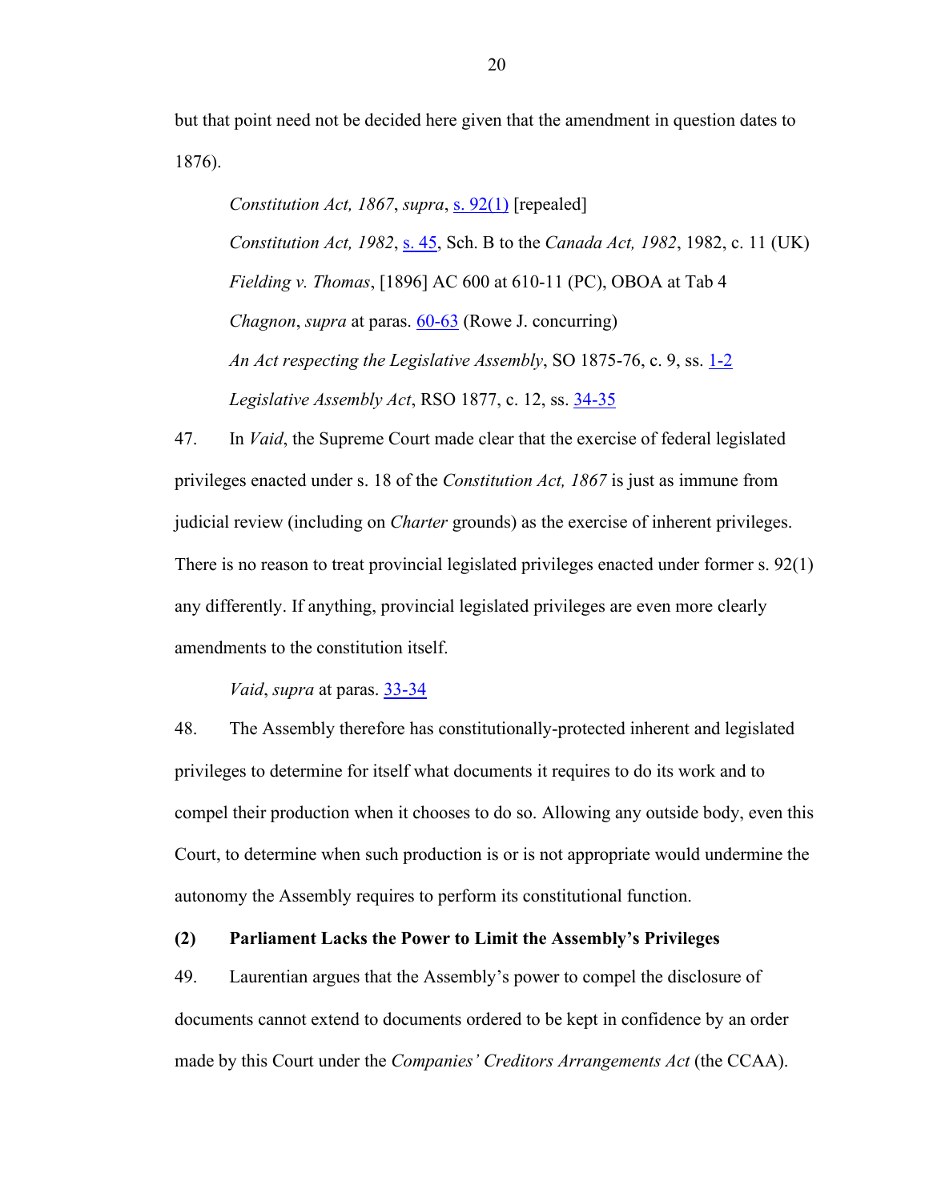but that point need not be decided here given that the amendment in question dates to 1876).

> *Constitution Act, 1867*, *supra*, s. 92(1) [repealed]
>
> *Constitution Act, 1982*, s. 45, Sch. B to the *Canada Act, 1982*, 1982, c. 11 (UK)
>
> *Fielding v. Thomas*, [1896] AC 600 at 610-11 (PC), OBOA at Tab 4
>
> *Chagnon*, *supra* at paras. 60-63 (Rowe J. concurring)
>
> *An Act respecting the Legislative Assembly*, SO 1875-76, c. 9, ss. 1-2
>
> *Legislative Assembly Act*, RSO 1877, c. 12, ss. 34-35

47. In *Vaid*, the Supreme Court made clear that the exercise of federal legislated privileges enacted under s. 18 of the *Constitution Act, 1867* is just as immune from judicial review (including on *Charter* grounds) as the exercise of inherent privileges. There is no reason to treat provincial legislated privileges enacted under former s. 92(1) any differently. If anything, provincial legislated privileges are even more clearly amendments to the constitution itself.

> *Vaid*, *supra* at paras. 33-34

48. The Assembly therefore has constitutionally-protected inherent and legislated privileges to determine for itself what documents it requires to do its work and to compel their production when it chooses to do so. Allowing any outside body, even this Court, to determine when such production is or is not appropriate would undermine the autonomy the Assembly requires to perform its constitutional function.

**(2) Parliament Lacks the Power to Limit the Assembly's Privileges**

49. Laurentian argues that the Assembly's power to compel the disclosure of documents cannot extend to documents ordered to be kept in confidence by an order made by this Court under the *Companies' Creditors Arrangements Act* (the CCAA).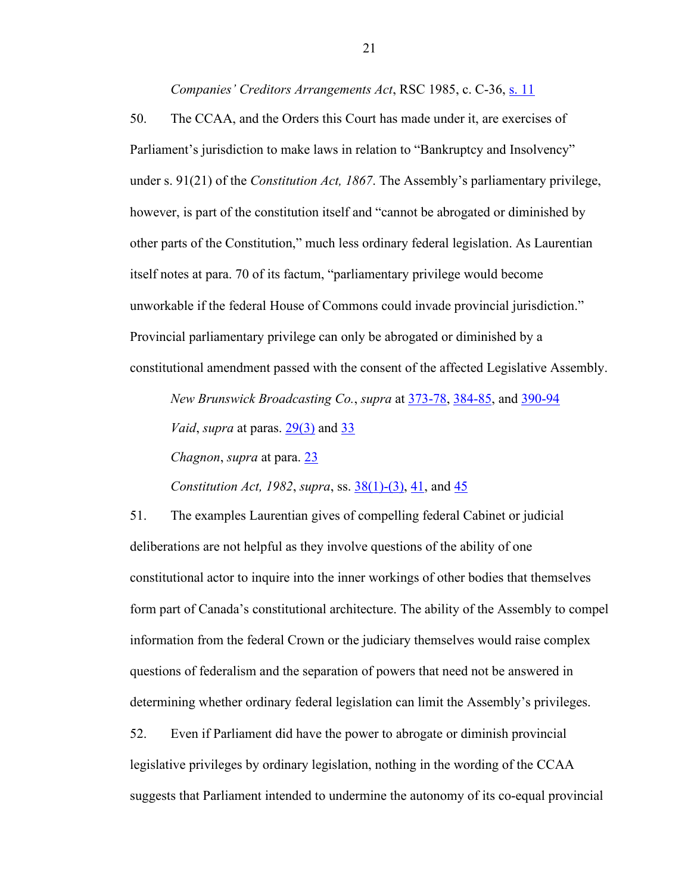*Companies' Creditors Arrangements Act*, RSC 1985, c. C-36, s. 11

50. The CCAA, and the Orders this Court has made under it, are exercises of Parliament's jurisdiction to make laws in relation to "Bankruptcy and Insolvency" under s. 91(21) of the *Constitution Act, 1867*. The Assembly's parliamentary privilege, however, is part of the constitution itself and "cannot be abrogated or diminished by other parts of the Constitution," much less ordinary federal legislation. As Laurentian itself notes at para. 70 of its factum, "parliamentary privilege would become unworkable if the federal House of Commons could invade provincial jurisdiction." Provincial parliamentary privilege can only be abrogated or diminished by a constitutional amendment passed with the consent of the affected Legislative Assembly.

*New Brunswick Broadcasting Co.*, *supra* at 373-78, 384-85, and 390-94

*Vaid*, *supra* at paras. 29(3) and 33

*Chagnon*, *supra* at para. 23

*Constitution Act, 1982*, *supra*, ss. 38(1)-(3), 41, and 45

51. The examples Laurentian gives of compelling federal Cabinet or judicial deliberations are not helpful as they involve questions of the ability of one constitutional actor to inquire into the inner workings of other bodies that themselves form part of Canada's constitutional architecture. The ability of the Assembly to compel information from the federal Crown or the judiciary themselves would raise complex questions of federalism and the separation of powers that need not be answered in determining whether ordinary federal legislation can limit the Assembly's privileges.

52. Even if Parliament did have the power to abrogate or diminish provincial legislative privileges by ordinary legislation, nothing in the wording of the CCAA suggests that Parliament intended to undermine the autonomy of its co-equal provincial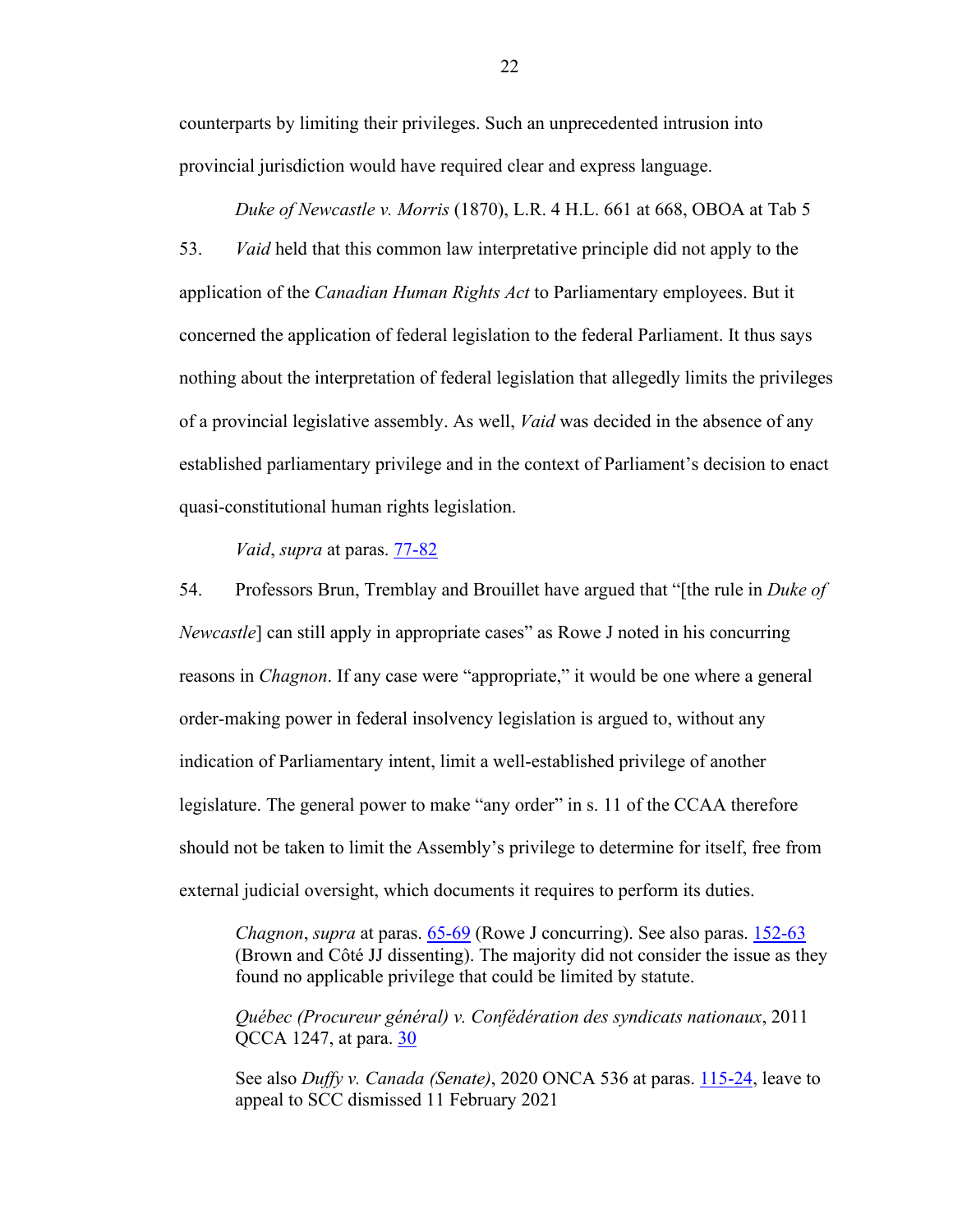counterparts by limiting their privileges. Such an unprecedented intrusion into provincial jurisdiction would have required clear and express language.

*Duke of Newcastle v. Morris* (1870), L.R. 4 H.L. 661 at 668, OBOA at Tab 5

53. *Vaid* held that this common law interpretative principle did not apply to the application of the *Canadian Human Rights Act* to Parliamentary employees. But it concerned the application of federal legislation to the federal Parliament. It thus says nothing about the interpretation of federal legislation that allegedly limits the privileges of a provincial legislative assembly. As well, *Vaid* was decided in the absence of any established parliamentary privilege and in the context of Parliament's decision to enact quasi-constitutional human rights legislation.

*Vaid*, *supra* at paras. 77-82

54. Professors Brun, Tremblay and Brouillet have argued that "[the rule in *Duke of Newcastle*] can still apply in appropriate cases" as Rowe J noted in his concurring reasons in *Chagnon*. If any case were "appropriate," it would be one where a general order-making power in federal insolvency legislation is argued to, without any indication of Parliamentary intent, limit a well-established privilege of another legislature. The general power to make "any order" in s. 11 of the CCAA therefore should not be taken to limit the Assembly's privilege to determine for itself, free from external judicial oversight, which documents it requires to perform its duties.

> *Chagnon*, *supra* at paras. 65-69 (Rowe J concurring). See also paras. 152-63 (Brown and Côté JJ dissenting). The majority did not consider the issue as they found no applicable privilege that could be limited by statute.
>
> *Québec (Procureur général) v. Confédération des syndicats nationaux*, 2011 QCCA 1247, at para. 30
>
> See also *Duffy v. Canada (Senate)*, 2020 ONCA 536 at paras. 115-24, leave to appeal to SCC dismissed 11 February 2021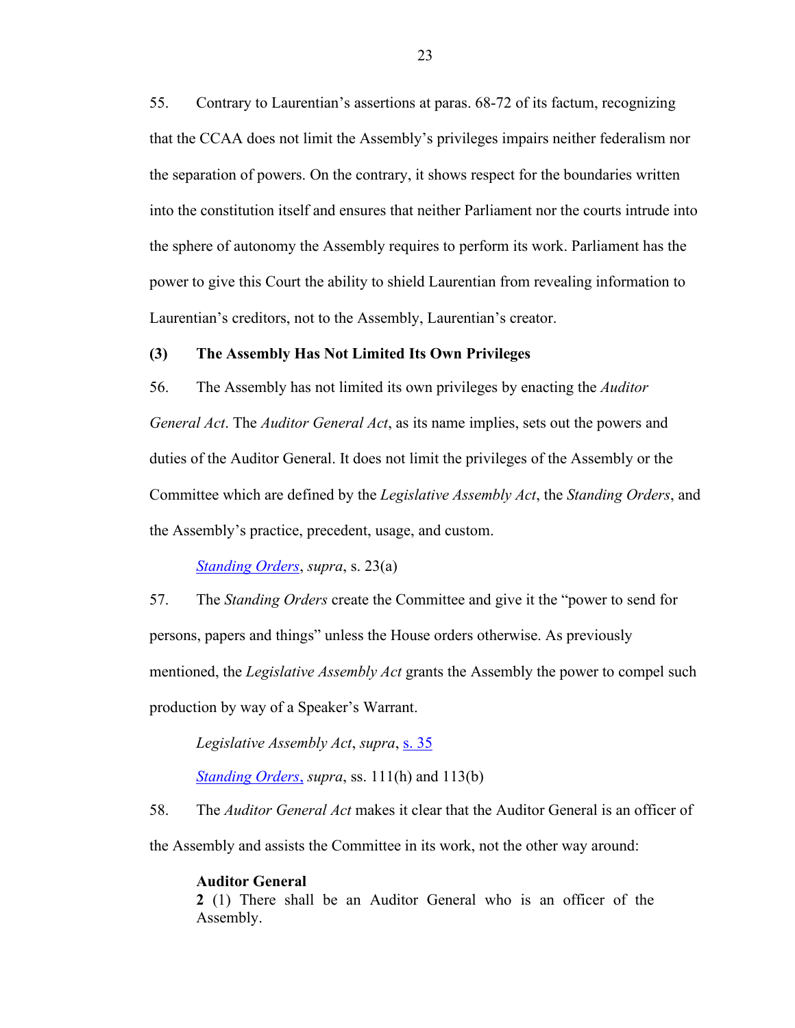55. Contrary to Laurentian's assertions at paras. 68-72 of its factum, recognizing that the CCAA does not limit the Assembly's privileges impairs neither federalism nor the separation of powers. On the contrary, it shows respect for the boundaries written into the constitution itself and ensures that neither Parliament nor the courts intrude into the sphere of autonomy the Assembly requires to perform its work. Parliament has the power to give this Court the ability to shield Laurentian from revealing information to Laurentian's creditors, not to the Assembly, Laurentian's creator.

**(3) The Assembly Has Not Limited Its Own Privileges**

56. The Assembly has not limited its own privileges by enacting the *Auditor General Act*. The *Auditor General Act*, as its name implies, sets out the powers and duties of the Auditor General. It does not limit the privileges of the Assembly or the Committee which are defined by the *Legislative Assembly Act*, the *Standing Orders*, and the Assembly's practice, precedent, usage, and custom.

> *Standing Orders*, *supra*, s. 23(a)

57. The *Standing Orders* create the Committee and give it the "power to send for persons, papers and things" unless the House orders otherwise. As previously mentioned, the *Legislative Assembly Act* grants the Assembly the power to compel such production by way of a Speaker's Warrant.

> *Legislative Assembly Act*, *supra*, s. 35
>
> *Standing Orders,* *supra*, ss. 111(h) and 113(b)

58. The *Auditor General Act* makes it clear that the Auditor General is an officer of the Assembly and assists the Committee in its work, not the other way around:

> **Auditor General**
> **2** (1) There shall be an Auditor General who is an officer of the Assembly.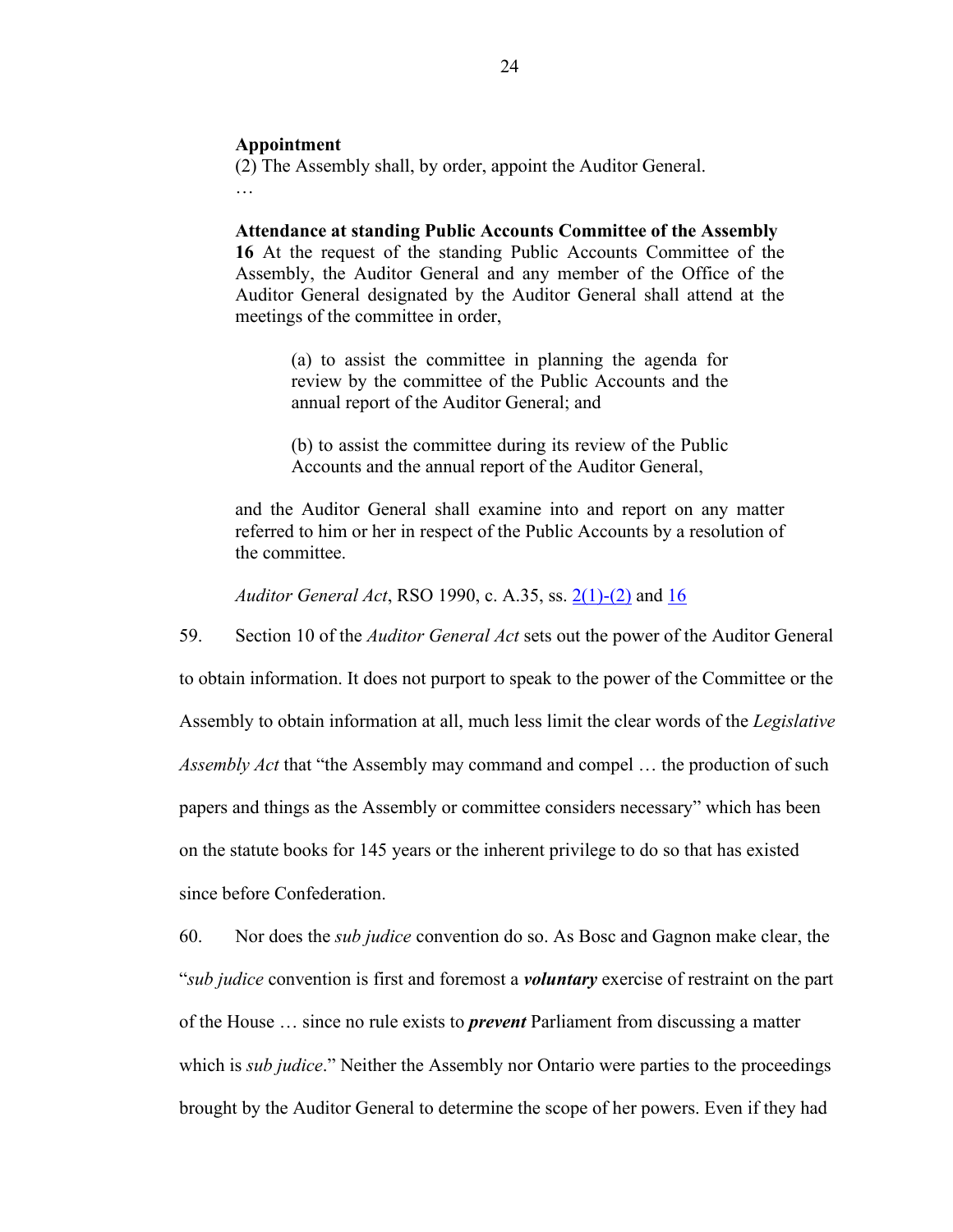**Appointment**
(2) The Assembly shall, by order, appoint the Auditor General.
…

**Attendance at standing Public Accounts Committee of the Assembly**
**16** At the request of the standing Public Accounts Committee of the Assembly, the Auditor General and any member of the Office of the Auditor General designated by the Auditor General shall attend at the meetings of the committee in order,

> (a) to assist the committee in planning the agenda for review by the committee of the Public Accounts and the annual report of the Auditor General; and
>
> (b) to assist the committee during its review of the Public Accounts and the annual report of the Auditor General,

and the Auditor General shall examine into and report on any matter referred to him or her in respect of the Public Accounts by a resolution of the committee.

*Auditor General Act*, RSO 1990, c. A.35, ss. 2(1)-(2) and 16

59. Section 10 of the *Auditor General Act* sets out the power of the Auditor General to obtain information. It does not purport to speak to the power of the Committee or the Assembly to obtain information at all, much less limit the clear words of the *Legislative Assembly Act* that "the Assembly may command and compel … the production of such papers and things as the Assembly or committee considers necessary" which has been on the statute books for 145 years or the inherent privilege to do so that has existed since before Confederation.

60. Nor does the *sub judice* convention do so. As Bosc and Gagnon make clear, the "*sub judice* convention is first and foremost a ***voluntary*** exercise of restraint on the part of the House … since no rule exists to ***prevent*** Parliament from discussing a matter which is *sub judice*." Neither the Assembly nor Ontario were parties to the proceedings brought by the Auditor General to determine the scope of her powers. Even if they had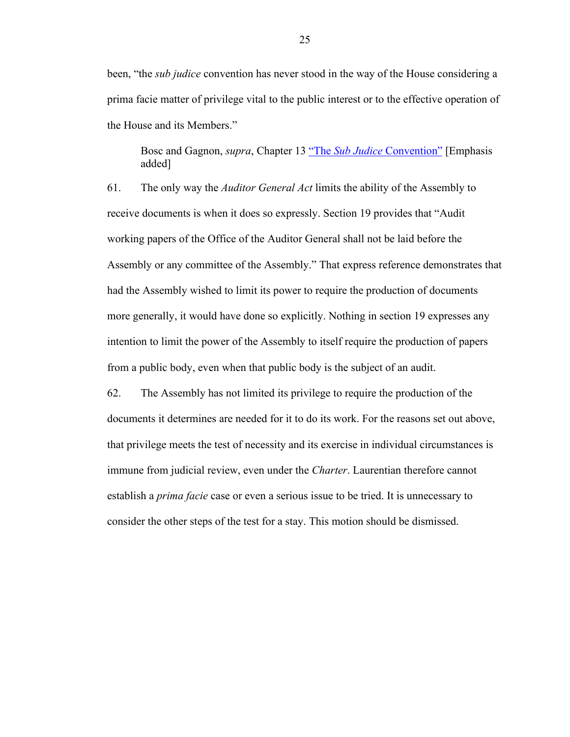been, "the *sub judice* convention has never stood in the way of the House considering a prima facie matter of privilege vital to the public interest or to the effective operation of the House and its Members."

> Bosc and Gagnon, *supra*, Chapter 13 "The *Sub Judice* Convention" [Emphasis added]

61. The only way the *Auditor General Act* limits the ability of the Assembly to receive documents is when it does so expressly. Section 19 provides that "Audit working papers of the Office of the Auditor General shall not be laid before the Assembly or any committee of the Assembly." That express reference demonstrates that had the Assembly wished to limit its power to require the production of documents more generally, it would have done so explicitly. Nothing in section 19 expresses any intention to limit the power of the Assembly to itself require the production of papers from a public body, even when that public body is the subject of an audit.

62. The Assembly has not limited its privilege to require the production of the documents it determines are needed for it to do its work. For the reasons set out above, that privilege meets the test of necessity and its exercise in individual circumstances is immune from judicial review, even under the *Charter*. Laurentian therefore cannot establish a *prima facie* case or even a serious issue to be tried. It is unnecessary to consider the other steps of the test for a stay. This motion should be dismissed.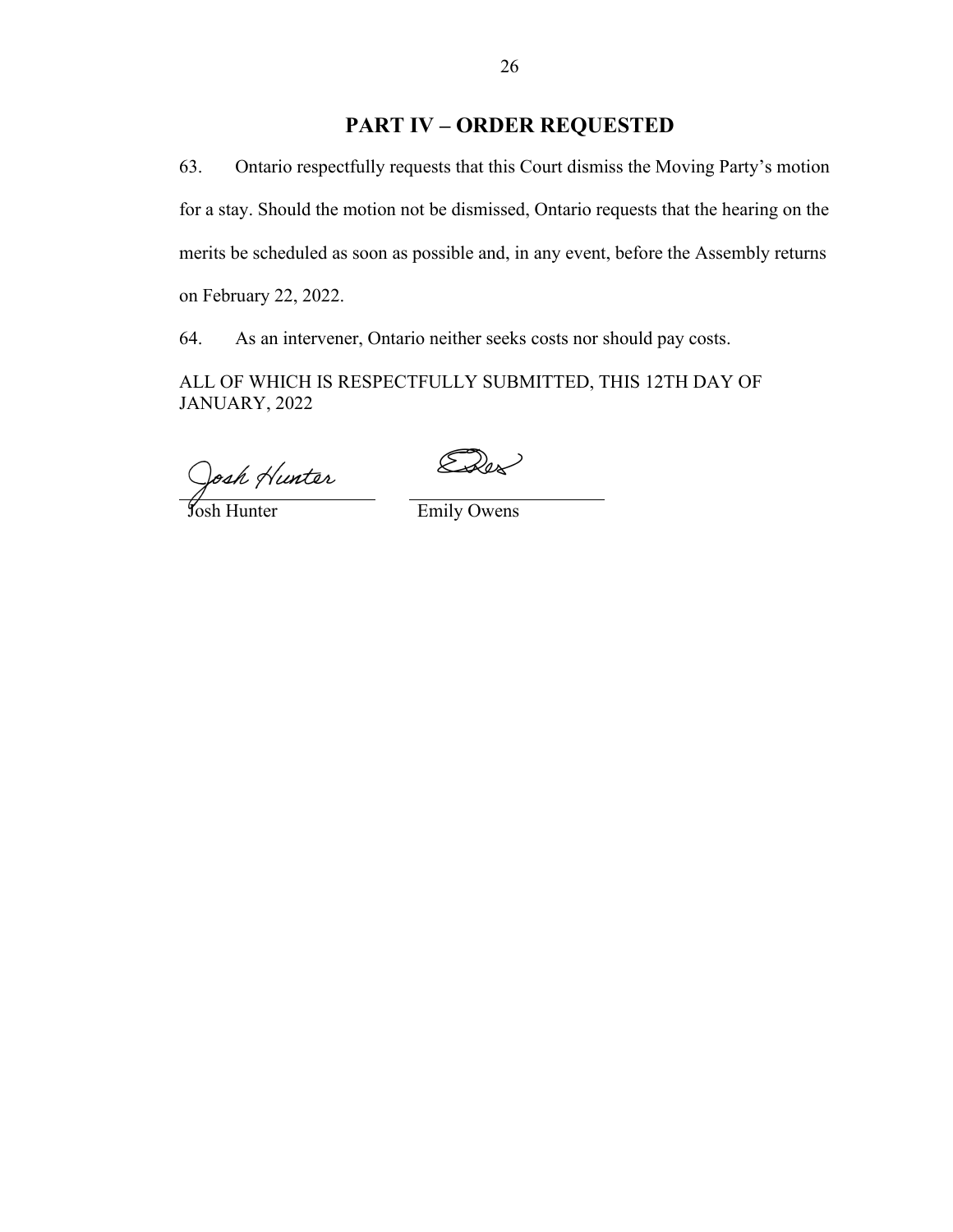## PART IV – ORDER REQUESTED

63. Ontario respectfully requests that this Court dismiss the Moving Party's motion for a stay. Should the motion not be dismissed, Ontario requests that the hearing on the merits be scheduled as soon as possible and, in any event, before the Assembly returns on February 22, 2022.

64. As an intervener, Ontario neither seeks costs nor should pay costs.

ALL OF WHICH IS RESPECTFULLY SUBMITTED, THIS 12TH DAY OF JANUARY, 2022

Josh Hunter

Emily Owens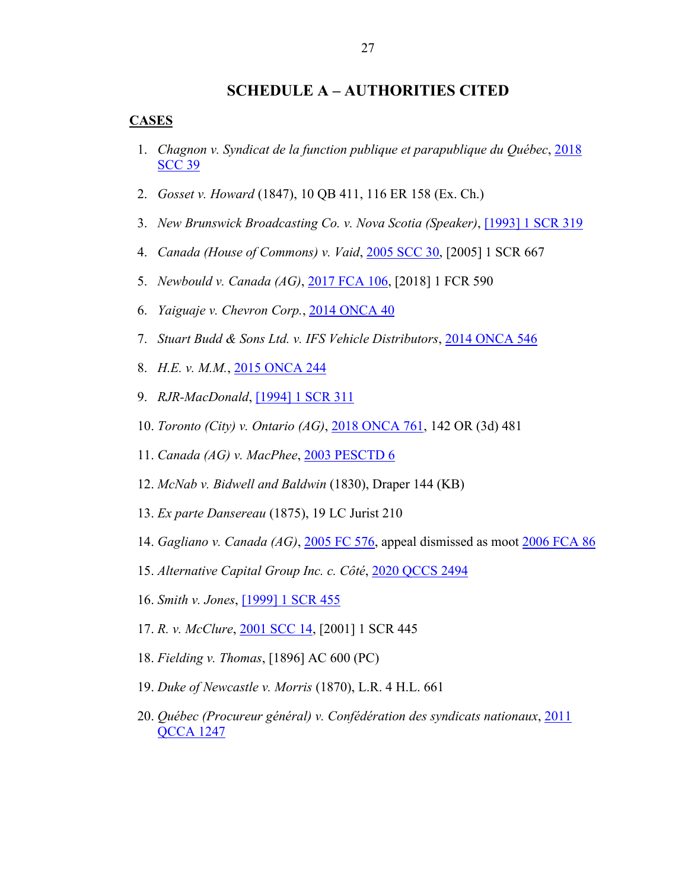# SCHEDULE A – AUTHORITIES CITED

**CASES**

1. *Chagnon v. Syndicat de la function publique et parapublique du Québec*, 2018 SCC 39
2. *Gosset v. Howard* (1847), 10 QB 411, 116 ER 158 (Ex. Ch.)
3. *New Brunswick Broadcasting Co. v. Nova Scotia (Speaker)*, [1993] 1 SCR 319
4. *Canada (House of Commons) v. Vaid*, 2005 SCC 30, [2005] 1 SCR 667
5. *Newbould v. Canada (AG)*, 2017 FCA 106, [2018] 1 FCR 590
6. *Yaiguaje v. Chevron Corp.*, 2014 ONCA 40
7. *Stuart Budd & Sons Ltd. v. IFS Vehicle Distributors*, 2014 ONCA 546
8. *H.E. v. M.M.*, 2015 ONCA 244
9. *RJR-MacDonald*, [1994] 1 SCR 311
10. *Toronto (City) v. Ontario (AG)*, 2018 ONCA 761, 142 OR (3d) 481
11. *Canada (AG) v. MacPhee*, 2003 PESCTD 6
12. *McNab v. Bidwell and Baldwin* (1830), Draper 144 (KB)
13. *Ex parte Dansereau* (1875), 19 LC Jurist 210
14. *Gagliano v. Canada (AG)*, 2005 FC 576, appeal dismissed as moot 2006 FCA 86
15. *Alternative Capital Group Inc. c. Côté*, 2020 QCCS 2494
16. *Smith v. Jones*, [1999] 1 SCR 455
17. *R. v. McClure*, 2001 SCC 14, [2001] 1 SCR 445
18. *Fielding v. Thomas*, [1896] AC 600 (PC)
19. *Duke of Newcastle v. Morris* (1870), L.R. 4 H.L. 661
20. *Québec (Procureur général) v. Confédération des syndicats nationaux*, 2011 QCCA 1247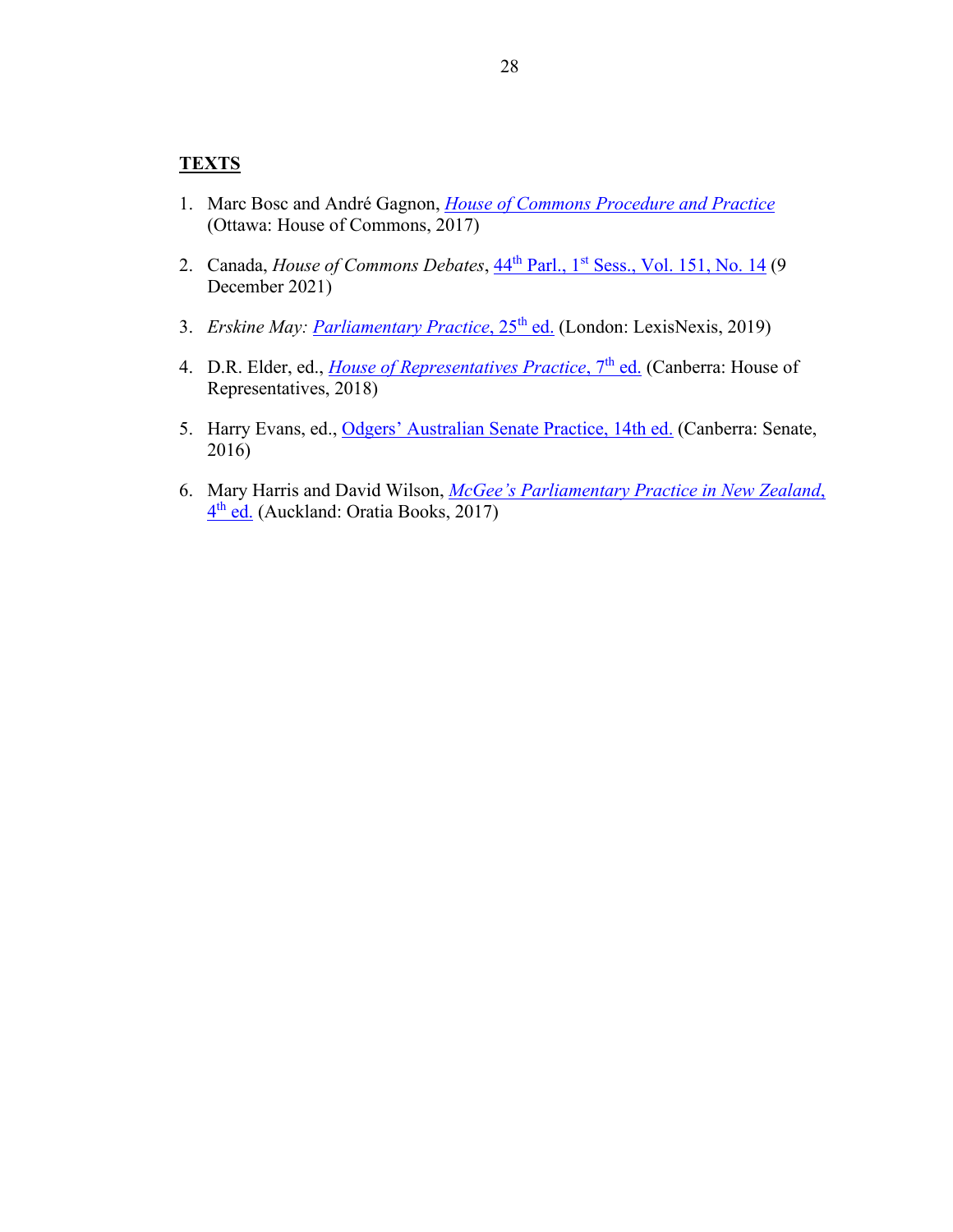## TEXTS

1. Marc Bosc and André Gagnon, *House of Commons Procedure and Practice* (Ottawa: House of Commons, 2017)

2. Canada, *House of Commons Debates*, 44th Parl., 1st Sess., Vol. 151, No. 14 (9 December 2021)

3. *Erskine May: Parliamentary Practice*, 25th ed. (London: LexisNexis, 2019)

4. D.R. Elder, ed., *House of Representatives Practice*, 7th ed. (Canberra: House of Representatives, 2018)

5. Harry Evans, ed., Odgers' Australian Senate Practice, 14th ed. (Canberra: Senate, 2016)

6. Mary Harris and David Wilson, *McGee's Parliamentary Practice in New Zealand*, 4th ed. (Auckland: Oratia Books, 2017)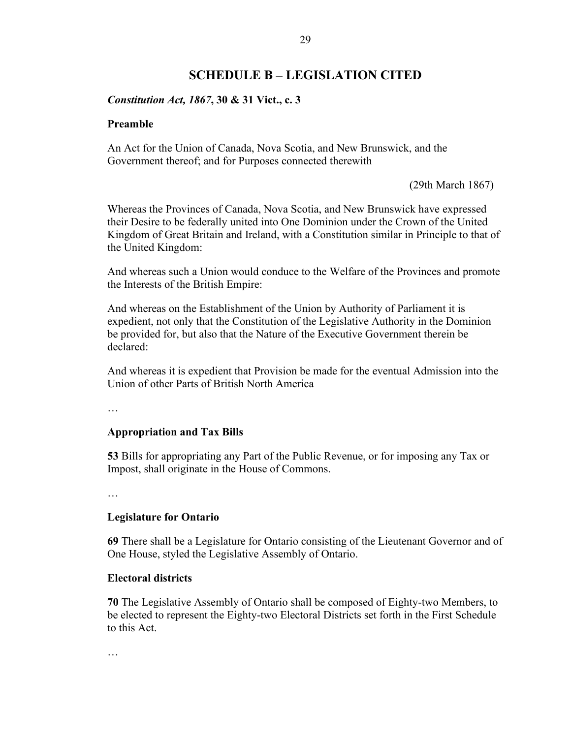# SCHEDULE B – LEGISLATION CITED

***Constitution Act, 1867*, 30 & 31 Vict., c. 3**

**Preamble**

An Act for the Union of Canada, Nova Scotia, and New Brunswick, and the Government thereof; and for Purposes connected therewith

(29th March 1867)

Whereas the Provinces of Canada, Nova Scotia, and New Brunswick have expressed their Desire to be federally united into One Dominion under the Crown of the United Kingdom of Great Britain and Ireland, with a Constitution similar in Principle to that of the United Kingdom:

And whereas such a Union would conduce to the Welfare of the Provinces and promote the Interests of the British Empire:

And whereas on the Establishment of the Union by Authority of Parliament it is expedient, not only that the Constitution of the Legislative Authority in the Dominion be provided for, but also that the Nature of the Executive Government therein be declared:

And whereas it is expedient that Provision be made for the eventual Admission into the Union of other Parts of British North America

…

**Appropriation and Tax Bills**

**53** Bills for appropriating any Part of the Public Revenue, or for imposing any Tax or Impost, shall originate in the House of Commons.

…

**Legislature for Ontario**

**69** There shall be a Legislature for Ontario consisting of the Lieutenant Governor and of One House, styled the Legislative Assembly of Ontario.

**Electoral districts**

**70** The Legislative Assembly of Ontario shall be composed of Eighty-two Members, to be elected to represent the Eighty-two Electoral Districts set forth in the First Schedule to this Act.

…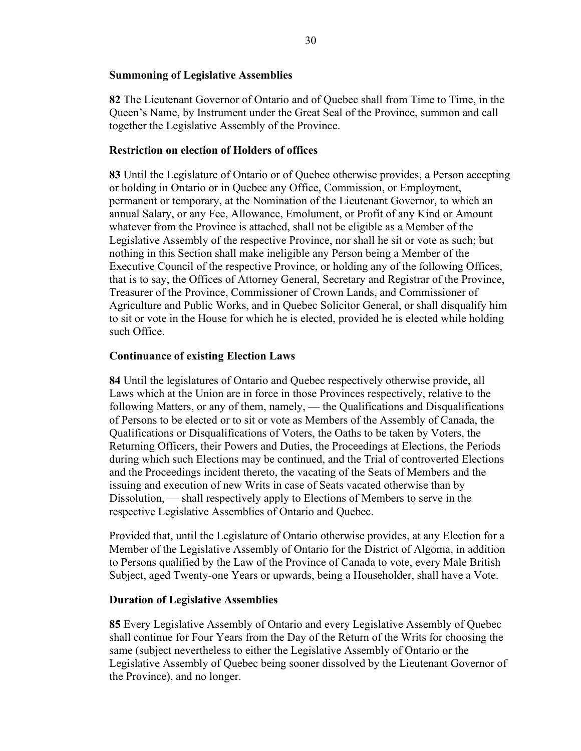### Summoning of Legislative Assemblies

**82** The Lieutenant Governor of Ontario and of Quebec shall from Time to Time, in the Queen's Name, by Instrument under the Great Seal of the Province, summon and call together the Legislative Assembly of the Province.

### Restriction on election of Holders of offices

**83** Until the Legislature of Ontario or of Quebec otherwise provides, a Person accepting or holding in Ontario or in Quebec any Office, Commission, or Employment, permanent or temporary, at the Nomination of the Lieutenant Governor, to which an annual Salary, or any Fee, Allowance, Emolument, or Profit of any Kind or Amount whatever from the Province is attached, shall not be eligible as a Member of the Legislative Assembly of the respective Province, nor shall he sit or vote as such; but nothing in this Section shall make ineligible any Person being a Member of the Executive Council of the respective Province, or holding any of the following Offices, that is to say, the Offices of Attorney General, Secretary and Registrar of the Province, Treasurer of the Province, Commissioner of Crown Lands, and Commissioner of Agriculture and Public Works, and in Quebec Solicitor General, or shall disqualify him to sit or vote in the House for which he is elected, provided he is elected while holding such Office.

### Continuance of existing Election Laws

**84** Until the legislatures of Ontario and Quebec respectively otherwise provide, all Laws which at the Union are in force in those Provinces respectively, relative to the following Matters, or any of them, namely, — the Qualifications and Disqualifications of Persons to be elected or to sit or vote as Members of the Assembly of Canada, the Qualifications or Disqualifications of Voters, the Oaths to be taken by Voters, the Returning Officers, their Powers and Duties, the Proceedings at Elections, the Periods during which such Elections may be continued, and the Trial of controverted Elections and the Proceedings incident thereto, the vacating of the Seats of Members and the issuing and execution of new Writs in case of Seats vacated otherwise than by Dissolution, — shall respectively apply to Elections of Members to serve in the respective Legislative Assemblies of Ontario and Quebec.

Provided that, until the Legislature of Ontario otherwise provides, at any Election for a Member of the Legislative Assembly of Ontario for the District of Algoma, in addition to Persons qualified by the Law of the Province of Canada to vote, every Male British Subject, aged Twenty-one Years or upwards, being a Householder, shall have a Vote.

### Duration of Legislative Assemblies

**85** Every Legislative Assembly of Ontario and every Legislative Assembly of Quebec shall continue for Four Years from the Day of the Return of the Writs for choosing the same (subject nevertheless to either the Legislative Assembly of Ontario or the Legislative Assembly of Quebec being sooner dissolved by the Lieutenant Governor of the Province), and no longer.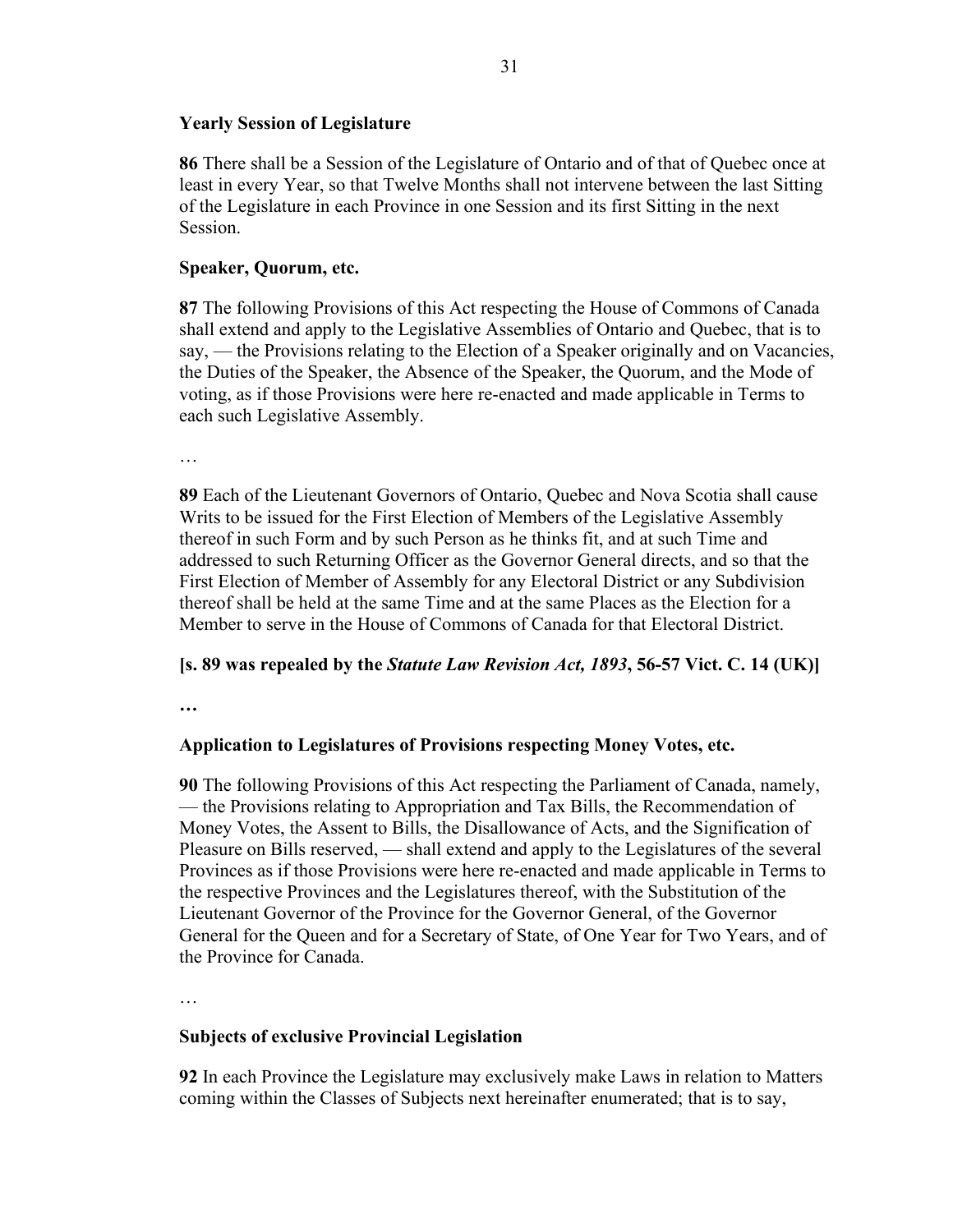### Yearly Session of Legislature

**86** There shall be a Session of the Legislature of Ontario and of that of Quebec once at least in every Year, so that Twelve Months shall not intervene between the last Sitting of the Legislature in each Province in one Session and its first Sitting in the next Session.

### Speaker, Quorum, etc.

**87** The following Provisions of this Act respecting the House of Commons of Canada shall extend and apply to the Legislative Assemblies of Ontario and Quebec, that is to say, — the Provisions relating to the Election of a Speaker originally and on Vacancies, the Duties of the Speaker, the Absence of the Speaker, the Quorum, and the Mode of voting, as if those Provisions were here re-enacted and made applicable in Terms to each such Legislative Assembly.

…

**89** Each of the Lieutenant Governors of Ontario, Quebec and Nova Scotia shall cause Writs to be issued for the First Election of Members of the Legislative Assembly thereof in such Form and by such Person as he thinks fit, and at such Time and addressed to such Returning Officer as the Governor General directs, and so that the First Election of Member of Assembly for any Electoral District or any Subdivision thereof shall be held at the same Time and at the same Places as the Election for a Member to serve in the House of Commons of Canada for that Electoral District.

**[s. 89 was repealed by the *Statute Law Revision Act, 1893*, 56-57 Vict. C. 14 (UK)]**

**…**

### Application to Legislatures of Provisions respecting Money Votes, etc.

**90** The following Provisions of this Act respecting the Parliament of Canada, namely, — the Provisions relating to Appropriation and Tax Bills, the Recommendation of Money Votes, the Assent to Bills, the Disallowance of Acts, and the Signification of Pleasure on Bills reserved, — shall extend and apply to the Legislatures of the several Provinces as if those Provisions were here re-enacted and made applicable in Terms to the respective Provinces and the Legislatures thereof, with the Substitution of the Lieutenant Governor of the Province for the Governor General, of the Governor General for the Queen and for a Secretary of State, of One Year for Two Years, and of the Province for Canada.

…

### Subjects of exclusive Provincial Legislation

**92** In each Province the Legislature may exclusively make Laws in relation to Matters coming within the Classes of Subjects next hereinafter enumerated; that is to say,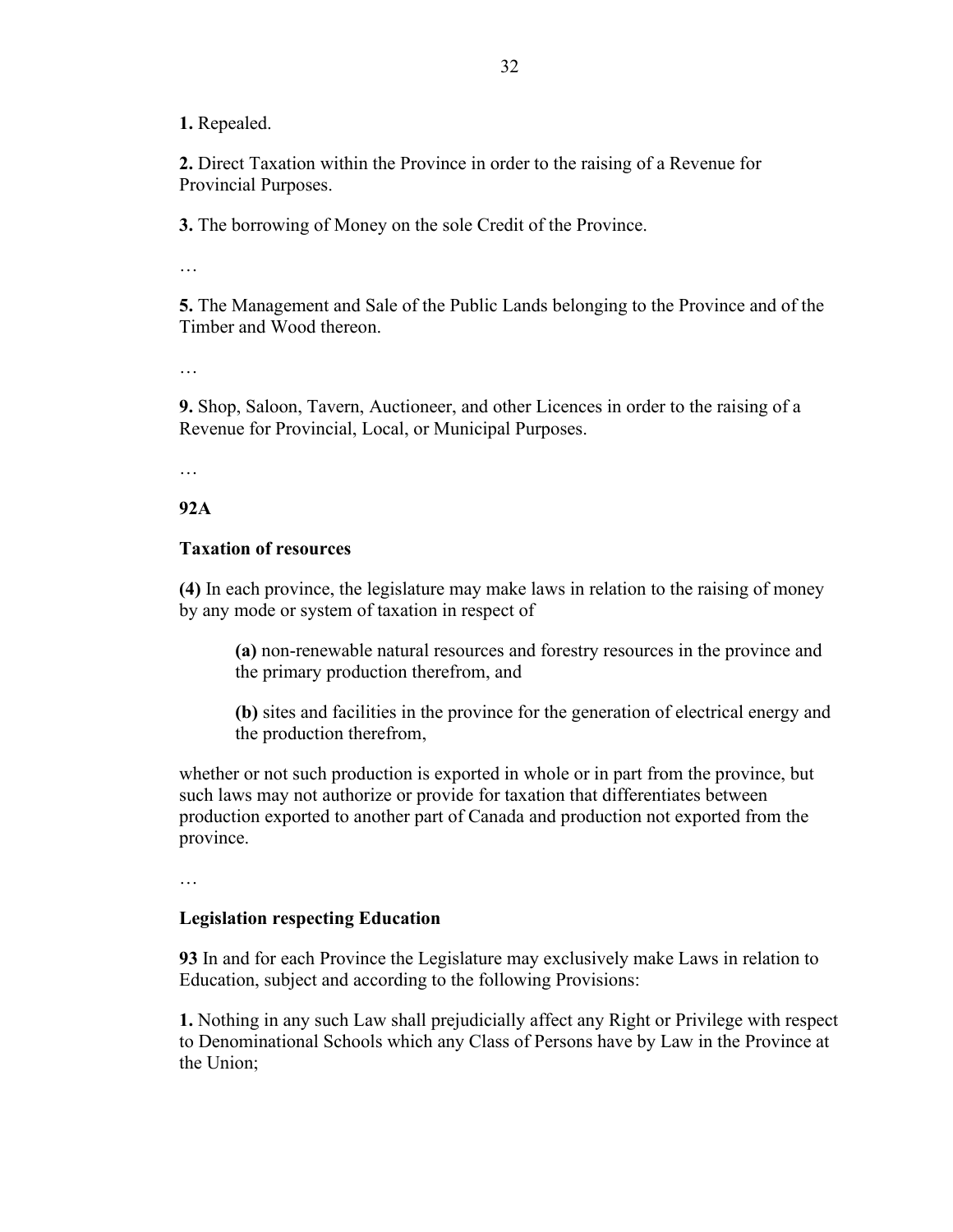**1.** Repealed.

**2.** Direct Taxation within the Province in order to the raising of a Revenue for Provincial Purposes.

**3.** The borrowing of Money on the sole Credit of the Province.

…

**5.** The Management and Sale of the Public Lands belonging to the Province and of the Timber and Wood thereon.

…

**9.** Shop, Saloon, Tavern, Auctioneer, and other Licences in order to the raising of a Revenue for Provincial, Local, or Municipal Purposes.

…

**92A**

**Taxation of resources**

**(4)** In each province, the legislature may make laws in relation to the raising of money by any mode or system of taxation in respect of

> **(a)** non-renewable natural resources and forestry resources in the province and the primary production therefrom, and
>
> **(b)** sites and facilities in the province for the generation of electrical energy and the production therefrom,

whether or not such production is exported in whole or in part from the province, but such laws may not authorize or provide for taxation that differentiates between production exported to another part of Canada and production not exported from the province.

…

**Legislation respecting Education**

**93** In and for each Province the Legislature may exclusively make Laws in relation to Education, subject and according to the following Provisions:

**1.** Nothing in any such Law shall prejudicially affect any Right or Privilege with respect to Denominational Schools which any Class of Persons have by Law in the Province at the Union;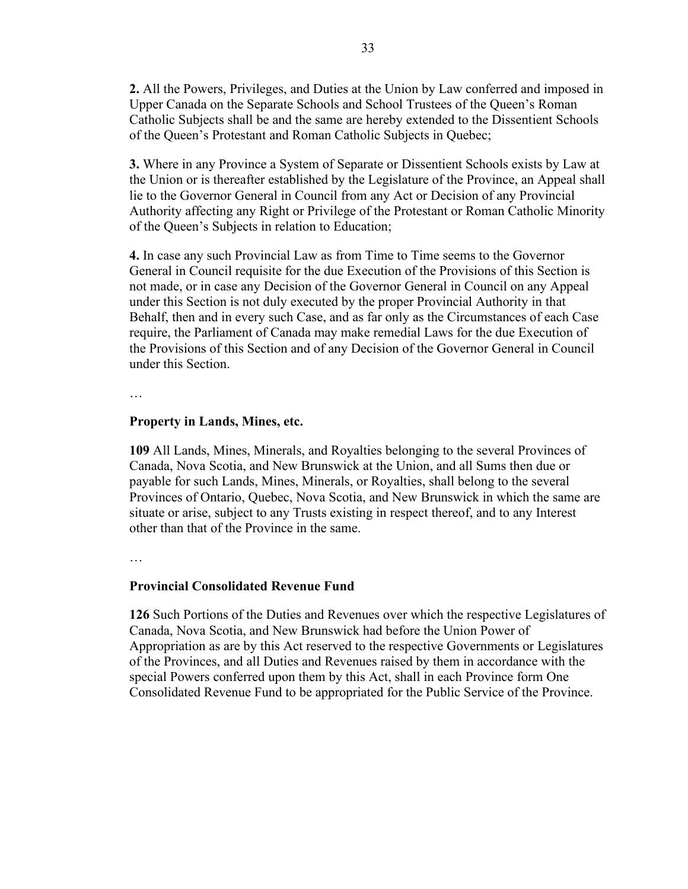**2.** All the Powers, Privileges, and Duties at the Union by Law conferred and imposed in Upper Canada on the Separate Schools and School Trustees of the Queen's Roman Catholic Subjects shall be and the same are hereby extended to the Dissentient Schools of the Queen's Protestant and Roman Catholic Subjects in Quebec;

**3.** Where in any Province a System of Separate or Dissentient Schools exists by Law at the Union or is thereafter established by the Legislature of the Province, an Appeal shall lie to the Governor General in Council from any Act or Decision of any Provincial Authority affecting any Right or Privilege of the Protestant or Roman Catholic Minority of the Queen's Subjects in relation to Education;

**4.** In case any such Provincial Law as from Time to Time seems to the Governor General in Council requisite for the due Execution of the Provisions of this Section is not made, or in case any Decision of the Governor General in Council on any Appeal under this Section is not duly executed by the proper Provincial Authority in that Behalf, then and in every such Case, and as far only as the Circumstances of each Case require, the Parliament of Canada may make remedial Laws for the due Execution of the Provisions of this Section and of any Decision of the Governor General in Council under this Section.

…

### Property in Lands, Mines, etc.

**109** All Lands, Mines, Minerals, and Royalties belonging to the several Provinces of Canada, Nova Scotia, and New Brunswick at the Union, and all Sums then due or payable for such Lands, Mines, Minerals, or Royalties, shall belong to the several Provinces of Ontario, Quebec, Nova Scotia, and New Brunswick in which the same are situate or arise, subject to any Trusts existing in respect thereof, and to any Interest other than that of the Province in the same.

…

### Provincial Consolidated Revenue Fund

**126** Such Portions of the Duties and Revenues over which the respective Legislatures of Canada, Nova Scotia, and New Brunswick had before the Union Power of Appropriation as are by this Act reserved to the respective Governments or Legislatures of the Provinces, and all Duties and Revenues raised by them in accordance with the special Powers conferred upon them by this Act, shall in each Province form One Consolidated Revenue Fund to be appropriated for the Public Service of the Province.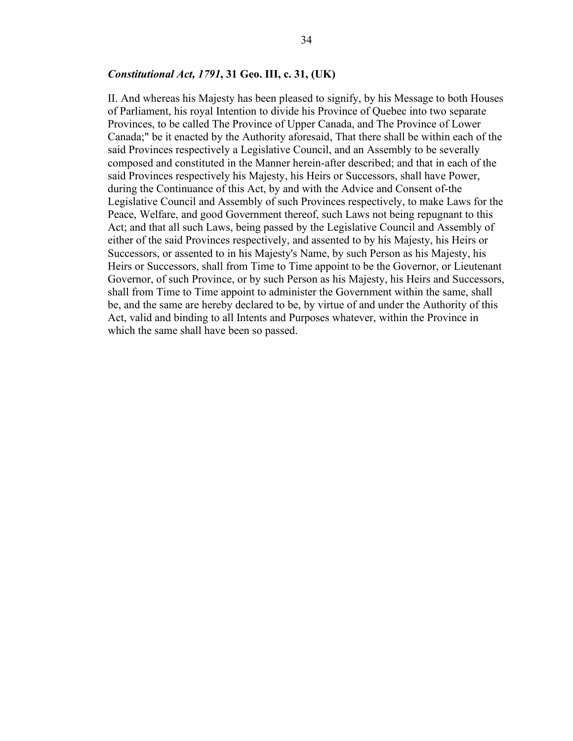***Constitutional Act, 1791*, 31 Geo. III, c. 31, (UK)**

II. And whereas his Majesty has been pleased to signify, by his Message to both Houses of Parliament, his royal Intention to divide his Province of Quebec into two separate Provinces, to be called The Province of Upper Canada, and The Province of Lower Canada;" be it enacted by the Authority aforesaid, That there shall be within each of the said Provinces respectively a Legislative Council, and an Assembly to be severally composed and constituted in the Manner herein-after described; and that in each of the said Provinces respectively his Majesty, his Heirs or Successors, shall have Power, during the Continuance of this Act, by and with the Advice and Consent of-the Legislative Council and Assembly of such Provinces respectively, to make Laws for the Peace, Welfare, and good Government thereof, such Laws not being repugnant to this Act; and that all such Laws, being passed by the Legislative Council and Assembly of either of the said Provinces respectively, and assented to by his Majesty, his Heirs or Successors, or assented to in his Majesty's Name, by such Person as his Majesty, his Heirs or Successors, shall from Time to Time appoint to be the Governor, or Lieutenant Governor, of such Province, or by such Person as his Majesty, his Heirs and Successors, shall from Time to Time appoint to administer the Government within the same, shall be, and the same are hereby declared to be, by virtue of and under the Authority of this Act, valid and binding to all Intents and Purposes whatever, within the Province in which the same shall have been so passed.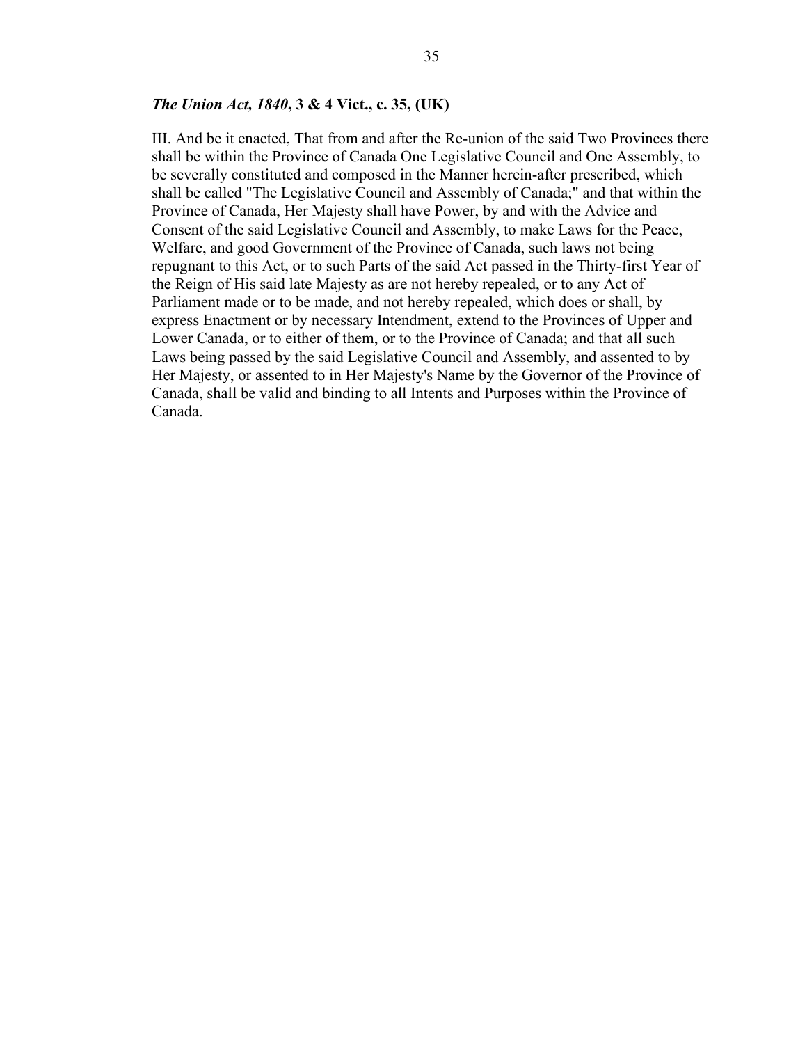***The Union Act, 1840*, 3 & 4 Vict., c. 35, (UK)**

III. And be it enacted, That from and after the Re-union of the said Two Provinces there shall be within the Province of Canada One Legislative Council and One Assembly, to be severally constituted and composed in the Manner herein-after prescribed, which shall be called "The Legislative Council and Assembly of Canada;" and that within the Province of Canada, Her Majesty shall have Power, by and with the Advice and Consent of the said Legislative Council and Assembly, to make Laws for the Peace, Welfare, and good Government of the Province of Canada, such laws not being repugnant to this Act, or to such Parts of the said Act passed in the Thirty-first Year of the Reign of His said late Majesty as are not hereby repealed, or to any Act of Parliament made or to be made, and not hereby repealed, which does or shall, by express Enactment or by necessary Intendment, extend to the Provinces of Upper and Lower Canada, or to either of them, or to the Province of Canada; and that all such Laws being passed by the said Legislative Council and Assembly, and assented to by Her Majesty, or assented to in Her Majesty's Name by the Governor of the Province of Canada, shall be valid and binding to all Intents and Purposes within the Province of Canada.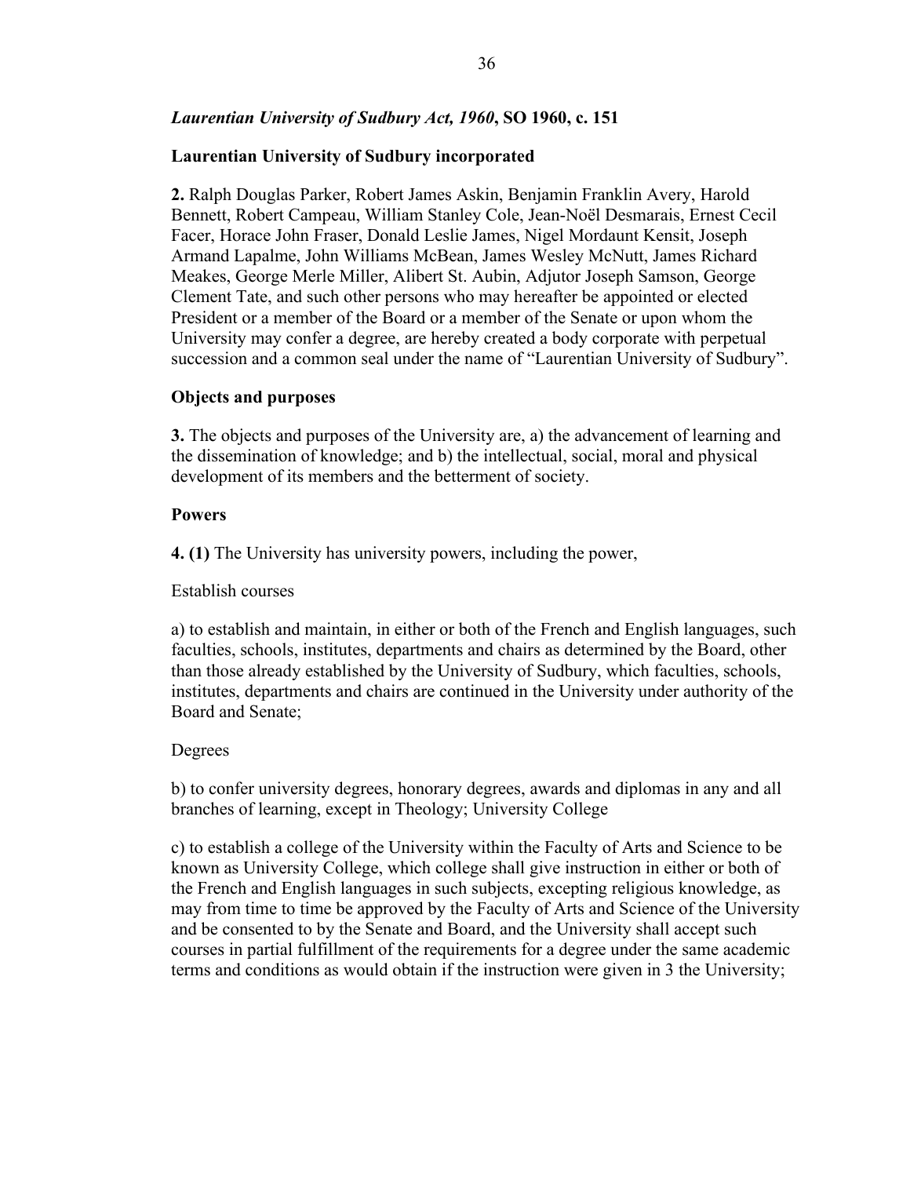***Laurentian University of Sudbury Act, 1960*, SO 1960, c. 151**

**Laurentian University of Sudbury incorporated**

**2.** Ralph Douglas Parker, Robert James Askin, Benjamin Franklin Avery, Harold Bennett, Robert Campeau, William Stanley Cole, Jean-Noël Desmarais, Ernest Cecil Facer, Horace John Fraser, Donald Leslie James, Nigel Mordaunt Kensit, Joseph Armand Lapalme, John Williams McBean, James Wesley McNutt, James Richard Meakes, George Merle Miller, Alibert St. Aubin, Adjutor Joseph Samson, George Clement Tate, and such other persons who may hereafter be appointed or elected President or a member of the Board or a member of the Senate or upon whom the University may confer a degree, are hereby created a body corporate with perpetual succession and a common seal under the name of "Laurentian University of Sudbury".

**Objects and purposes**

**3.** The objects and purposes of the University are, a) the advancement of learning and the dissemination of knowledge; and b) the intellectual, social, moral and physical development of its members and the betterment of society.

**Powers**

**4. (1)** The University has university powers, including the power,

Establish courses

a) to establish and maintain, in either or both of the French and English languages, such faculties, schools, institutes, departments and chairs as determined by the Board, other than those already established by the University of Sudbury, which faculties, schools, institutes, departments and chairs are continued in the University under authority of the Board and Senate;

Degrees

b) to confer university degrees, honorary degrees, awards and diplomas in any and all branches of learning, except in Theology; University College

c) to establish a college of the University within the Faculty of Arts and Science to be known as University College, which college shall give instruction in either or both of the French and English languages in such subjects, excepting religious knowledge, as may from time to time be approved by the Faculty of Arts and Science of the University and be consented to by the Senate and Board, and the University shall accept such courses in partial fulfillment of the requirements for a degree under the same academic terms and conditions as would obtain if the instruction were given in 3 the University;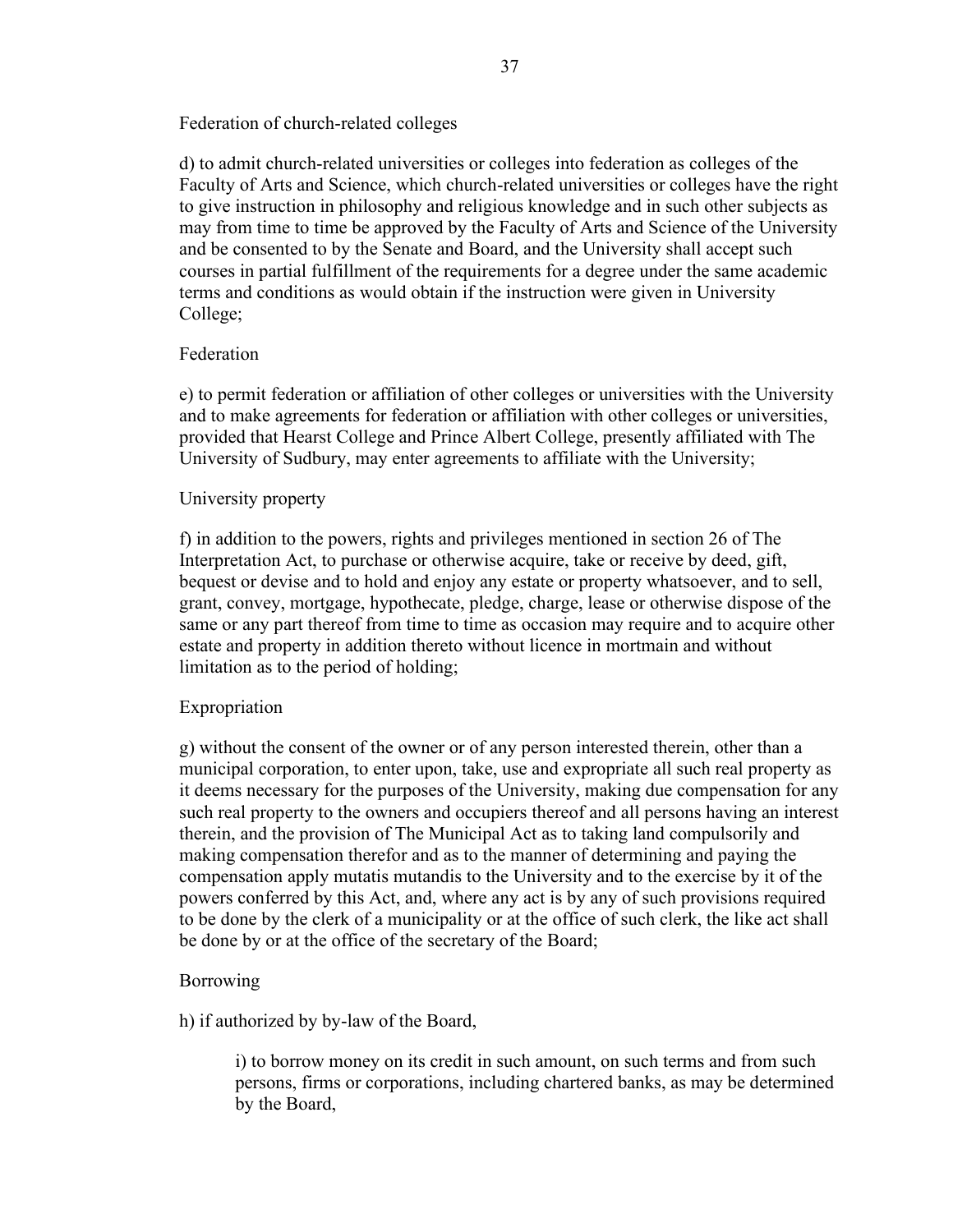Federation of church-related colleges

d) to admit church-related universities or colleges into federation as colleges of the Faculty of Arts and Science, which church-related universities or colleges have the right to give instruction in philosophy and religious knowledge and in such other subjects as may from time to time be approved by the Faculty of Arts and Science of the University and be consented to by the Senate and Board, and the University shall accept such courses in partial fulfillment of the requirements for a degree under the same academic terms and conditions as would obtain if the instruction were given in University College;

Federation

e) to permit federation or affiliation of other colleges or universities with the University and to make agreements for federation or affiliation with other colleges or universities, provided that Hearst College and Prince Albert College, presently affiliated with The University of Sudbury, may enter agreements to affiliate with the University;

University property

f) in addition to the powers, rights and privileges mentioned in section 26 of The Interpretation Act, to purchase or otherwise acquire, take or receive by deed, gift, bequest or devise and to hold and enjoy any estate or property whatsoever, and to sell, grant, convey, mortgage, hypothecate, pledge, charge, lease or otherwise dispose of the same or any part thereof from time to time as occasion may require and to acquire other estate and property in addition thereto without licence in mortmain and without limitation as to the period of holding;

Expropriation

g) without the consent of the owner or of any person interested therein, other than a municipal corporation, to enter upon, take, use and expropriate all such real property as it deems necessary for the purposes of the University, making due compensation for any such real property to the owners and occupiers thereof and all persons having an interest therein, and the provision of The Municipal Act as to taking land compulsorily and making compensation therefor and as to the manner of determining and paying the compensation apply mutatis mutandis to the University and to the exercise by it of the powers conferred by this Act, and, where any act is by any of such provisions required to be done by the clerk of a municipality or at the office of such clerk, the like act shall be done by or at the office of the secretary of the Board;

Borrowing

h) if authorized by by-law of the Board,

> i) to borrow money on its credit in such amount, on such terms and from such persons, firms or corporations, including chartered banks, as may be determined by the Board,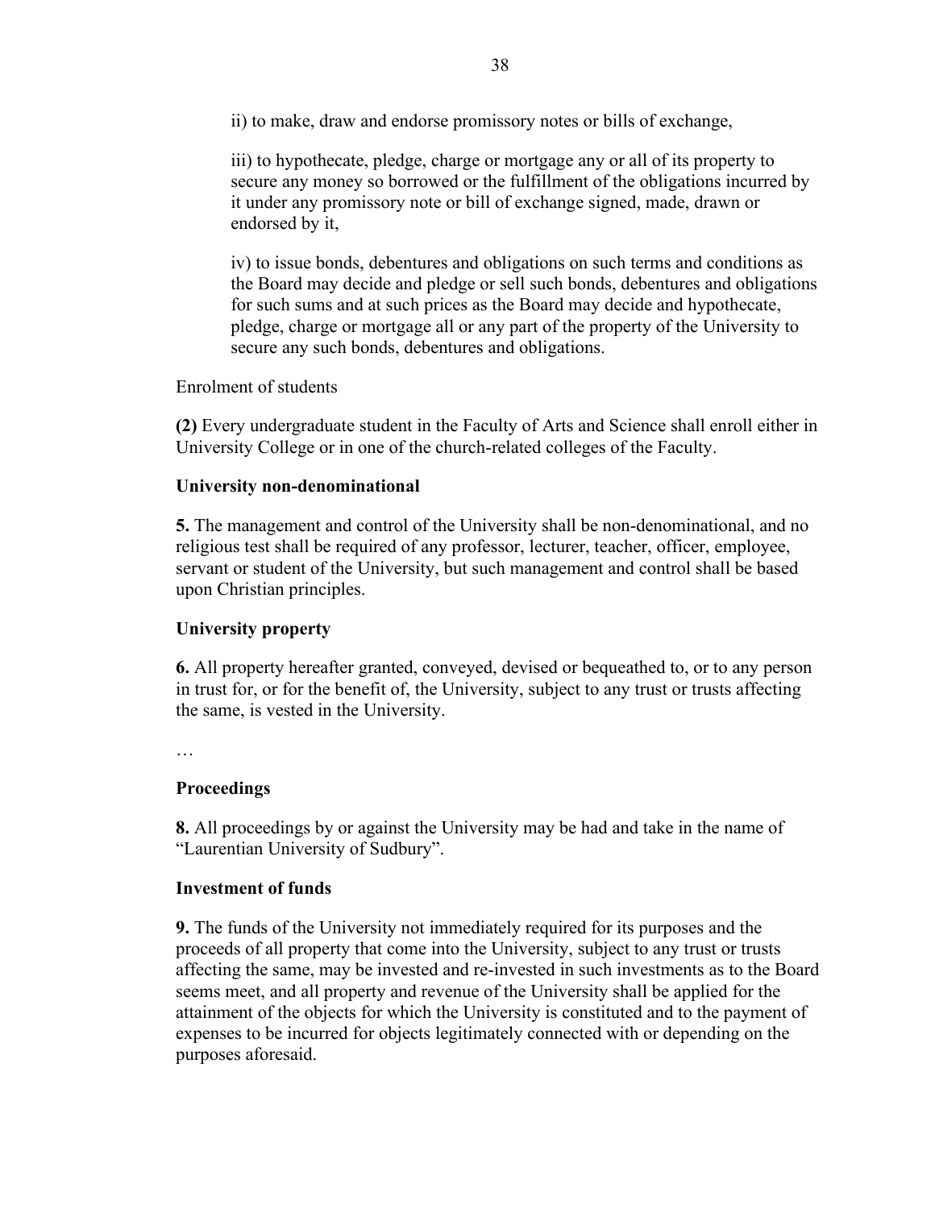ii) to make, draw and endorse promissory notes or bills of exchange,

iii) to hypothecate, pledge, charge or mortgage any or all of its property to secure any money so borrowed or the fulfillment of the obligations incurred by it under any promissory note or bill of exchange signed, made, drawn or endorsed by it,

iv) to issue bonds, debentures and obligations on such terms and conditions as the Board may decide and pledge or sell such bonds, debentures and obligations for such sums and at such prices as the Board may decide and hypothecate, pledge, charge or mortgage all or any part of the property of the University to secure any such bonds, debentures and obligations.

Enrolment of students

**(2)** Every undergraduate student in the Faculty of Arts and Science shall enroll either in University College or in one of the church-related colleges of the Faculty.

**University non-denominational**

**5.** The management and control of the University shall be non-denominational, and no religious test shall be required of any professor, lecturer, teacher, officer, employee, servant or student of the University, but such management and control shall be based upon Christian principles.

**University property**

**6.** All property hereafter granted, conveyed, devised or bequeathed to, or to any person in trust for, or for the benefit of, the University, subject to any trust or trusts affecting the same, is vested in the University.

…

**Proceedings**

**8.** All proceedings by or against the University may be had and take in the name of "Laurentian University of Sudbury".

**Investment of funds**

**9.** The funds of the University not immediately required for its purposes and the proceeds of all property that come into the University, subject to any trust or trusts affecting the same, may be invested and re-invested in such investments as to the Board seems meet, and all property and revenue of the University shall be applied for the attainment of the objects for which the University is constituted and to the payment of expenses to be incurred for objects legitimately connected with or depending on the purposes aforesaid.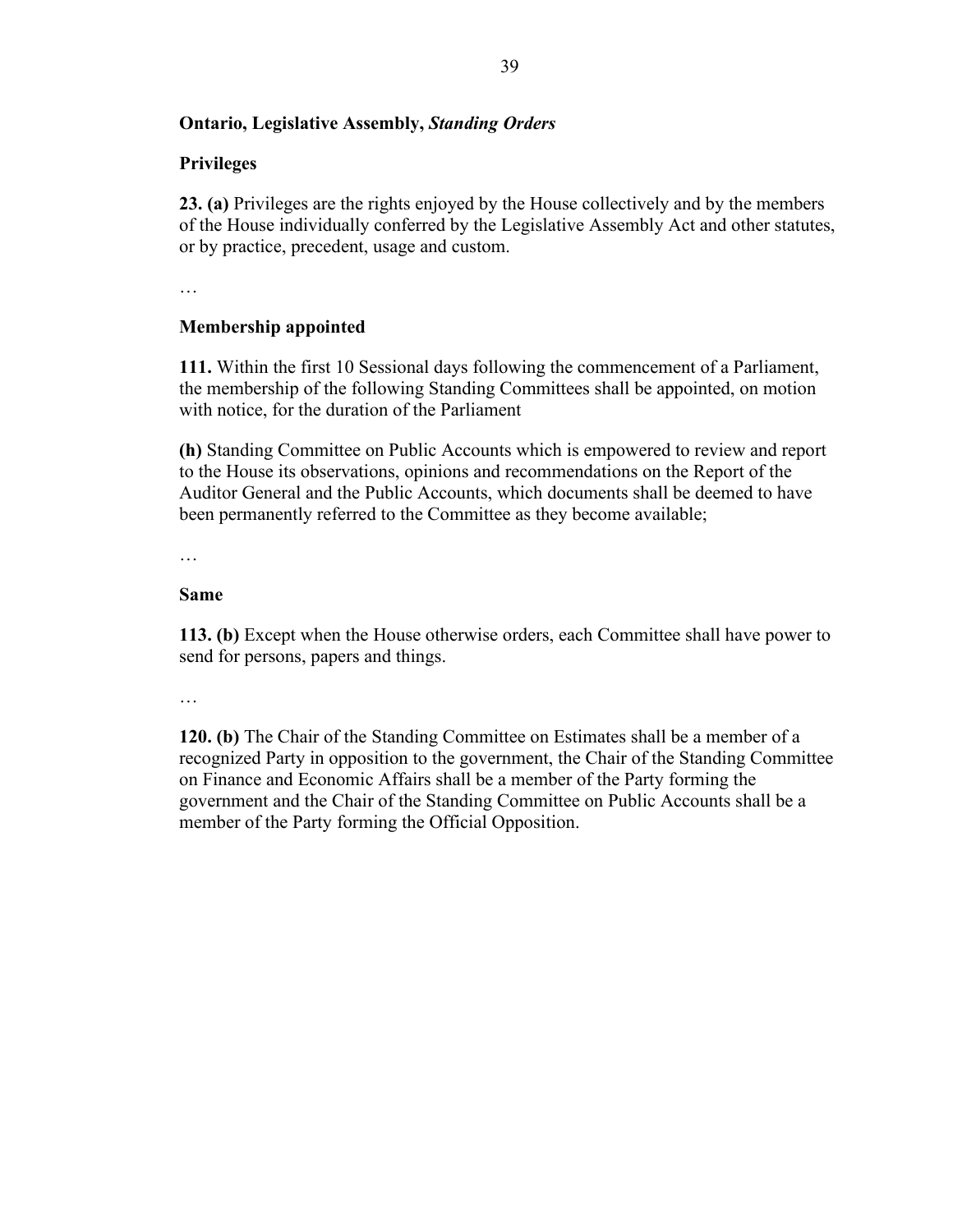**Ontario, Legislative Assembly, *Standing Orders***

**Privileges**

**23. (a)** Privileges are the rights enjoyed by the House collectively and by the members of the House individually conferred by the Legislative Assembly Act and other statutes, or by practice, precedent, usage and custom.

…

**Membership appointed**

**111.** Within the first 10 Sessional days following the commencement of a Parliament, the membership of the following Standing Committees shall be appointed, on motion with notice, for the duration of the Parliament

**(h)** Standing Committee on Public Accounts which is empowered to review and report to the House its observations, opinions and recommendations on the Report of the Auditor General and the Public Accounts, which documents shall be deemed to have been permanently referred to the Committee as they become available;

…

**Same**

**113. (b)** Except when the House otherwise orders, each Committee shall have power to send for persons, papers and things.

…

**120. (b)** The Chair of the Standing Committee on Estimates shall be a member of a recognized Party in opposition to the government, the Chair of the Standing Committee on Finance and Economic Affairs shall be a member of the Party forming the government and the Chair of the Standing Committee on Public Accounts shall be a member of the Party forming the Official Opposition.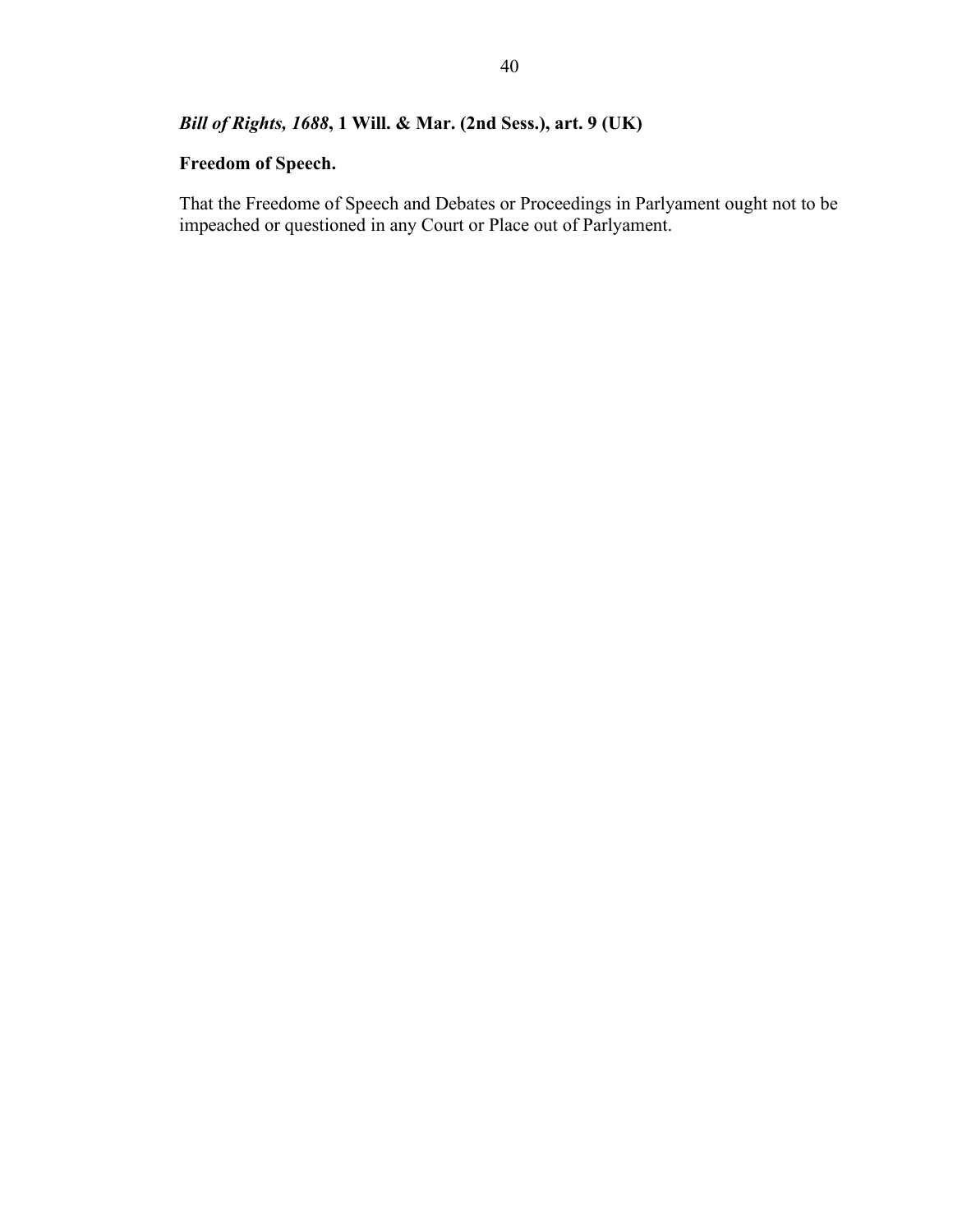***Bill of Rights, 1688*, 1 Will. & Mar. (2nd Sess.), art. 9 (UK)**

**Freedom of Speech.**

That the Freedome of Speech and Debates or Proceedings in Parlyament ought not to be impeached or questioned in any Court or Place out of Parlyament.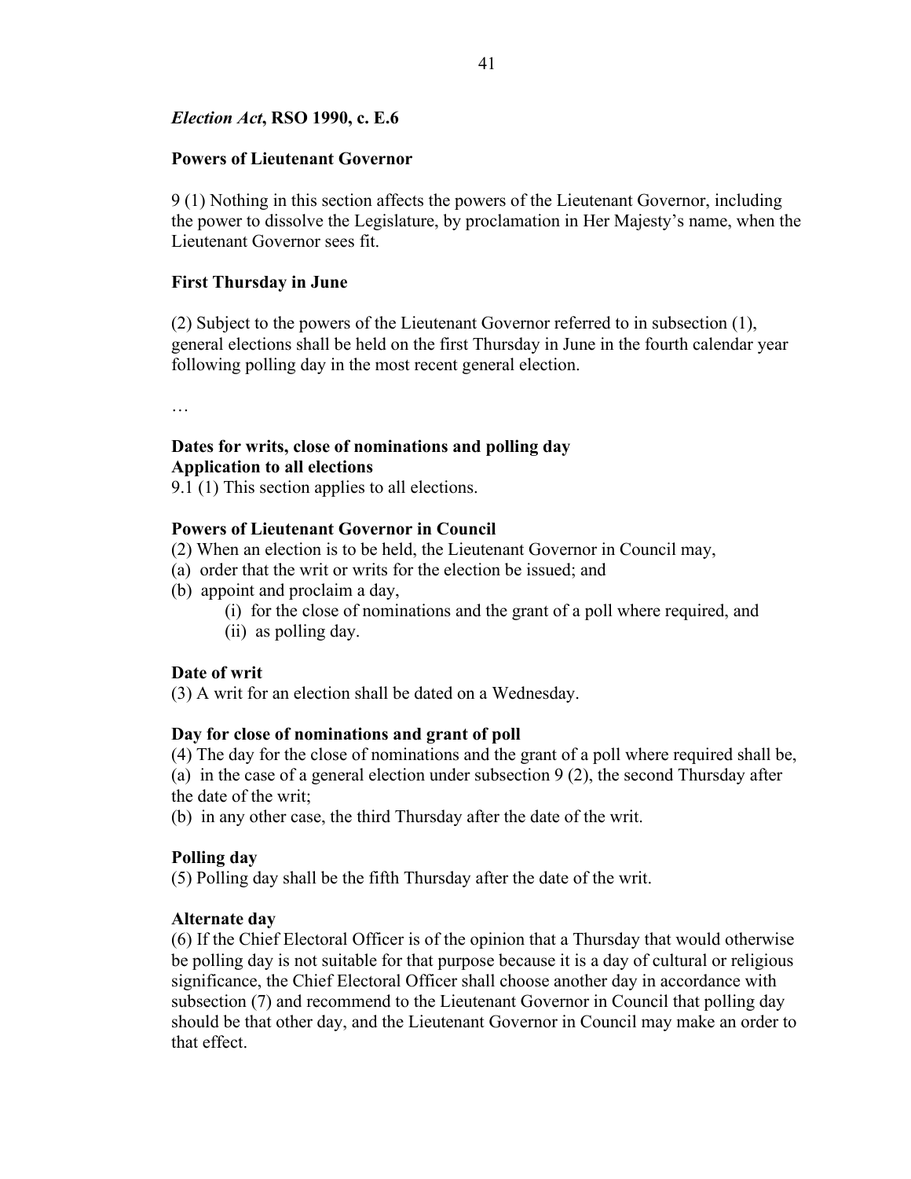***Election Act*, RSO 1990, c. E.6**

**Powers of Lieutenant Governor**

9 (1) Nothing in this section affects the powers of the Lieutenant Governor, including the power to dissolve the Legislature, by proclamation in Her Majesty's name, when the Lieutenant Governor sees fit.

**First Thursday in June**

(2) Subject to the powers of the Lieutenant Governor referred to in subsection (1), general elections shall be held on the first Thursday in June in the fourth calendar year following polling day in the most recent general election.

…

**Dates for writs, close of nominations and polling day**
**Application to all elections**

9.1 (1) This section applies to all elections.

**Powers of Lieutenant Governor in Council**

(2) When an election is to be held, the Lieutenant Governor in Council may,

(a) order that the writ or writs for the election be issued; and

(b) appoint and proclaim a day,

(i) for the close of nominations and the grant of a poll where required, and

(ii) as polling day.

**Date of writ**

(3) A writ for an election shall be dated on a Wednesday.

**Day for close of nominations and grant of poll**

(4) The day for the close of nominations and the grant of a poll where required shall be,

(a) in the case of a general election under subsection 9 (2), the second Thursday after the date of the writ;

(b) in any other case, the third Thursday after the date of the writ.

**Polling day**

(5) Polling day shall be the fifth Thursday after the date of the writ.

**Alternate day**

(6) If the Chief Electoral Officer is of the opinion that a Thursday that would otherwise be polling day is not suitable for that purpose because it is a day of cultural or religious significance, the Chief Electoral Officer shall choose another day in accordance with subsection (7) and recommend to the Lieutenant Governor in Council that polling day should be that other day, and the Lieutenant Governor in Council may make an order to that effect.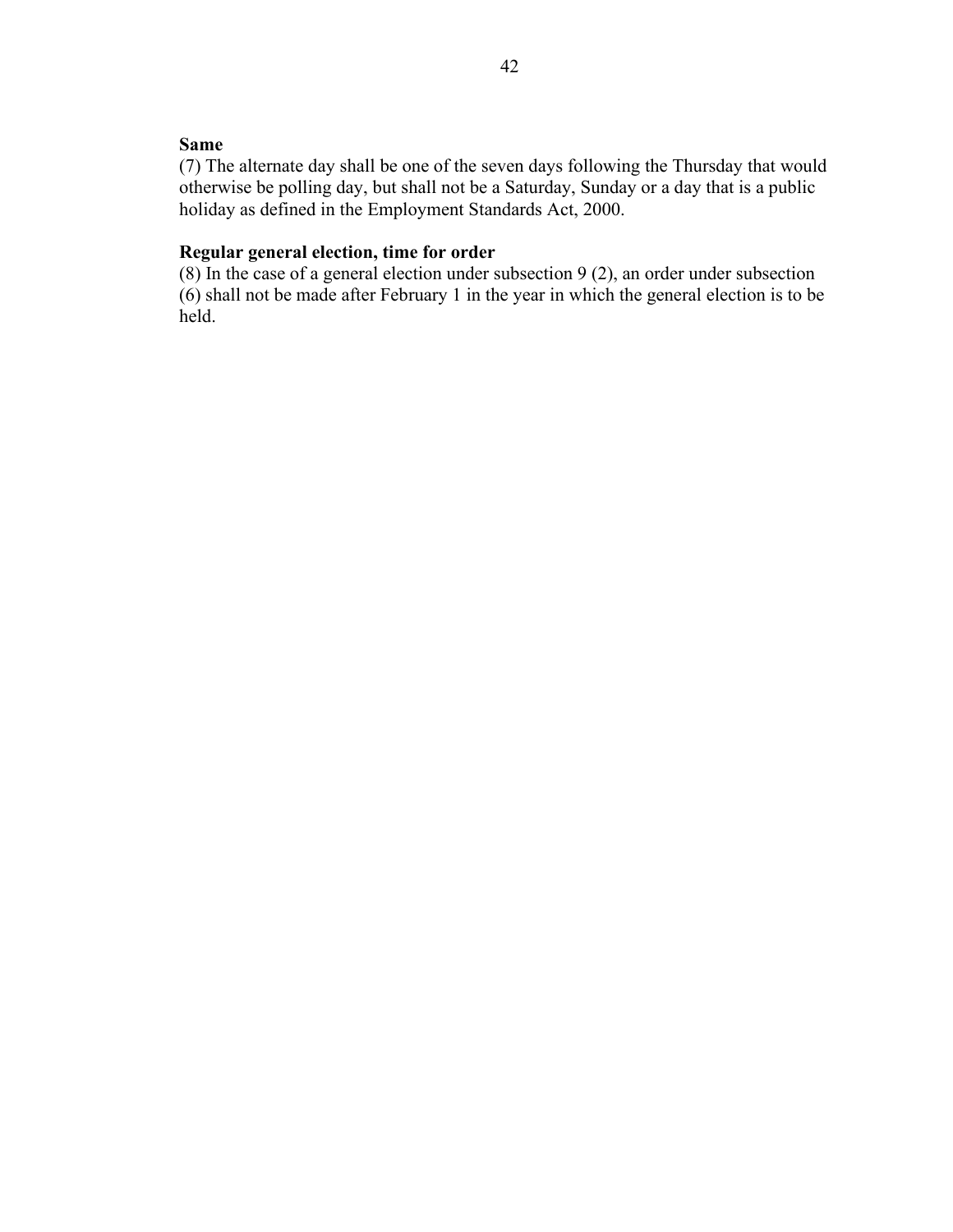**Same**

(7) The alternate day shall be one of the seven days following the Thursday that would otherwise be polling day, but shall not be a Saturday, Sunday or a day that is a public holiday as defined in the Employment Standards Act, 2000.

**Regular general election, time for order**

(8) In the case of a general election under subsection 9 (2), an order under subsection (6) shall not be made after February 1 in the year in which the general election is to be held.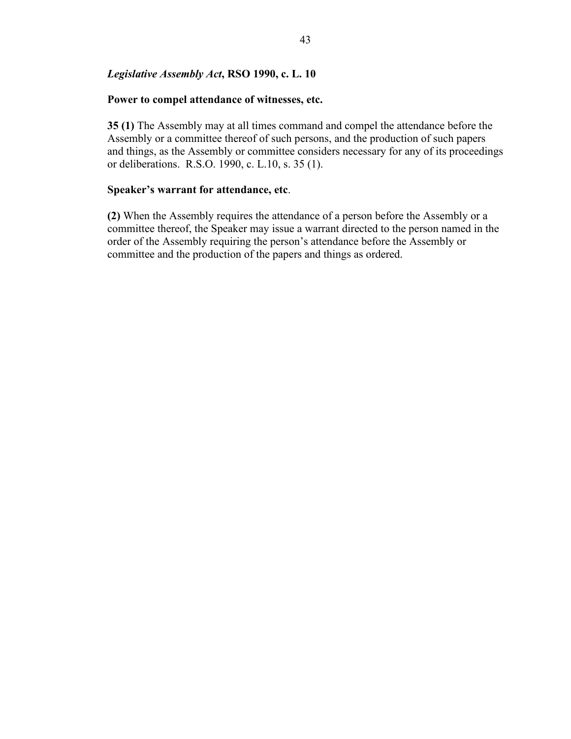***Legislative Assembly Act*, RSO 1990, c. L. 10**

**Power to compel attendance of witnesses, etc.**

**35 (1)** The Assembly may at all times command and compel the attendance before the Assembly or a committee thereof of such persons, and the production of such papers and things, as the Assembly or committee considers necessary for any of its proceedings or deliberations. R.S.O. 1990, c. L.10, s. 35 (1).

**Speaker's warrant for attendance, etc**.

**(2)** When the Assembly requires the attendance of a person before the Assembly or a committee thereof, the Speaker may issue a warrant directed to the person named in the order of the Assembly requiring the person's attendance before the Assembly or committee and the production of the papers and things as ordered.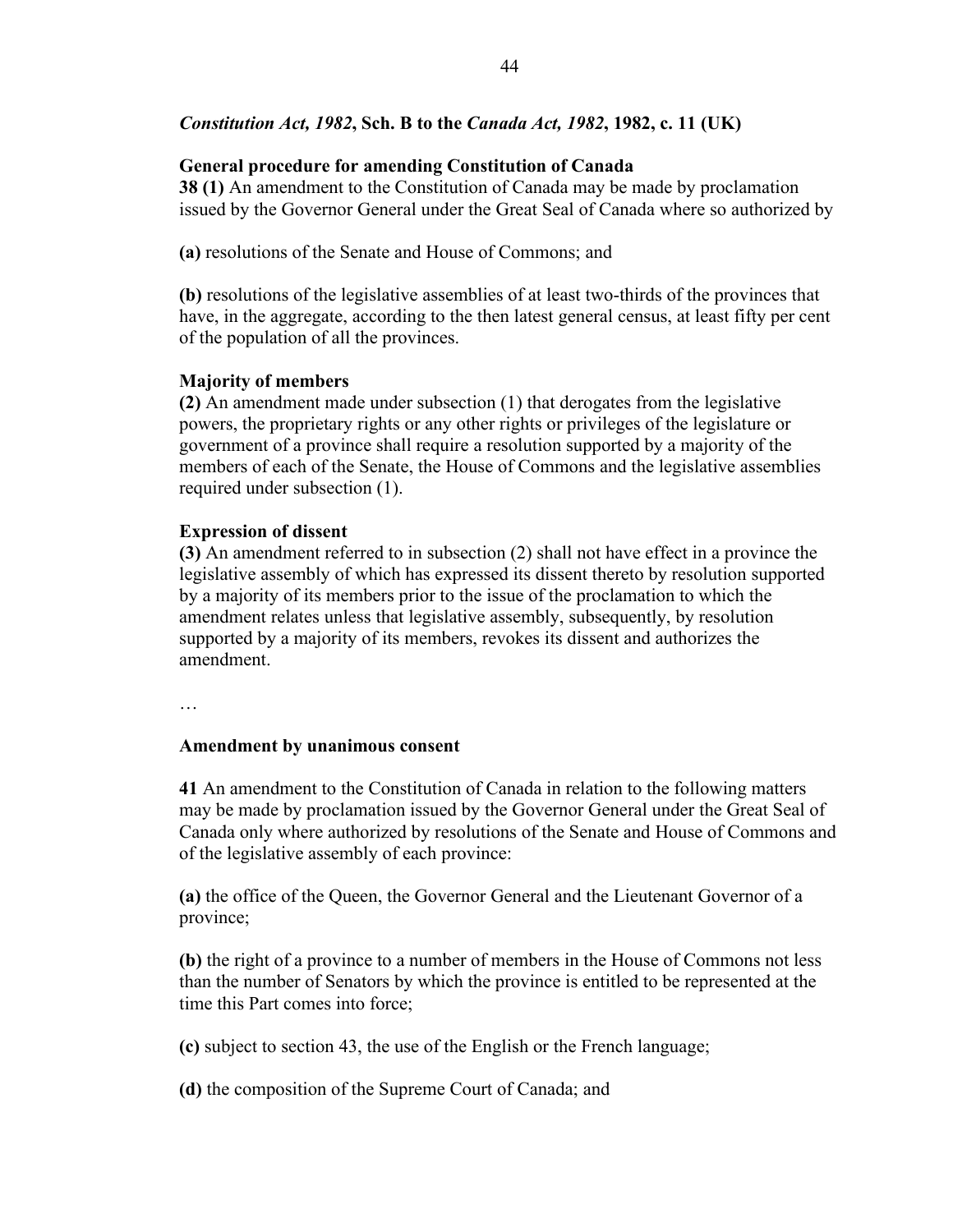***Constitution Act, 1982*, Sch. B to the *Canada Act, 1982*, 1982, c. 11 (UK)**

**General procedure for amending Constitution of Canada**

**38 (1)** An amendment to the Constitution of Canada may be made by proclamation issued by the Governor General under the Great Seal of Canada where so authorized by

**(a)** resolutions of the Senate and House of Commons; and

**(b)** resolutions of the legislative assemblies of at least two-thirds of the provinces that have, in the aggregate, according to the then latest general census, at least fifty per cent of the population of all the provinces.

**Majority of members**

**(2)** An amendment made under subsection (1) that derogates from the legislative powers, the proprietary rights or any other rights or privileges of the legislature or government of a province shall require a resolution supported by a majority of the members of each of the Senate, the House of Commons and the legislative assemblies required under subsection (1).

**Expression of dissent**

**(3)** An amendment referred to in subsection (2) shall not have effect in a province the legislative assembly of which has expressed its dissent thereto by resolution supported by a majority of its members prior to the issue of the proclamation to which the amendment relates unless that legislative assembly, subsequently, by resolution supported by a majority of its members, revokes its dissent and authorizes the amendment.

…

**Amendment by unanimous consent**

**41** An amendment to the Constitution of Canada in relation to the following matters may be made by proclamation issued by the Governor General under the Great Seal of Canada only where authorized by resolutions of the Senate and House of Commons and of the legislative assembly of each province:

**(a)** the office of the Queen, the Governor General and the Lieutenant Governor of a province;

**(b)** the right of a province to a number of members in the House of Commons not less than the number of Senators by which the province is entitled to be represented at the time this Part comes into force;

**(c)** subject to section 43, the use of the English or the French language;

**(d)** the composition of the Supreme Court of Canada; and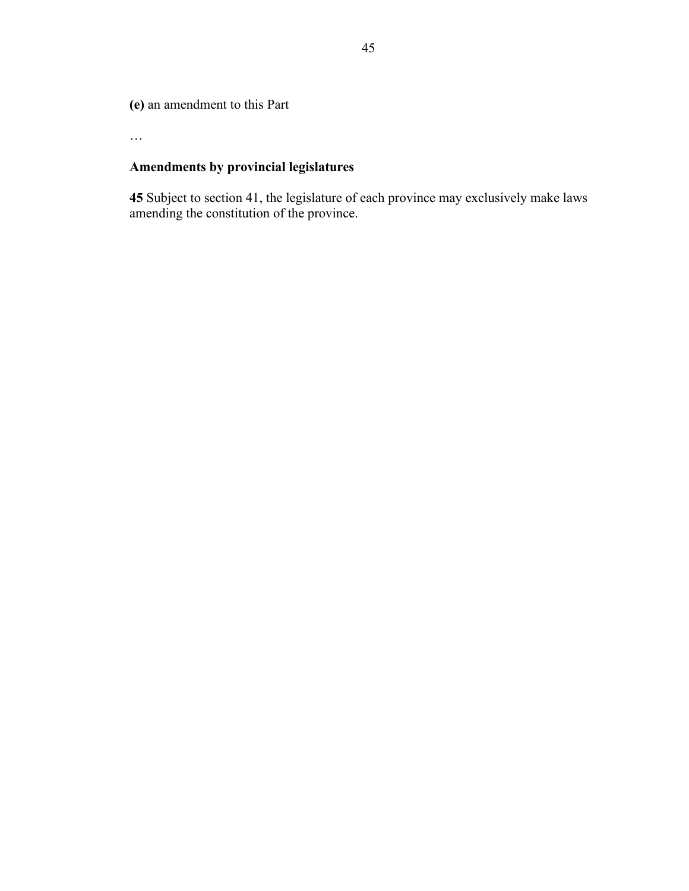**(e)** an amendment to this Part

…

**Amendments by provincial legislatures**

**45** Subject to section 41, the legislature of each province may exclusively make laws amending the constitution of the province.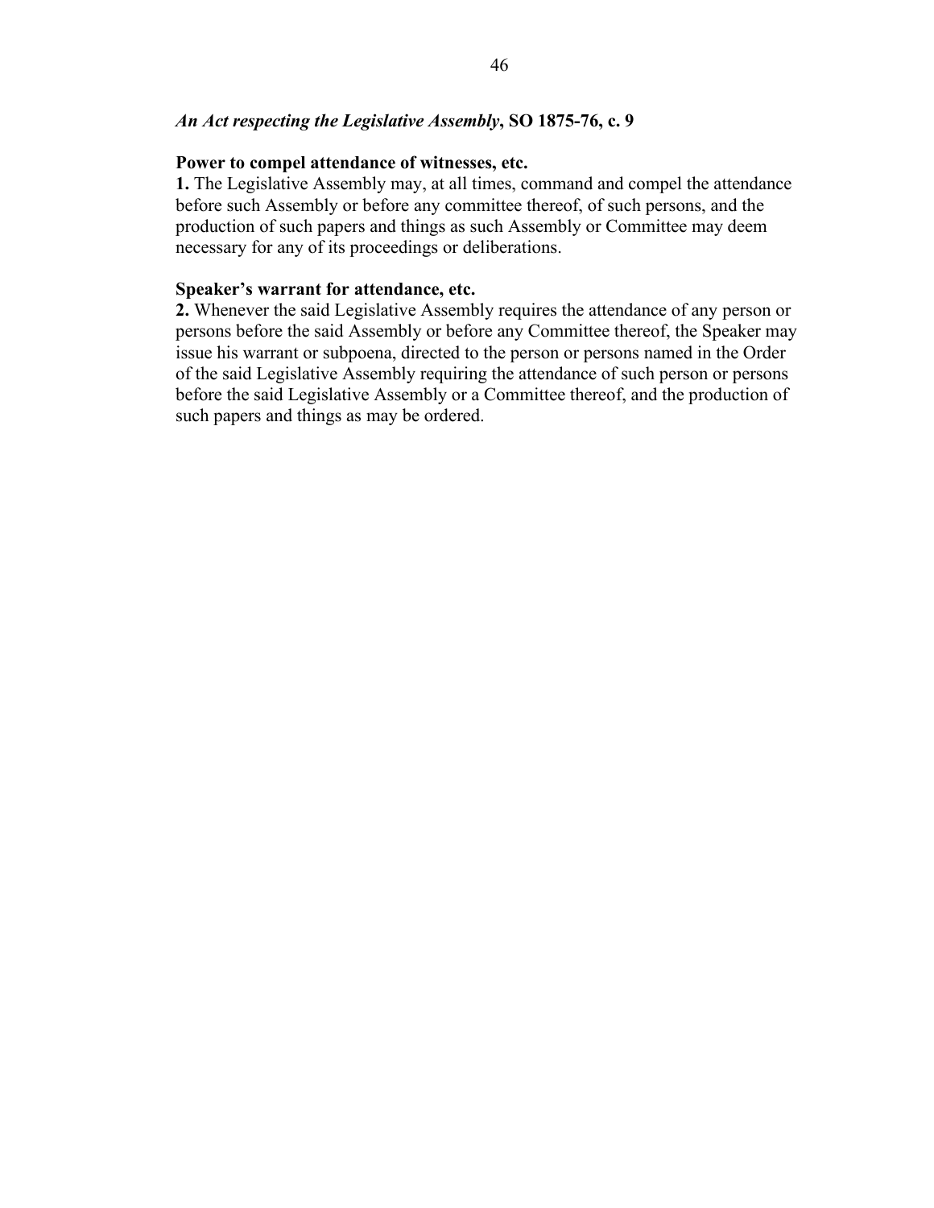***An Act respecting the Legislative Assembly*, SO 1875-76, c. 9**

**Power to compel attendance of witnesses, etc.**

**1.** The Legislative Assembly may, at all times, command and compel the attendance before such Assembly or before any committee thereof, of such persons, and the production of such papers and things as such Assembly or Committee may deem necessary for any of its proceedings or deliberations.

**Speaker's warrant for attendance, etc.**

**2.** Whenever the said Legislative Assembly requires the attendance of any person or persons before the said Assembly or before any Committee thereof, the Speaker may issue his warrant or subpoena, directed to the person or persons named in the Order of the said Legislative Assembly requiring the attendance of such person or persons before the said Legislative Assembly or a Committee thereof, and the production of such papers and things as may be ordered.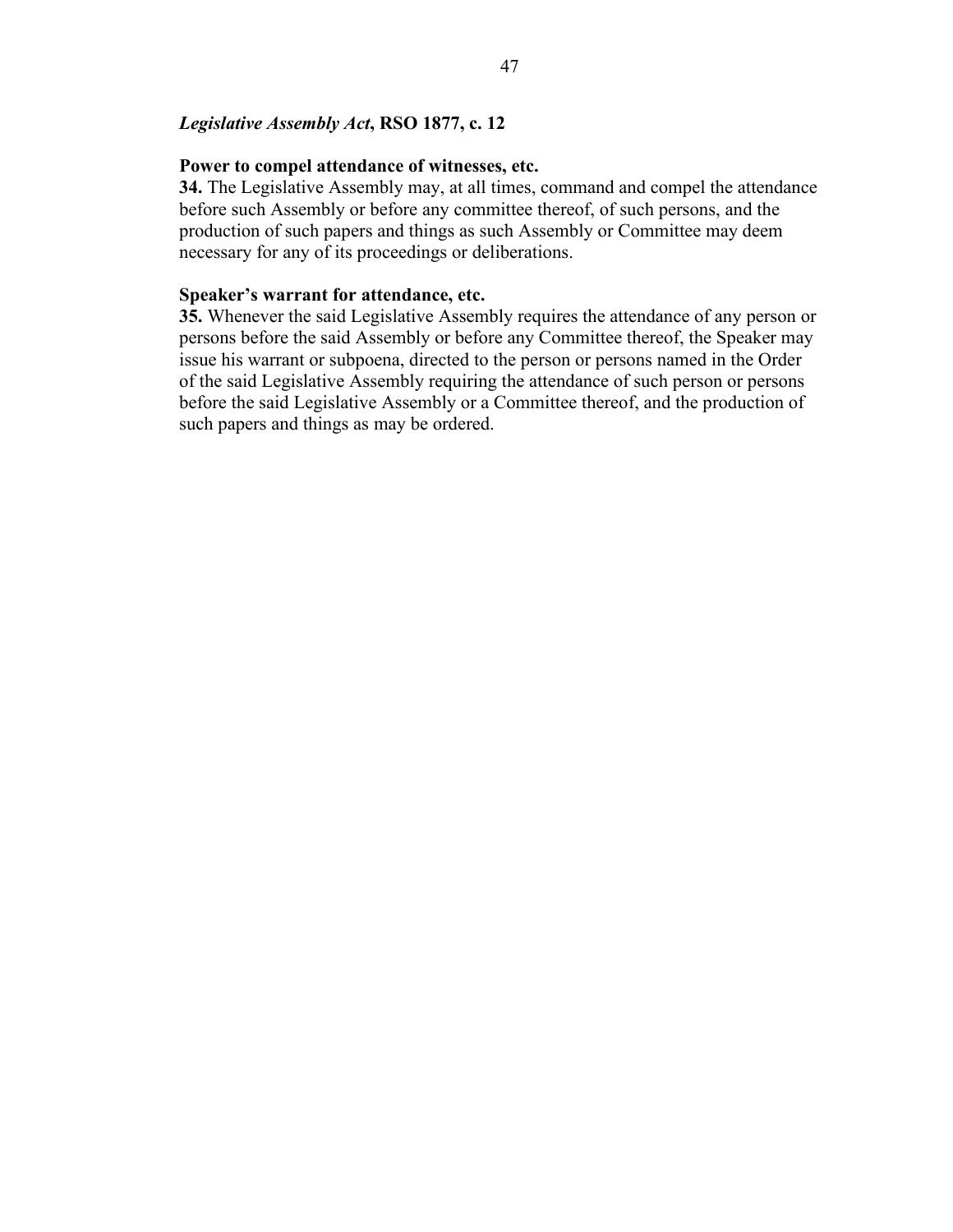***Legislative Assembly Act*, RSO 1877, c. 12**

**Power to compel attendance of witnesses, etc.**

**34.** The Legislative Assembly may, at all times, command and compel the attendance before such Assembly or before any committee thereof, of such persons, and the production of such papers and things as such Assembly or Committee may deem necessary for any of its proceedings or deliberations.

**Speaker's warrant for attendance, etc.**

**35.** Whenever the said Legislative Assembly requires the attendance of any person or persons before the said Assembly or before any Committee thereof, the Speaker may issue his warrant or subpoena, directed to the person or persons named in the Order of the said Legislative Assembly requiring the attendance of such person or persons before the said Legislative Assembly or a Committee thereof, and the production of such papers and things as may be ordered.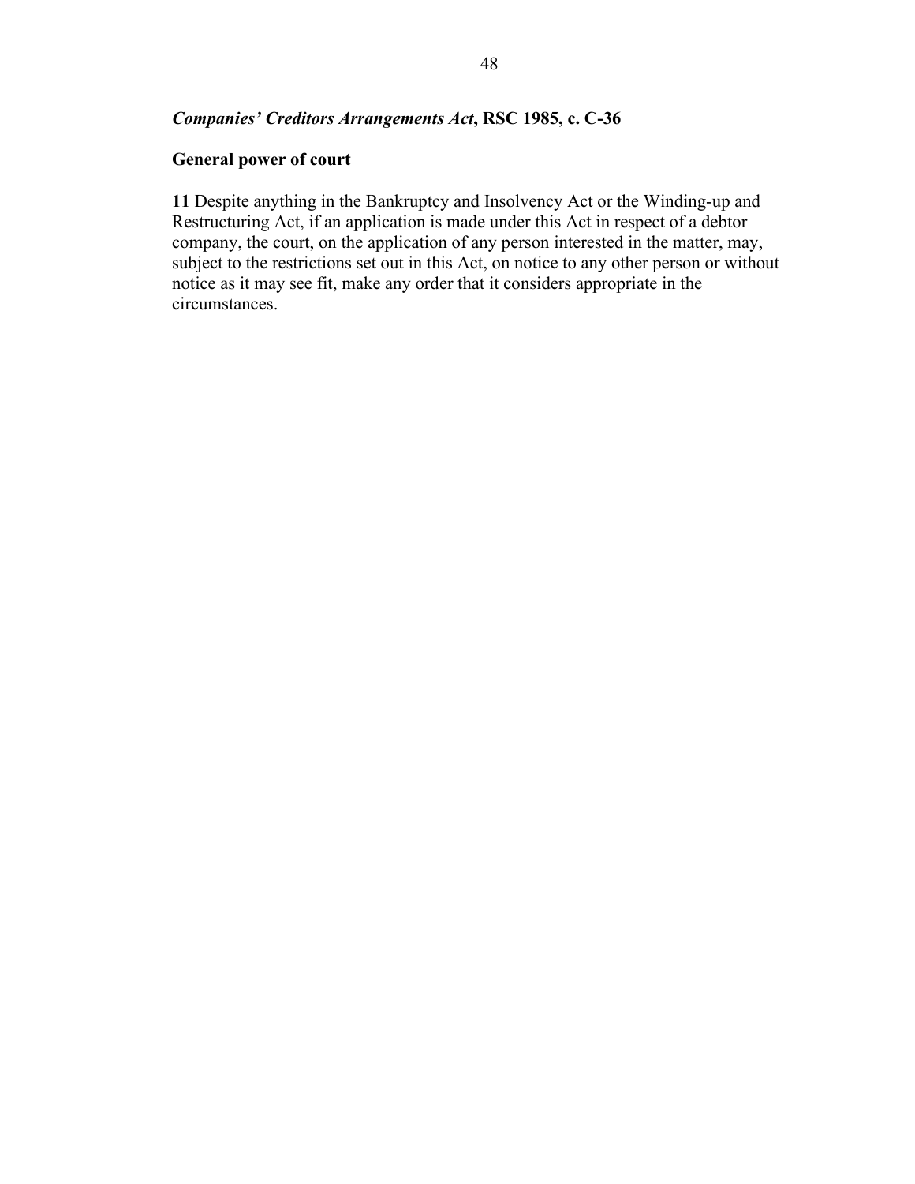***Companies' Creditors Arrangements Act*, RSC 1985, c. C-36**

**General power of court**

**11** Despite anything in the Bankruptcy and Insolvency Act or the Winding-up and Restructuring Act, if an application is made under this Act in respect of a debtor company, the court, on the application of any person interested in the matter, may, subject to the restrictions set out in this Act, on notice to any other person or without notice as it may see fit, make any order that it considers appropriate in the circumstances.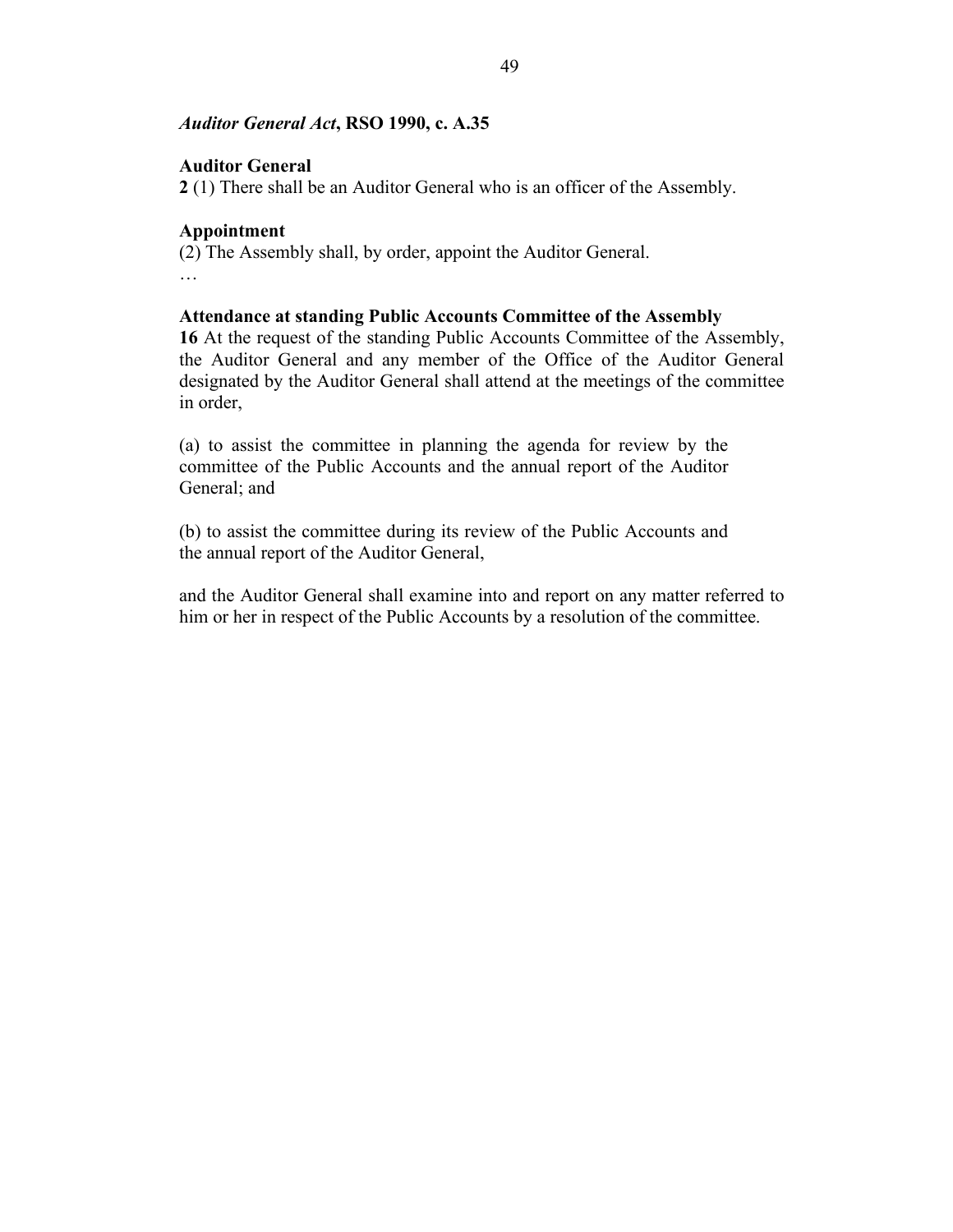***Auditor General Act*, RSO 1990, c. A.35**

**Auditor General**

**2** (1) There shall be an Auditor General who is an officer of the Assembly.

**Appointment**

(2) The Assembly shall, by order, appoint the Auditor General.

…

**Attendance at standing Public Accounts Committee of the Assembly**

**16** At the request of the standing Public Accounts Committee of the Assembly, the Auditor General and any member of the Office of the Auditor General designated by the Auditor General shall attend at the meetings of the committee in order,

(a) to assist the committee in planning the agenda for review by the committee of the Public Accounts and the annual report of the Auditor General; and

(b) to assist the committee during its review of the Public Accounts and the annual report of the Auditor General,

and the Auditor General shall examine into and report on any matter referred to him or her in respect of the Public Accounts by a resolution of the committee.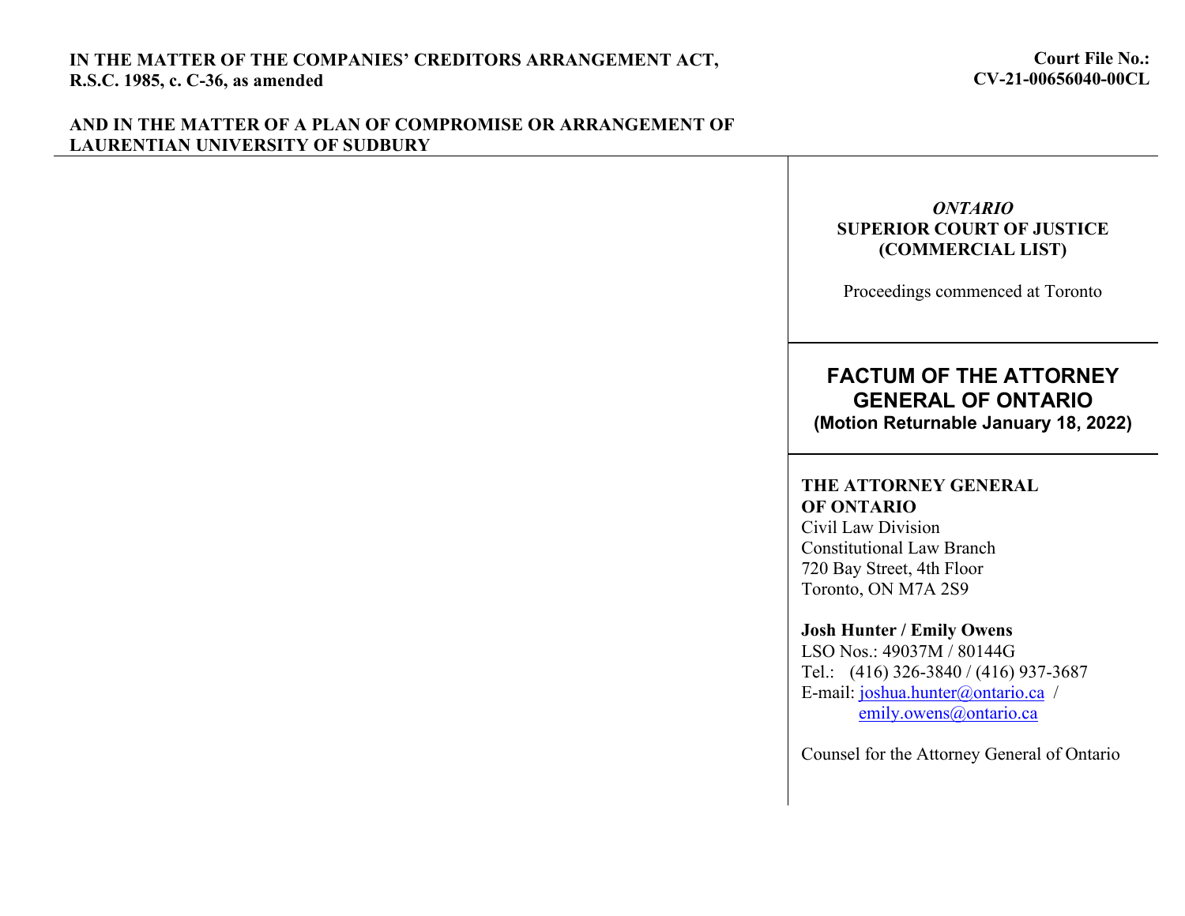**IN THE MATTER OF THE COMPANIES' CREDITORS ARRANGEMENT ACT, R.S.C. 1985, c. C-36, as amended**

**Court File No.: CV-21-00656040-00CL**

**AND IN THE MATTER OF A PLAN OF COMPROMISE OR ARRANGEMENT OF LAURENTIAN UNIVERSITY OF SUDBURY**

***ONTARIO***
**SUPERIOR COURT OF JUSTICE (COMMERCIAL LIST)**

Proceedings commenced at Toronto

# FACTUM OF THE ATTORNEY GENERAL OF ONTARIO

**(Motion Returnable January 18, 2022)**

**THE ATTORNEY GENERAL OF ONTARIO**
Civil Law Division
Constitutional Law Branch
720 Bay Street, 4th Floor
Toronto, ON M7A 2S9

**Josh Hunter / Emily Owens**
LSO Nos.: 49037M / 80144G
Tel.: (416) 326-3840 / (416) 937-3687
E-mail: joshua.hunter@ontario.ca / emily.owens@ontario.ca

Counsel for the Attorney General of Ontario